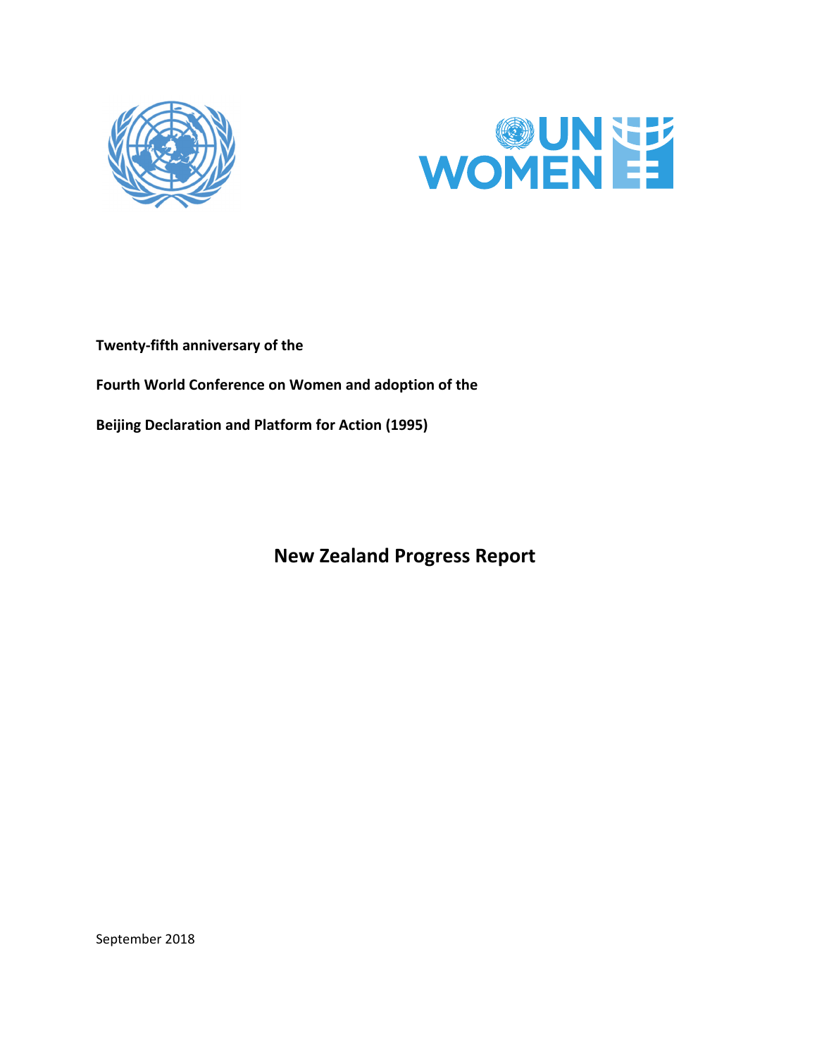**Twenty-fifth anniversary of the**

**Fourth World Conference on Women and adoption of the**

**Beijing Declaration and Platform for Action (1995)**

# New Zealand Progress Report

September 2018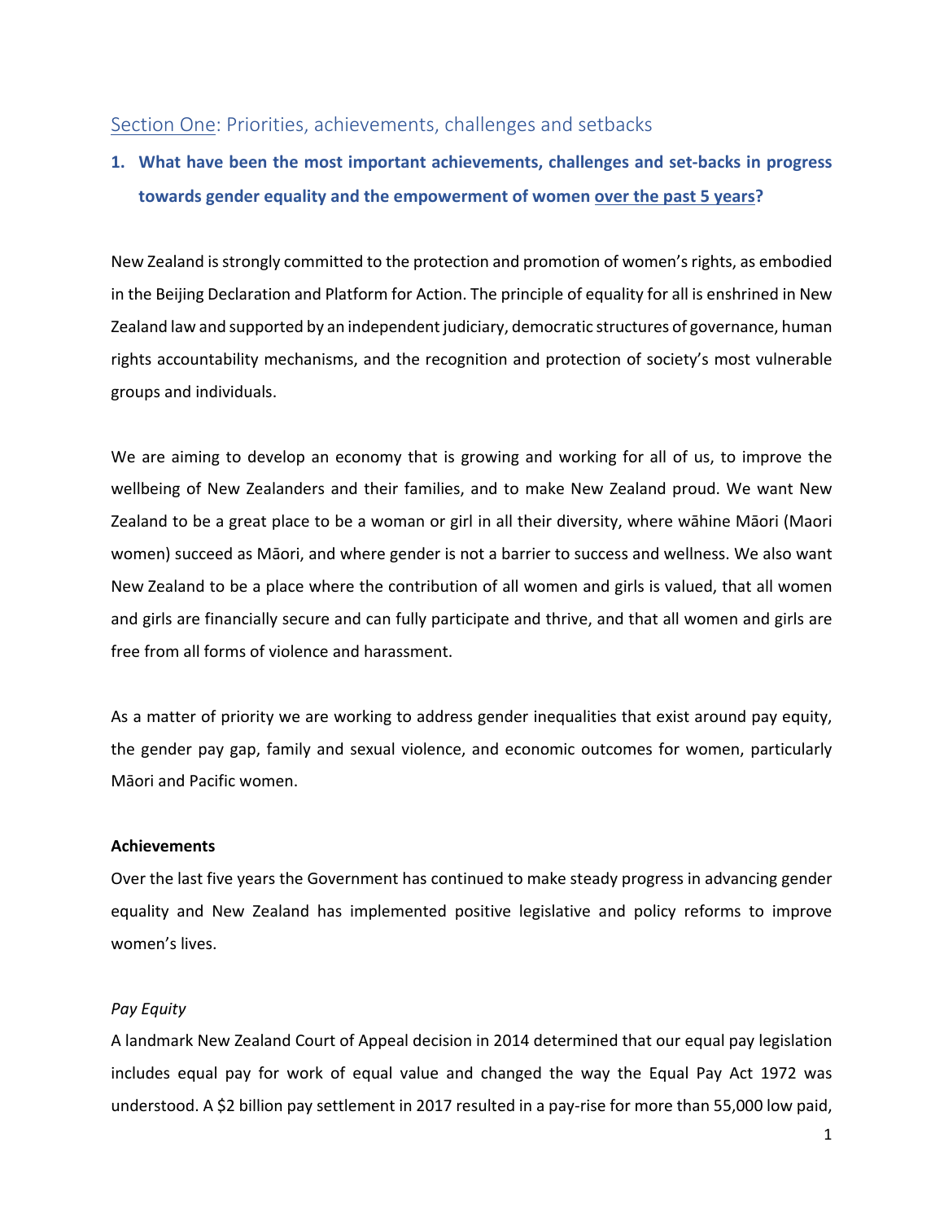## Section One: Priorities, achievements, challenges and setbacks

### 1. What have been the most important achievements, challenges and set-backs in progress towards gender equality and the empowerment of women over the past 5 years?

New Zealand is strongly committed to the protection and promotion of women's rights, as embodied in the Beijing Declaration and Platform for Action. The principle of equality for all is enshrined in New Zealand law and supported by an independent judiciary, democratic structures of governance, human rights accountability mechanisms, and the recognition and protection of society's most vulnerable groups and individuals.

We are aiming to develop an economy that is growing and working for all of us, to improve the wellbeing of New Zealanders and their families, and to make New Zealand proud. We want New Zealand to be a great place to be a woman or girl in all their diversity, where wāhine Māori (Maori women) succeed as Māori, and where gender is not a barrier to success and wellness. We also want New Zealand to be a place where the contribution of all women and girls is valued, that all women and girls are financially secure and can fully participate and thrive, and that all women and girls are free from all forms of violence and harassment.

As a matter of priority we are working to address gender inequalities that exist around pay equity, the gender pay gap, family and sexual violence, and economic outcomes for women, particularly Māori and Pacific women.

**Achievements**

Over the last five years the Government has continued to make steady progress in advancing gender equality and New Zealand has implemented positive legislative and policy reforms to improve women's lives.

*Pay Equity*

A landmark New Zealand Court of Appeal decision in 2014 determined that our equal pay legislation includes equal pay for work of equal value and changed the way the Equal Pay Act 1972 was understood. A $2 billion pay settlement in 2017 resulted in a pay-rise for more than 55,000 low paid,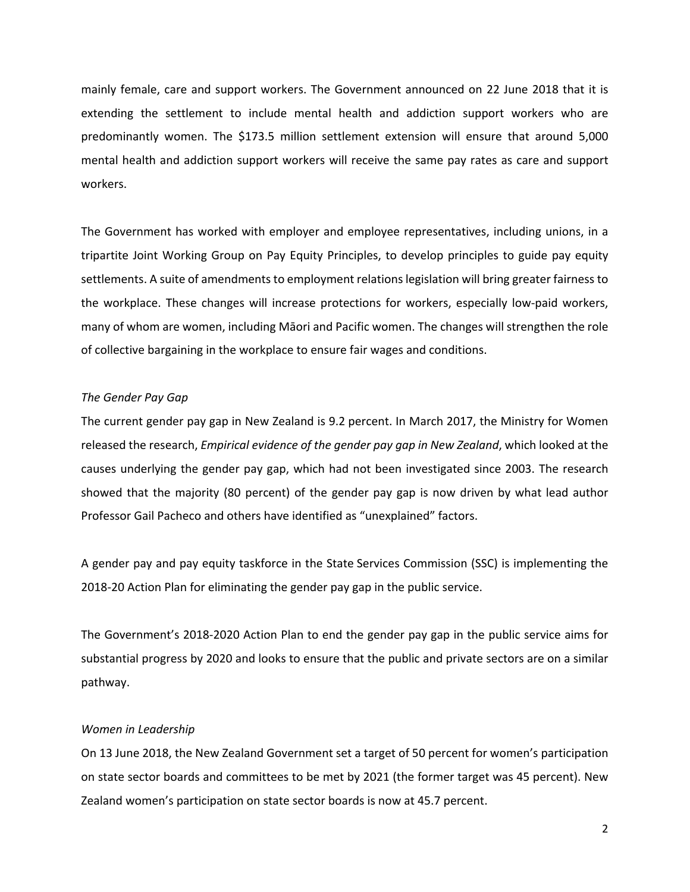mainly female, care and support workers. The Government announced on 22 June 2018 that it is extending the settlement to include mental health and addiction support workers who are predominantly women. The $173.5 million settlement extension will ensure that around 5,000 mental health and addiction support workers will receive the same pay rates as care and support workers.

The Government has worked with employer and employee representatives, including unions, in a tripartite Joint Working Group on Pay Equity Principles, to develop principles to guide pay equity settlements. A suite of amendments to employment relations legislation will bring greater fairness to the workplace. These changes will increase protections for workers, especially low-paid workers, many of whom are women, including Māori and Pacific women. The changes will strengthen the role of collective bargaining in the workplace to ensure fair wages and conditions.

*The Gender Pay Gap*

The current gender pay gap in New Zealand is 9.2 percent. In March 2017, the Ministry for Women released the research, *Empirical evidence of the gender pay gap in New Zealand*, which looked at the causes underlying the gender pay gap, which had not been investigated since 2003. The research showed that the majority (80 percent) of the gender pay gap is now driven by what lead author Professor Gail Pacheco and others have identified as "unexplained" factors.

A gender pay and pay equity taskforce in the State Services Commission (SSC) is implementing the 2018-20 Action Plan for eliminating the gender pay gap in the public service.

The Government's 2018-2020 Action Plan to end the gender pay gap in the public service aims for substantial progress by 2020 and looks to ensure that the public and private sectors are on a similar pathway.

*Women in Leadership*

On 13 June 2018, the New Zealand Government set a target of 50 percent for women's participation on state sector boards and committees to be met by 2021 (the former target was 45 percent). New Zealand women's participation on state sector boards is now at 45.7 percent.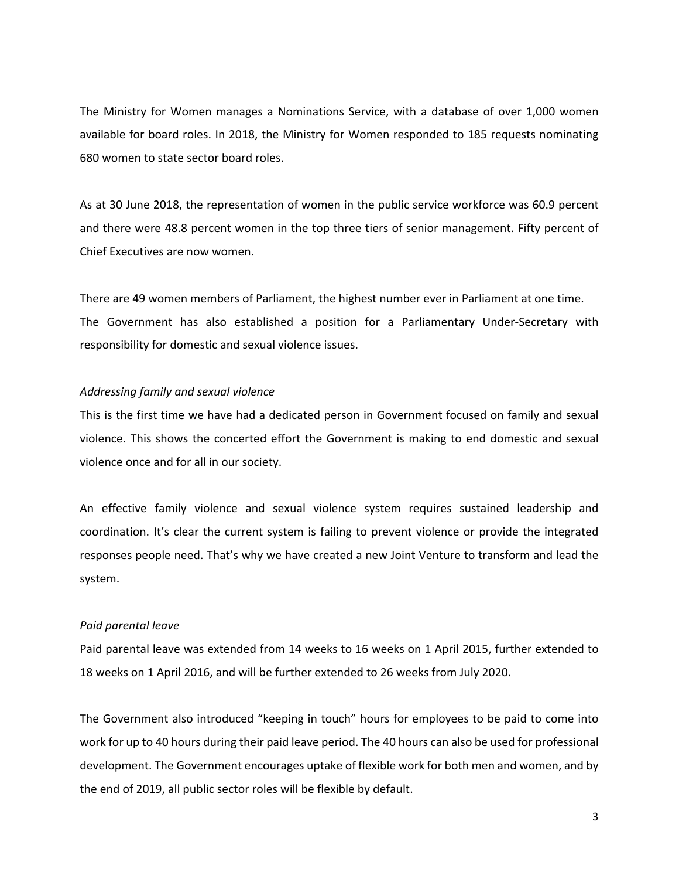The Ministry for Women manages a Nominations Service, with a database of over 1,000 women available for board roles. In 2018, the Ministry for Women responded to 185 requests nominating 680 women to state sector board roles.

As at 30 June 2018, the representation of women in the public service workforce was 60.9 percent and there were 48.8 percent women in the top three tiers of senior management. Fifty percent of Chief Executives are now women.

There are 49 women members of Parliament, the highest number ever in Parliament at one time. The Government has also established a position for a Parliamentary Under-Secretary with responsibility for domestic and sexual violence issues.

*Addressing family and sexual violence*

This is the first time we have had a dedicated person in Government focused on family and sexual violence. This shows the concerted effort the Government is making to end domestic and sexual violence once and for all in our society.

An effective family violence and sexual violence system requires sustained leadership and coordination. It's clear the current system is failing to prevent violence or provide the integrated responses people need. That's why we have created a new Joint Venture to transform and lead the system.

*Paid parental leave*

Paid parental leave was extended from 14 weeks to 16 weeks on 1 April 2015, further extended to 18 weeks on 1 April 2016, and will be further extended to 26 weeks from July 2020.

The Government also introduced "keeping in touch" hours for employees to be paid to come into work for up to 40 hours during their paid leave period. The 40 hours can also be used for professional development. The Government encourages uptake of flexible work for both men and women, and by the end of 2019, all public sector roles will be flexible by default.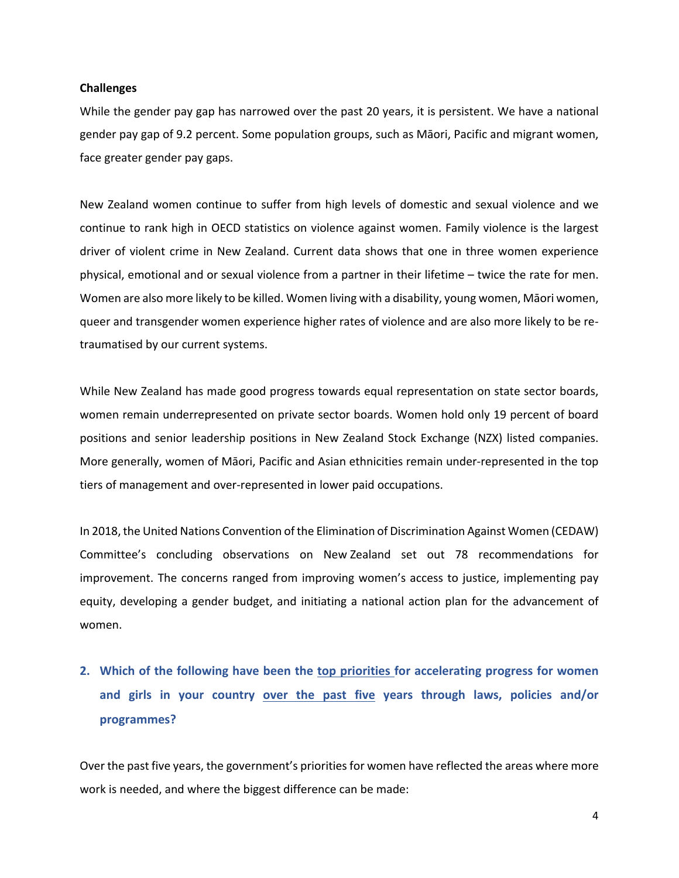**Challenges**

While the gender pay gap has narrowed over the past 20 years, it is persistent. We have a national gender pay gap of 9.2 percent. Some population groups, such as Māori, Pacific and migrant women, face greater gender pay gaps.

New Zealand women continue to suffer from high levels of domestic and sexual violence and we continue to rank high in OECD statistics on violence against women. Family violence is the largest driver of violent crime in New Zealand. Current data shows that one in three women experience physical, emotional and or sexual violence from a partner in their lifetime – twice the rate for men. Women are also more likely to be killed. Women living with a disability, young women, Māori women, queer and transgender women experience higher rates of violence and are also more likely to be re-traumatised by our current systems.

While New Zealand has made good progress towards equal representation on state sector boards, women remain underrepresented on private sector boards. Women hold only 19 percent of board positions and senior leadership positions in New Zealand Stock Exchange (NZX) listed companies. More generally, women of Māori, Pacific and Asian ethnicities remain under-represented in the top tiers of management and over-represented in lower paid occupations.

In 2018, the United Nations Convention of the Elimination of Discrimination Against Women (CEDAW) Committee's concluding observations on New Zealand set out 78 recommendations for improvement. The concerns ranged from improving women's access to justice, implementing pay equity, developing a gender budget, and initiating a national action plan for the advancement of women.

## 2. Which of the following have been the top priorities for accelerating progress for women and girls in your country over the past five years through laws, policies and/or programmes?

Over the past five years, the government's priorities for women have reflected the areas where more work is needed, and where the biggest difference can be made: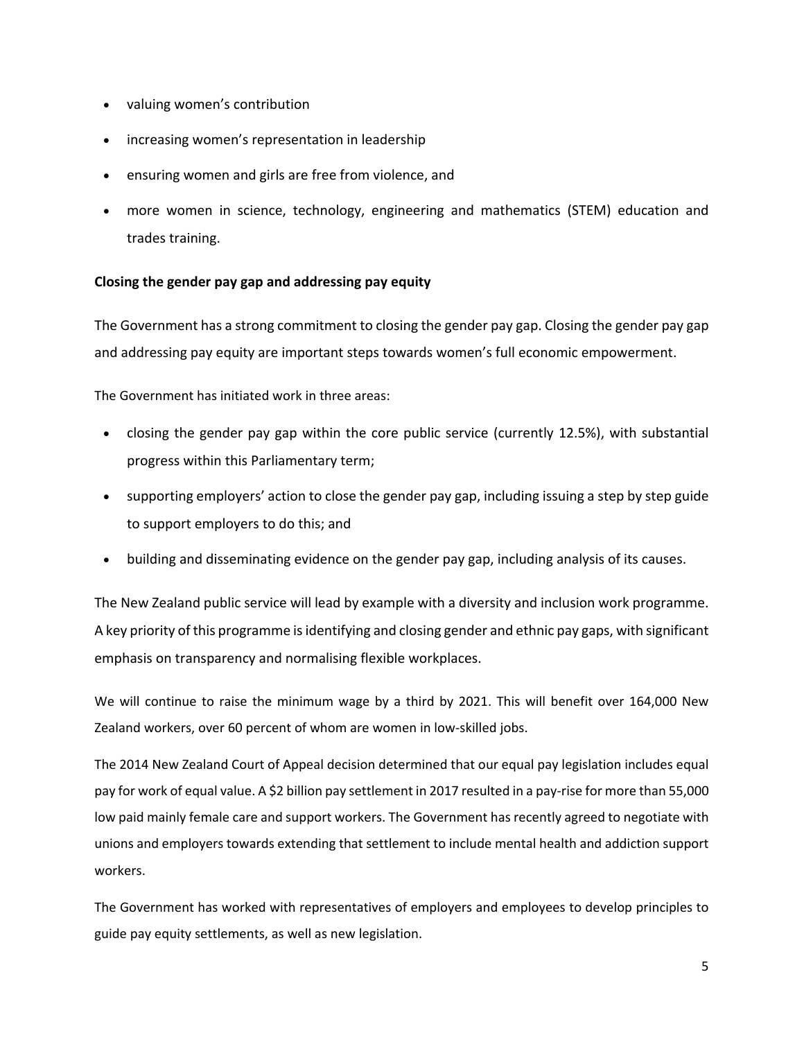- valuing women's contribution
- increasing women's representation in leadership
- ensuring women and girls are free from violence, and
- more women in science, technology, engineering and mathematics (STEM) education and trades training.

**Closing the gender pay gap and addressing pay equity**

The Government has a strong commitment to closing the gender pay gap. Closing the gender pay gap and addressing pay equity are important steps towards women's full economic empowerment.

The Government has initiated work in three areas:

- closing the gender pay gap within the core public service (currently 12.5%), with substantial progress within this Parliamentary term;
- supporting employers' action to close the gender pay gap, including issuing a step by step guide to support employers to do this; and
- building and disseminating evidence on the gender pay gap, including analysis of its causes.

The New Zealand public service will lead by example with a diversity and inclusion work programme. A key priority of this programme is identifying and closing gender and ethnic pay gaps, with significant emphasis on transparency and normalising flexible workplaces.

We will continue to raise the minimum wage by a third by 2021. This will benefit over 164,000 New Zealand workers, over 60 percent of whom are women in low-skilled jobs.

The 2014 New Zealand Court of Appeal decision determined that our equal pay legislation includes equal pay for work of equal value. A $2 billion pay settlement in 2017 resulted in a pay-rise for more than 55,000 low paid mainly female care and support workers. The Government has recently agreed to negotiate with unions and employers towards extending that settlement to include mental health and addiction support workers.

The Government has worked with representatives of employers and employees to develop principles to guide pay equity settlements, as well as new legislation.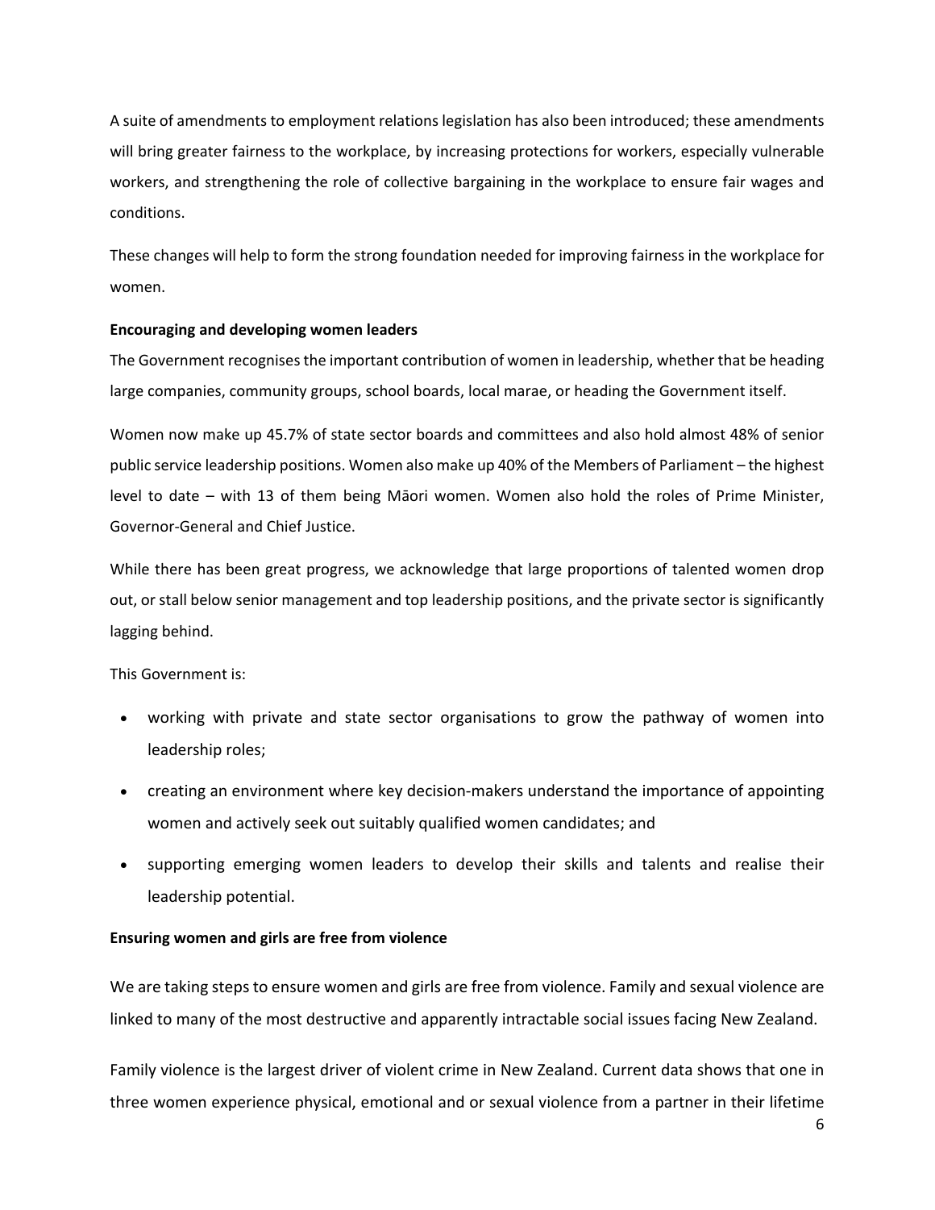A suite of amendments to employment relations legislation has also been introduced; these amendments will bring greater fairness to the workplace, by increasing protections for workers, especially vulnerable workers, and strengthening the role of collective bargaining in the workplace to ensure fair wages and conditions.

These changes will help to form the strong foundation needed for improving fairness in the workplace for women.

**Encouraging and developing women leaders**

The Government recognises the important contribution of women in leadership, whether that be heading large companies, community groups, school boards, local marae, or heading the Government itself.

Women now make up 45.7% of state sector boards and committees and also hold almost 48% of senior public service leadership positions. Women also make up 40% of the Members of Parliament – the highest level to date – with 13 of them being Māori women. Women also hold the roles of Prime Minister, Governor-General and Chief Justice.

While there has been great progress, we acknowledge that large proportions of talented women drop out, or stall below senior management and top leadership positions, and the private sector is significantly lagging behind.

This Government is:

- working with private and state sector organisations to grow the pathway of women into leadership roles;
- creating an environment where key decision-makers understand the importance of appointing women and actively seek out suitably qualified women candidates; and
- supporting emerging women leaders to develop their skills and talents and realise their leadership potential.

**Ensuring women and girls are free from violence**

We are taking steps to ensure women and girls are free from violence. Family and sexual violence are linked to many of the most destructive and apparently intractable social issues facing New Zealand.

Family violence is the largest driver of violent crime in New Zealand. Current data shows that one in three women experience physical, emotional and or sexual violence from a partner in their lifetime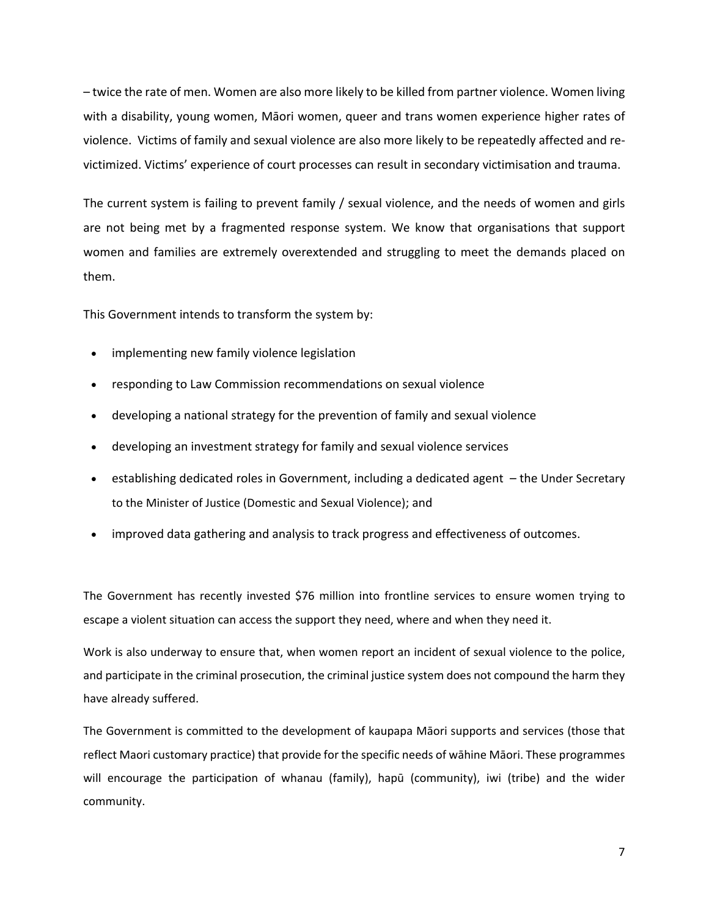– twice the rate of men. Women are also more likely to be killed from partner violence. Women living with a disability, young women, Māori women, queer and trans women experience higher rates of violence. Victims of family and sexual violence are also more likely to be repeatedly affected and re-victimized. Victims' experience of court processes can result in secondary victimisation and trauma.

The current system is failing to prevent family / sexual violence, and the needs of women and girls are not being met by a fragmented response system. We know that organisations that support women and families are extremely overextended and struggling to meet the demands placed on them.

This Government intends to transform the system by:

- implementing new family violence legislation
- responding to Law Commission recommendations on sexual violence
- developing a national strategy for the prevention of family and sexual violence
- developing an investment strategy for family and sexual violence services
- establishing dedicated roles in Government, including a dedicated agent – the Under Secretary to the Minister of Justice (Domestic and Sexual Violence); and
- improved data gathering and analysis to track progress and effectiveness of outcomes.

The Government has recently invested $76 million into frontline services to ensure women trying to escape a violent situation can access the support they need, where and when they need it.

Work is also underway to ensure that, when women report an incident of sexual violence to the police, and participate in the criminal prosecution, the criminal justice system does not compound the harm they have already suffered.

The Government is committed to the development of kaupapa Māori supports and services (those that reflect Maori customary practice) that provide for the specific needs of wāhine Māori. These programmes will encourage the participation of whanau (family), hapū (community), iwi (tribe) and the wider community.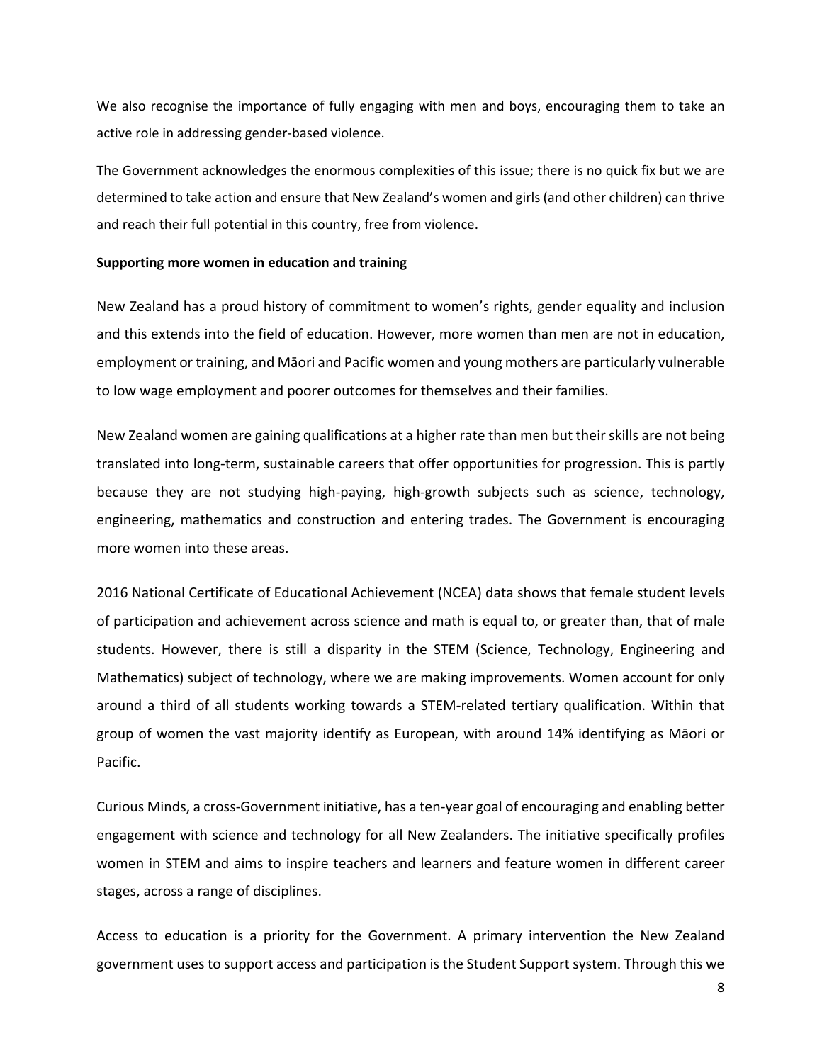We also recognise the importance of fully engaging with men and boys, encouraging them to take an active role in addressing gender-based violence.

The Government acknowledges the enormous complexities of this issue; there is no quick fix but we are determined to take action and ensure that New Zealand's women and girls (and other children) can thrive and reach their full potential in this country, free from violence.

**Supporting more women in education and training**

New Zealand has a proud history of commitment to women's rights, gender equality and inclusion and this extends into the field of education. However, more women than men are not in education, employment or training, and Māori and Pacific women and young mothers are particularly vulnerable to low wage employment and poorer outcomes for themselves and their families.

New Zealand women are gaining qualifications at a higher rate than men but their skills are not being translated into long-term, sustainable careers that offer opportunities for progression. This is partly because they are not studying high-paying, high-growth subjects such as science, technology, engineering, mathematics and construction and entering trades. The Government is encouraging more women into these areas.

2016 National Certificate of Educational Achievement (NCEA) data shows that female student levels of participation and achievement across science and math is equal to, or greater than, that of male students. However, there is still a disparity in the STEM (Science, Technology, Engineering and Mathematics) subject of technology, where we are making improvements. Women account for only around a third of all students working towards a STEM-related tertiary qualification. Within that group of women the vast majority identify as European, with around 14% identifying as Māori or Pacific.

Curious Minds, a cross-Government initiative, has a ten-year goal of encouraging and enabling better engagement with science and technology for all New Zealanders. The initiative specifically profiles women in STEM and aims to inspire teachers and learners and feature women in different career stages, across a range of disciplines.

Access to education is a priority for the Government. A primary intervention the New Zealand government uses to support access and participation is the Student Support system. Through this we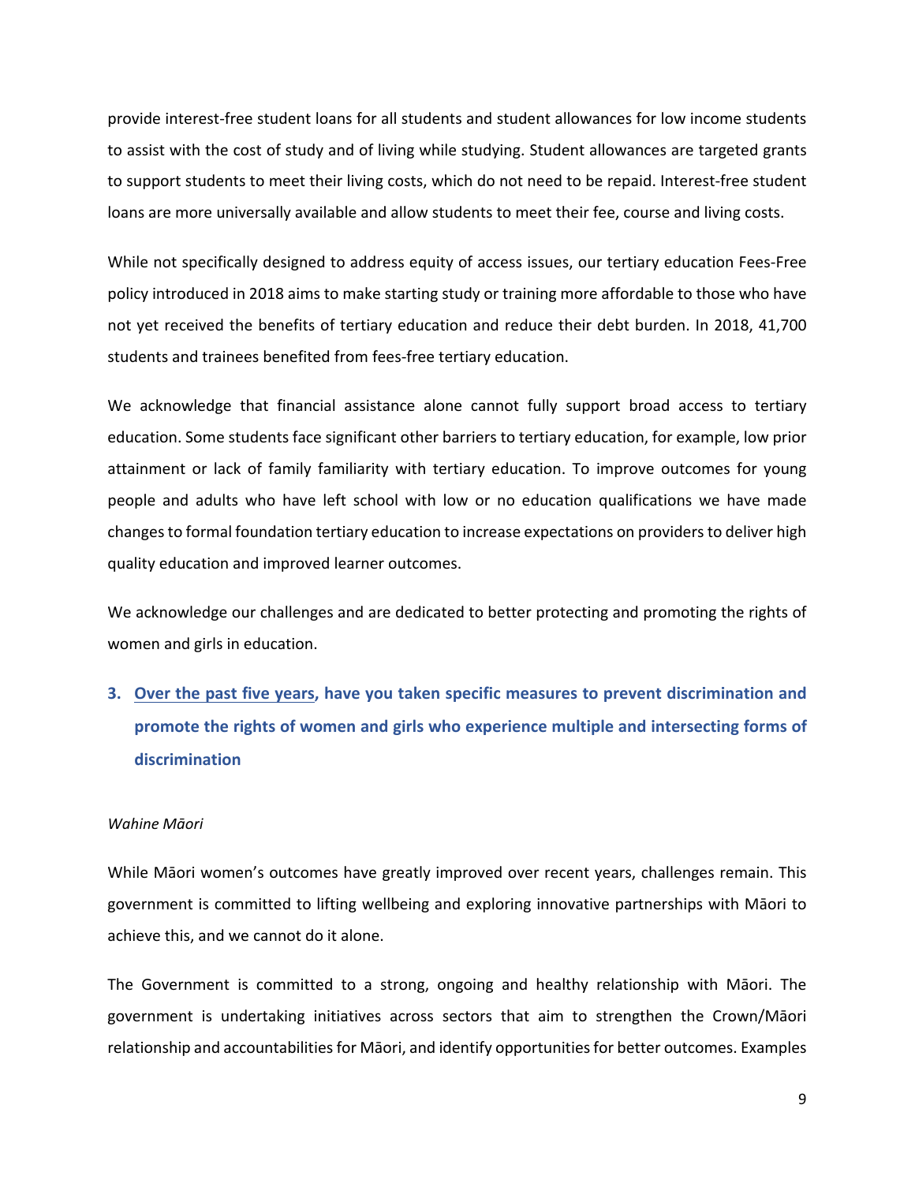provide interest-free student loans for all students and student allowances for low income students to assist with the cost of study and of living while studying. Student allowances are targeted grants to support students to meet their living costs, which do not need to be repaid. Interest-free student loans are more universally available and allow students to meet their fee, course and living costs.

While not specifically designed to address equity of access issues, our tertiary education Fees-Free policy introduced in 2018 aims to make starting study or training more affordable to those who have not yet received the benefits of tertiary education and reduce their debt burden. In 2018, 41,700 students and trainees benefited from fees-free tertiary education.

We acknowledge that financial assistance alone cannot fully support broad access to tertiary education. Some students face significant other barriers to tertiary education, for example, low prior attainment or lack of family familiarity with tertiary education. To improve outcomes for young people and adults who have left school with low or no education qualifications we have made changes to formal foundation tertiary education to increase expectations on providers to deliver high quality education and improved learner outcomes.

We acknowledge our challenges and are dedicated to better protecting and promoting the rights of women and girls in education.

### 3. Over the past five years, have you taken specific measures to prevent discrimination and promote the rights of women and girls who experience multiple and intersecting forms of discrimination

*Wahine Māori*

While Māori women's outcomes have greatly improved over recent years, challenges remain. This government is committed to lifting wellbeing and exploring innovative partnerships with Māori to achieve this, and we cannot do it alone.

The Government is committed to a strong, ongoing and healthy relationship with Māori. The government is undertaking initiatives across sectors that aim to strengthen the Crown/Māori relationship and accountabilities for Māori, and identify opportunities for better outcomes. Examples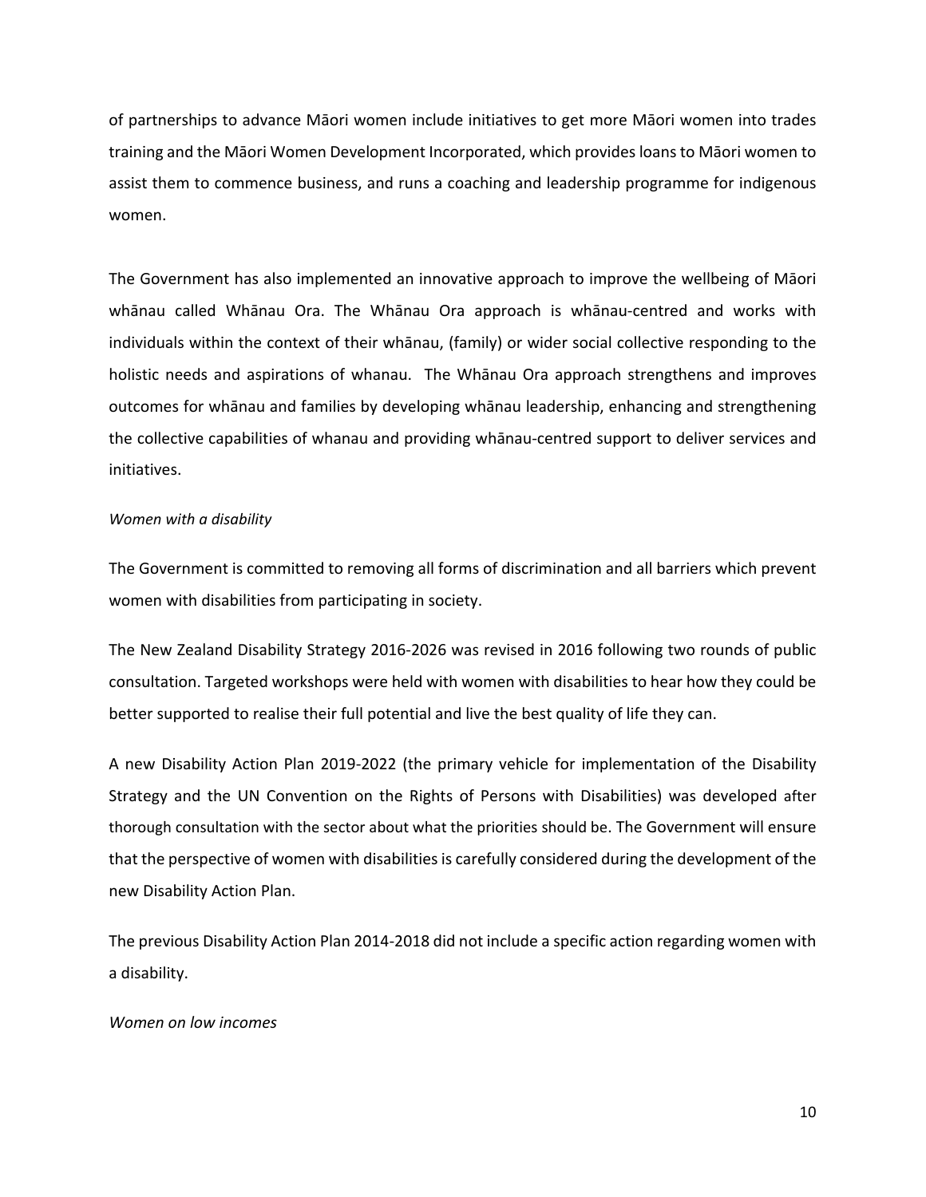of partnerships to advance Māori women include initiatives to get more Māori women into trades training and the Māori Women Development Incorporated, which provides loans to Māori women to assist them to commence business, and runs a coaching and leadership programme for indigenous women.

The Government has also implemented an innovative approach to improve the wellbeing of Māori whānau called Whānau Ora. The Whānau Ora approach is whānau-centred and works with individuals within the context of their whānau, (family) or wider social collective responding to the holistic needs and aspirations of whanau. The Whānau Ora approach strengthens and improves outcomes for whānau and families by developing whānau leadership, enhancing and strengthening the collective capabilities of whanau and providing whānau-centred support to deliver services and initiatives.

*Women with a disability*

The Government is committed to removing all forms of discrimination and all barriers which prevent women with disabilities from participating in society.

The New Zealand Disability Strategy 2016-2026 was revised in 2016 following two rounds of public consultation. Targeted workshops were held with women with disabilities to hear how they could be better supported to realise their full potential and live the best quality of life they can.

A new Disability Action Plan 2019-2022 (the primary vehicle for implementation of the Disability Strategy and the UN Convention on the Rights of Persons with Disabilities) was developed after thorough consultation with the sector about what the priorities should be. The Government will ensure that the perspective of women with disabilities is carefully considered during the development of the new Disability Action Plan.

The previous Disability Action Plan 2014-2018 did not include a specific action regarding women with a disability.

*Women on low incomes*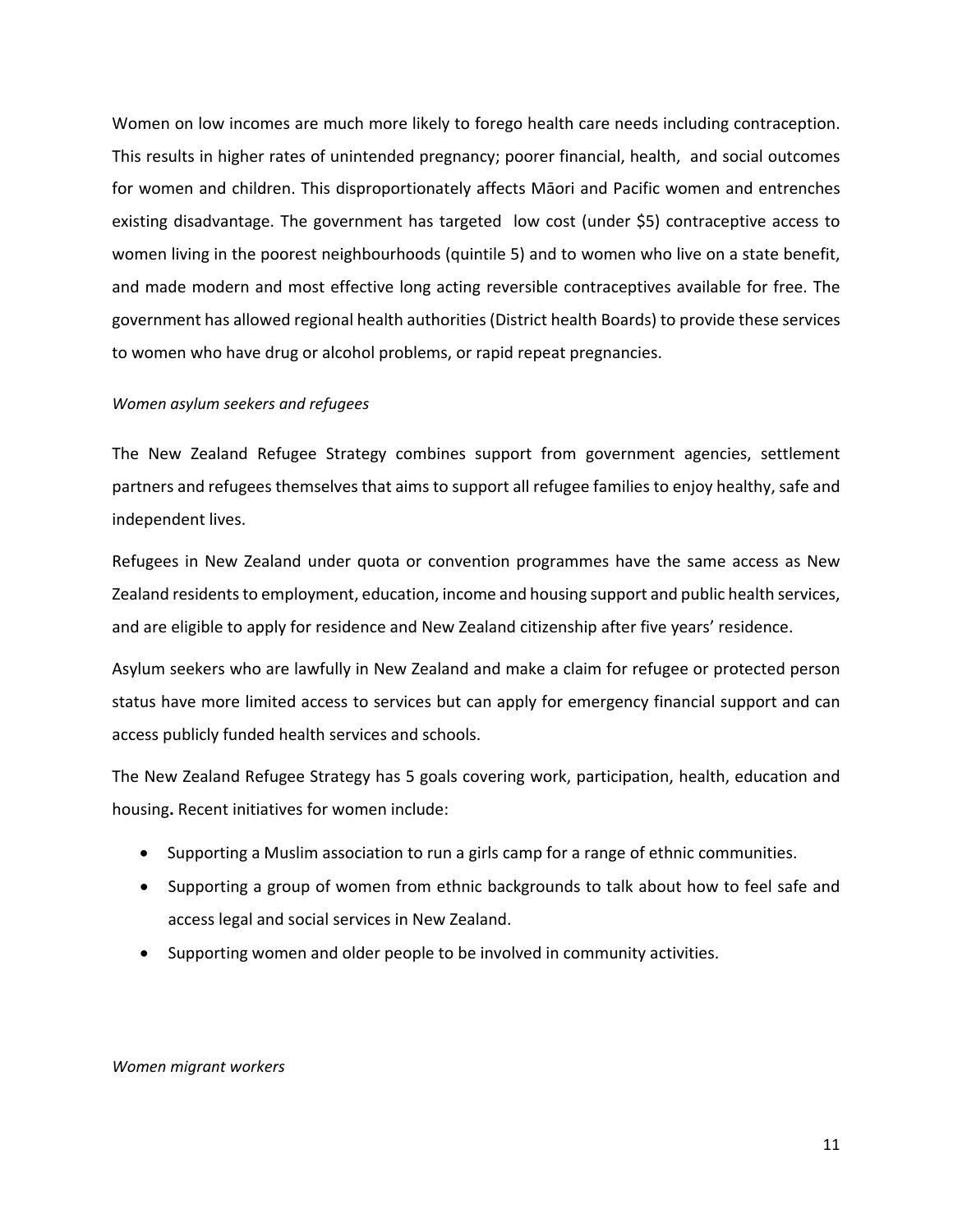Women on low incomes are much more likely to forego health care needs including contraception. This results in higher rates of unintended pregnancy; poorer financial, health, and social outcomes for women and children. This disproportionately affects Māori and Pacific women and entrenches existing disadvantage. The government has targeted low cost (under $5) contraceptive access to women living in the poorest neighbourhoods (quintile 5) and to women who live on a state benefit, and made modern and most effective long acting reversible contraceptives available for free. The government has allowed regional health authorities (District health Boards) to provide these services to women who have drug or alcohol problems, or rapid repeat pregnancies.

*Women asylum seekers and refugees*

The New Zealand Refugee Strategy combines support from government agencies, settlement partners and refugees themselves that aims to support all refugee families to enjoy healthy, safe and independent lives.

Refugees in New Zealand under quota or convention programmes have the same access as New Zealand residents to employment, education, income and housing support and public health services, and are eligible to apply for residence and New Zealand citizenship after five years' residence.

Asylum seekers who are lawfully in New Zealand and make a claim for refugee or protected person status have more limited access to services but can apply for emergency financial support and can access publicly funded health services and schools.

The New Zealand Refugee Strategy has 5 goals covering work, participation, health, education and housing**.** Recent initiatives for women include:

- Supporting a Muslim association to run a girls camp for a range of ethnic communities.
- Supporting a group of women from ethnic backgrounds to talk about how to feel safe and access legal and social services in New Zealand.
- Supporting women and older people to be involved in community activities.

*Women migrant workers*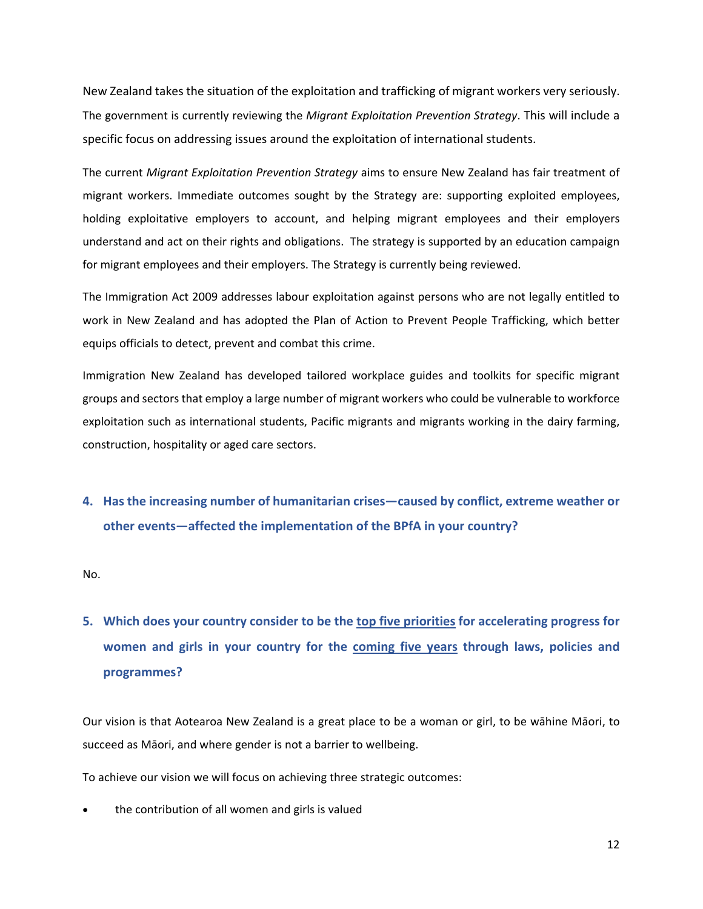New Zealand takes the situation of the exploitation and trafficking of migrant workers very seriously. The government is currently reviewing the *Migrant Exploitation Prevention Strategy*. This will include a specific focus on addressing issues around the exploitation of international students.

The current *Migrant Exploitation Prevention Strategy* aims to ensure New Zealand has fair treatment of migrant workers. Immediate outcomes sought by the Strategy are: supporting exploited employees, holding exploitative employers to account, and helping migrant employees and their employers understand and act on their rights and obligations. The strategy is supported by an education campaign for migrant employees and their employers. The Strategy is currently being reviewed.

The Immigration Act 2009 addresses labour exploitation against persons who are not legally entitled to work in New Zealand and has adopted the Plan of Action to Prevent People Trafficking, which better equips officials to detect, prevent and combat this crime.

Immigration New Zealand has developed tailored workplace guides and toolkits for specific migrant groups and sectors that employ a large number of migrant workers who could be vulnerable to workforce exploitation such as international students, Pacific migrants and migrants working in the dairy farming, construction, hospitality or aged care sectors.

### 4. Has the increasing number of humanitarian crises—caused by conflict, extreme weather or other events—affected the implementation of the BPfA in your country?

No.

### 5. Which does your country consider to be the <u>top five priorities</u> for accelerating progress for women and girls in your country for the <u>coming five years</u> through laws, policies and programmes?

Our vision is that Aotearoa New Zealand is a great place to be a woman or girl, to be wāhine Māori, to succeed as Māori, and where gender is not a barrier to wellbeing.

To achieve our vision we will focus on achieving three strategic outcomes:

- the contribution of all women and girls is valued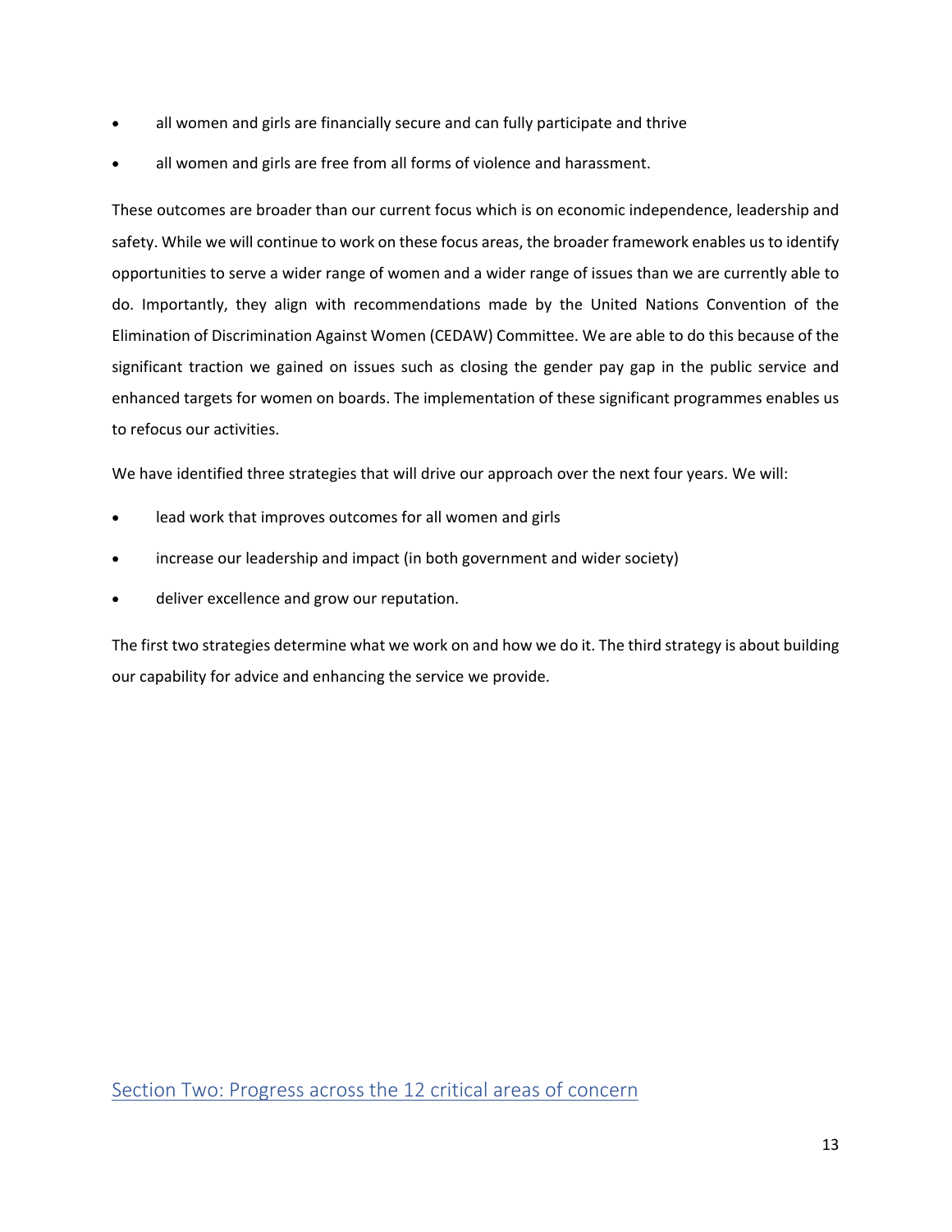- all women and girls are financially secure and can fully participate and thrive
- all women and girls are free from all forms of violence and harassment.

These outcomes are broader than our current focus which is on economic independence, leadership and safety. While we will continue to work on these focus areas, the broader framework enables us to identify opportunities to serve a wider range of women and a wider range of issues than we are currently able to do. Importantly, they align with recommendations made by the United Nations Convention of the Elimination of Discrimination Against Women (CEDAW) Committee. We are able to do this because of the significant traction we gained on issues such as closing the gender pay gap in the public service and enhanced targets for women on boards. The implementation of these significant programmes enables us to refocus our activities.

We have identified three strategies that will drive our approach over the next four years. We will:

- lead work that improves outcomes for all women and girls
- increase our leadership and impact (in both government and wider society)
- deliver excellence and grow our reputation.

The first two strategies determine what we work on and how we do it. The third strategy is about building our capability for advice and enhancing the service we provide.

## Section Two: Progress across the 12 critical areas of concern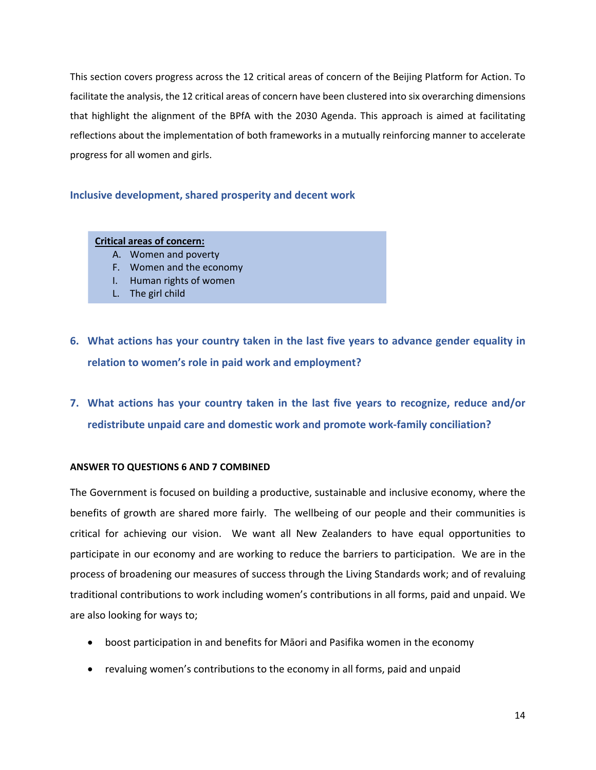This section covers progress across the 12 critical areas of concern of the Beijing Platform for Action. To facilitate the analysis, the 12 critical areas of concern have been clustered into six overarching dimensions that highlight the alignment of the BPfA with the 2030 Agenda. This approach is aimed at facilitating reflections about the implementation of both frameworks in a mutually reinforcing manner to accelerate progress for all women and girls.

## Inclusive development, shared prosperity and decent work

**Critical areas of concern:**

A. Women and poverty
F. Women and the economy
I. Human rights of women
L. The girl child

### 6. What actions has your country taken in the last five years to advance gender equality in relation to women's role in paid work and employment?

### 7. What actions has your country taken in the last five years to recognize, reduce and/or redistribute unpaid care and domestic work and promote work-family conciliation?

**ANSWER TO QUESTIONS 6 AND 7 COMBINED**

The Government is focused on building a productive, sustainable and inclusive economy, where the benefits of growth are shared more fairly. The wellbeing of our people and their communities is critical for achieving our vision. We want all New Zealanders to have equal opportunities to participate in our economy and are working to reduce the barriers to participation. We are in the process of broadening our measures of success through the Living Standards work; and of revaluing traditional contributions to work including women's contributions in all forms, paid and unpaid. We are also looking for ways to;

- boost participation in and benefits for Māori and Pasifika women in the economy
- revaluing women's contributions to the economy in all forms, paid and unpaid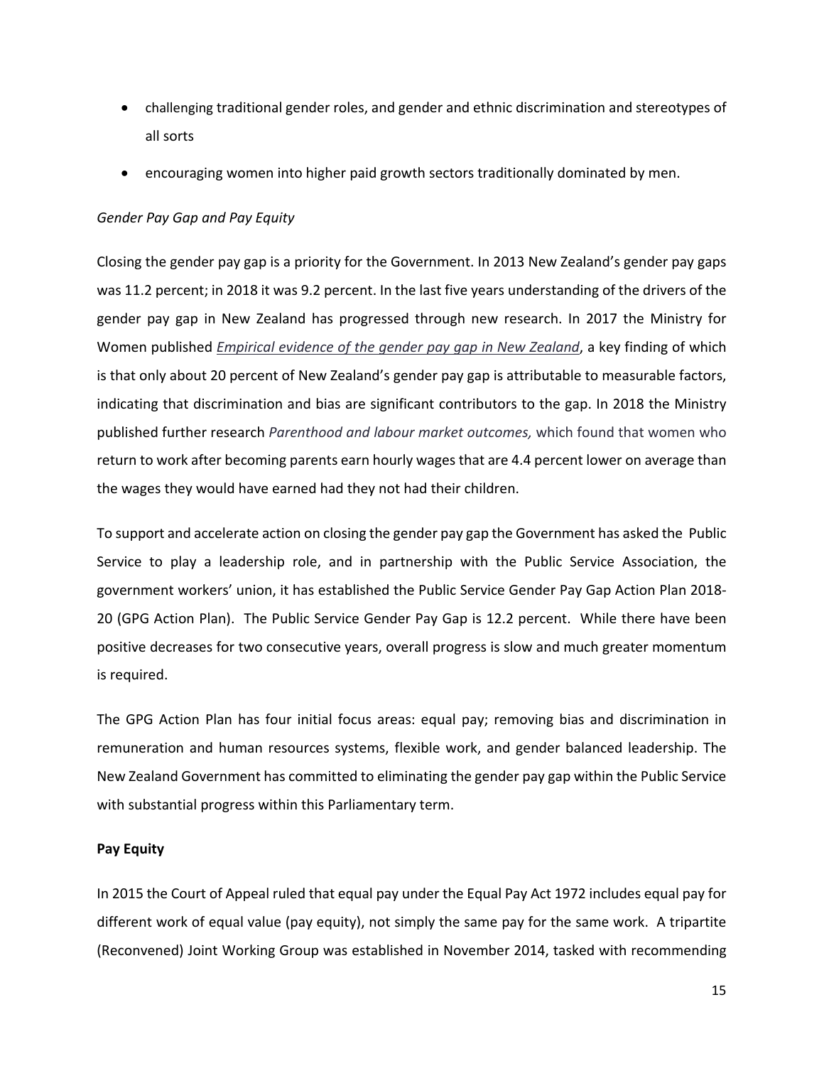- challenging traditional gender roles, and gender and ethnic discrimination and stereotypes of all sorts
- encouraging women into higher paid growth sectors traditionally dominated by men.

*Gender Pay Gap and Pay Equity*

Closing the gender pay gap is a priority for the Government. In 2013 New Zealand's gender pay gaps was 11.2 percent; in 2018 it was 9.2 percent. In the last five years understanding of the drivers of the gender pay gap in New Zealand has progressed through new research. In 2017 the Ministry for Women published *Empirical evidence of the gender pay gap in New Zealand*, a key finding of which is that only about 20 percent of New Zealand's gender pay gap is attributable to measurable factors, indicating that discrimination and bias are significant contributors to the gap. In 2018 the Ministry published further research *Parenthood and labour market outcomes,* which found that women who return to work after becoming parents earn hourly wages that are 4.4 percent lower on average than the wages they would have earned had they not had their children.

To support and accelerate action on closing the gender pay gap the Government has asked the Public Service to play a leadership role, and in partnership with the Public Service Association, the government workers' union, it has established the Public Service Gender Pay Gap Action Plan 2018-20 (GPG Action Plan). The Public Service Gender Pay Gap is 12.2 percent. While there have been positive decreases for two consecutive years, overall progress is slow and much greater momentum is required.

The GPG Action Plan has four initial focus areas: equal pay; removing bias and discrimination in remuneration and human resources systems, flexible work, and gender balanced leadership. The New Zealand Government has committed to eliminating the gender pay gap within the Public Service with substantial progress within this Parliamentary term.

**Pay Equity**

In 2015 the Court of Appeal ruled that equal pay under the Equal Pay Act 1972 includes equal pay for different work of equal value (pay equity), not simply the same pay for the same work. A tripartite (Reconvened) Joint Working Group was established in November 2014, tasked with recommending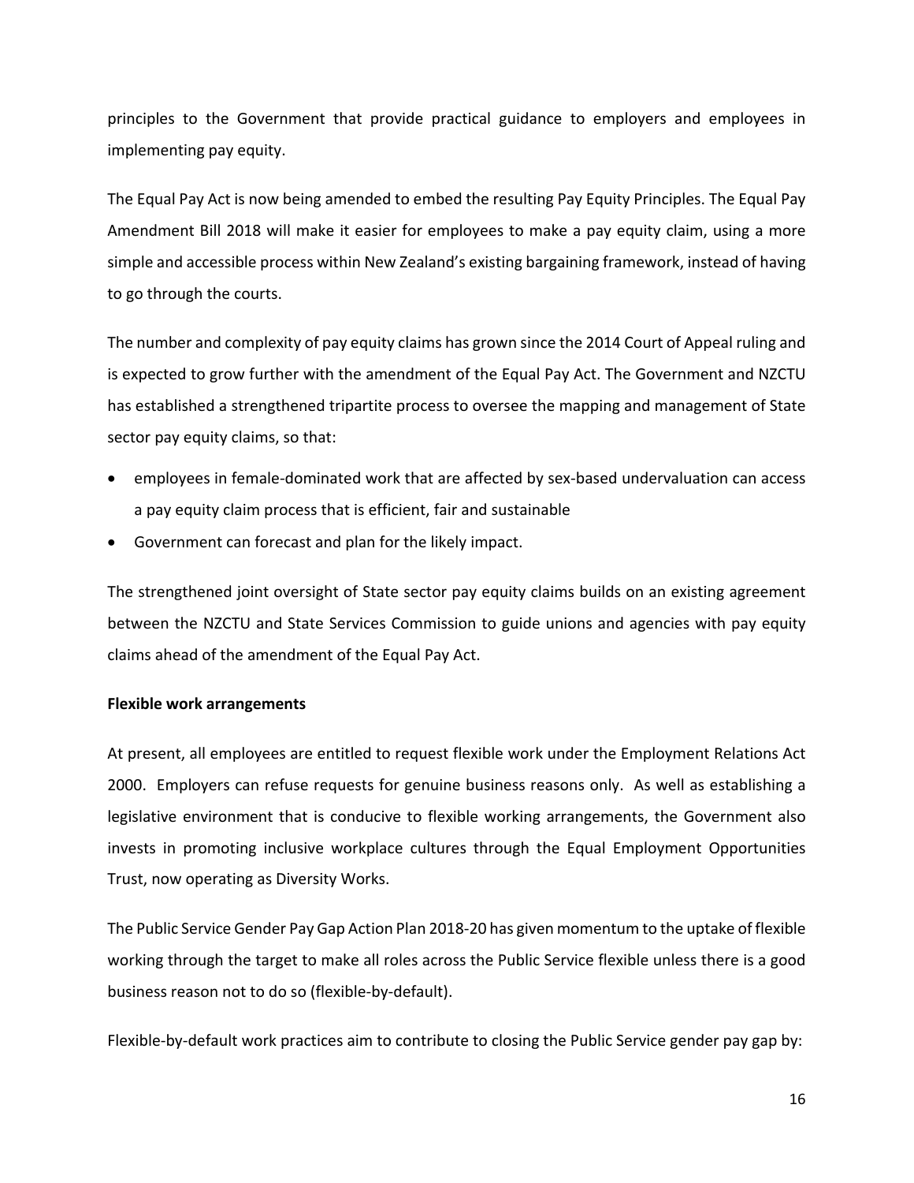principles to the Government that provide practical guidance to employers and employees in implementing pay equity.

The Equal Pay Act is now being amended to embed the resulting Pay Equity Principles. The Equal Pay Amendment Bill 2018 will make it easier for employees to make a pay equity claim, using a more simple and accessible process within New Zealand's existing bargaining framework, instead of having to go through the courts.

The number and complexity of pay equity claims has grown since the 2014 Court of Appeal ruling and is expected to grow further with the amendment of the Equal Pay Act. The Government and NZCTU has established a strengthened tripartite process to oversee the mapping and management of State sector pay equity claims, so that:

- employees in female-dominated work that are affected by sex-based undervaluation can access a pay equity claim process that is efficient, fair and sustainable
- Government can forecast and plan for the likely impact.

The strengthened joint oversight of State sector pay equity claims builds on an existing agreement between the NZCTU and State Services Commission to guide unions and agencies with pay equity claims ahead of the amendment of the Equal Pay Act.

**Flexible work arrangements**

At present, all employees are entitled to request flexible work under the Employment Relations Act 2000. Employers can refuse requests for genuine business reasons only. As well as establishing a legislative environment that is conducive to flexible working arrangements, the Government also invests in promoting inclusive workplace cultures through the Equal Employment Opportunities Trust, now operating as Diversity Works.

The Public Service Gender Pay Gap Action Plan 2018-20 has given momentum to the uptake of flexible working through the target to make all roles across the Public Service flexible unless there is a good business reason not to do so (flexible-by-default).

Flexible-by-default work practices aim to contribute to closing the Public Service gender pay gap by: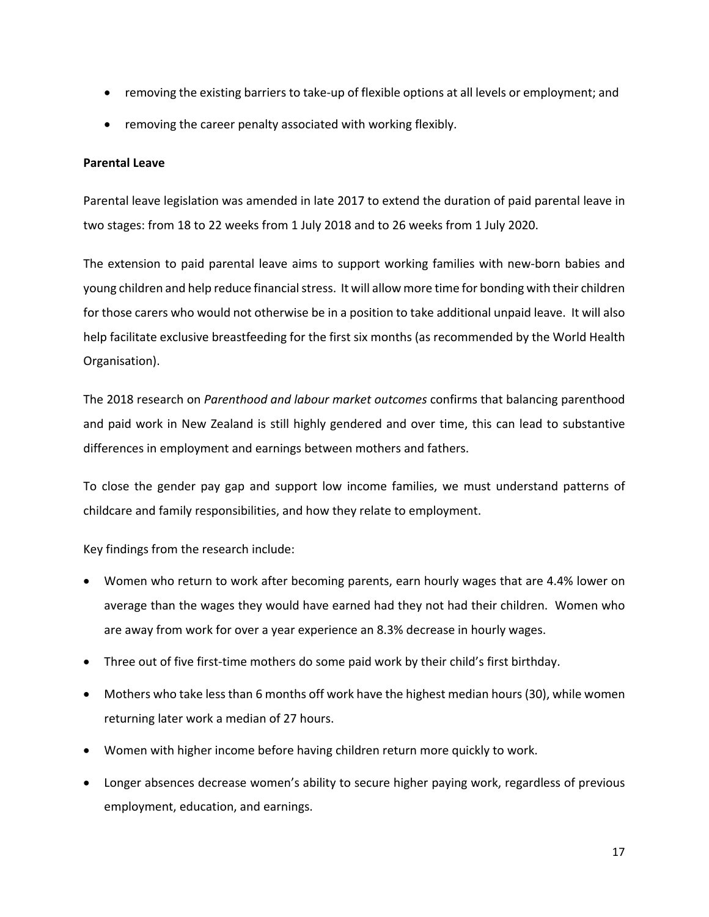- removing the existing barriers to take-up of flexible options at all levels or employment; and
- removing the career penalty associated with working flexibly.

**Parental Leave**

Parental leave legislation was amended in late 2017 to extend the duration of paid parental leave in two stages: from 18 to 22 weeks from 1 July 2018 and to 26 weeks from 1 July 2020.

The extension to paid parental leave aims to support working families with new-born babies and young children and help reduce financial stress. It will allow more time for bonding with their children for those carers who would not otherwise be in a position to take additional unpaid leave. It will also help facilitate exclusive breastfeeding for the first six months (as recommended by the World Health Organisation).

The 2018 research on *Parenthood and labour market outcomes* confirms that balancing parenthood and paid work in New Zealand is still highly gendered and over time, this can lead to substantive differences in employment and earnings between mothers and fathers.

To close the gender pay gap and support low income families, we must understand patterns of childcare and family responsibilities, and how they relate to employment.

Key findings from the research include:

- Women who return to work after becoming parents, earn hourly wages that are 4.4% lower on average than the wages they would have earned had they not had their children. Women who are away from work for over a year experience an 8.3% decrease in hourly wages.
- Three out of five first-time mothers do some paid work by their child's first birthday.
- Mothers who take less than 6 months off work have the highest median hours (30), while women returning later work a median of 27 hours.
- Women with higher income before having children return more quickly to work.
- Longer absences decrease women's ability to secure higher paying work, regardless of previous employment, education, and earnings.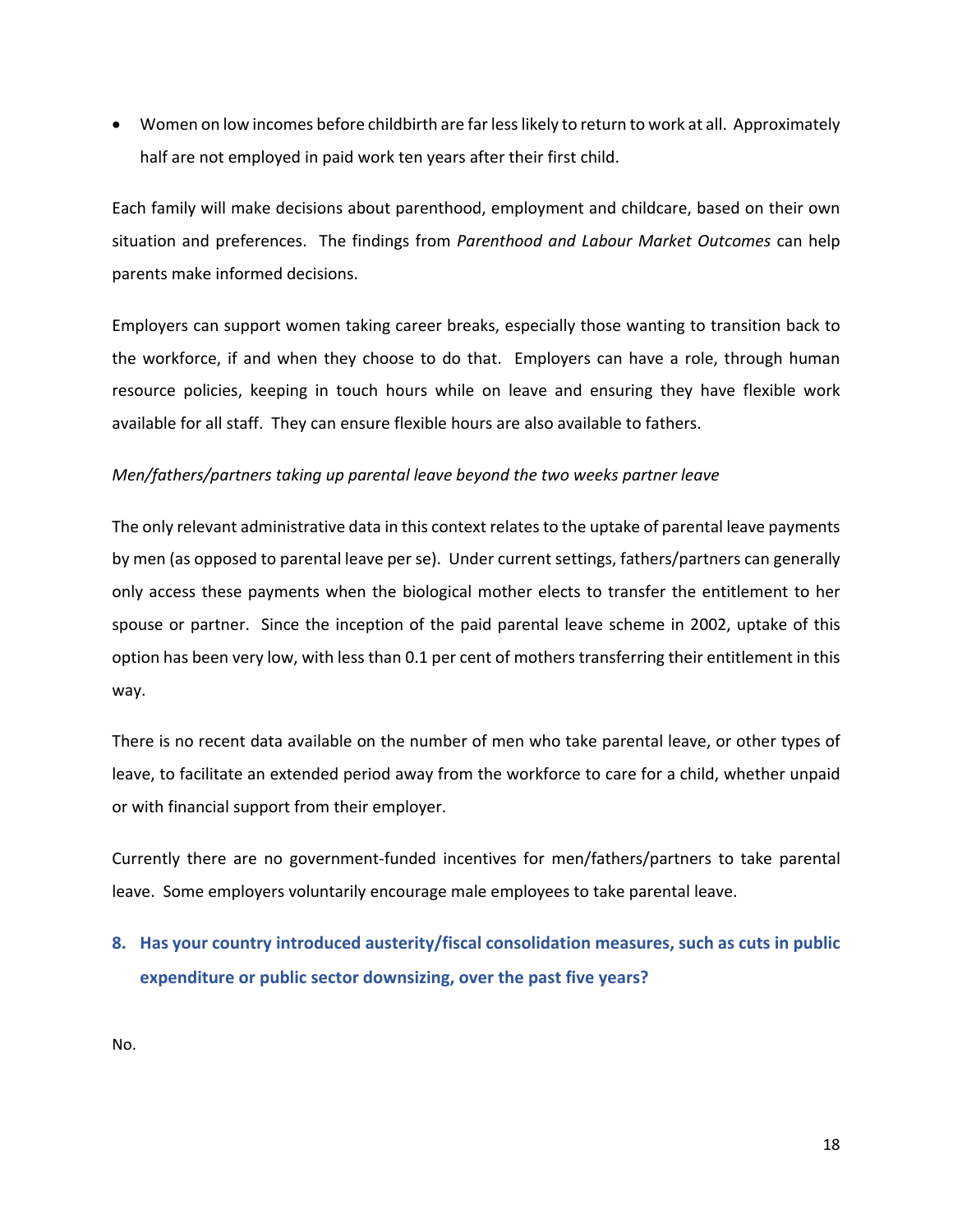- Women on low incomes before childbirth are far less likely to return to work at all. Approximately half are not employed in paid work ten years after their first child.

Each family will make decisions about parenthood, employment and childcare, based on their own situation and preferences. The findings from *Parenthood and Labour Market Outcomes* can help parents make informed decisions.

Employers can support women taking career breaks, especially those wanting to transition back to the workforce, if and when they choose to do that. Employers can have a role, through human resource policies, keeping in touch hours while on leave and ensuring they have flexible work available for all staff. They can ensure flexible hours are also available to fathers.

*Men/fathers/partners taking up parental leave beyond the two weeks partner leave*

The only relevant administrative data in this context relates to the uptake of parental leave payments by men (as opposed to parental leave per se). Under current settings, fathers/partners can generally only access these payments when the biological mother elects to transfer the entitlement to her spouse or partner. Since the inception of the paid parental leave scheme in 2002, uptake of this option has been very low, with less than 0.1 per cent of mothers transferring their entitlement in this way.

There is no recent data available on the number of men who take parental leave, or other types of leave, to facilitate an extended period away from the workforce to care for a child, whether unpaid or with financial support from their employer.

Currently there are no government-funded incentives for men/fathers/partners to take parental leave. Some employers voluntarily encourage male employees to take parental leave.

## 8. Has your country introduced austerity/fiscal consolidation measures, such as cuts in public expenditure or public sector downsizing, over the past five years?

No.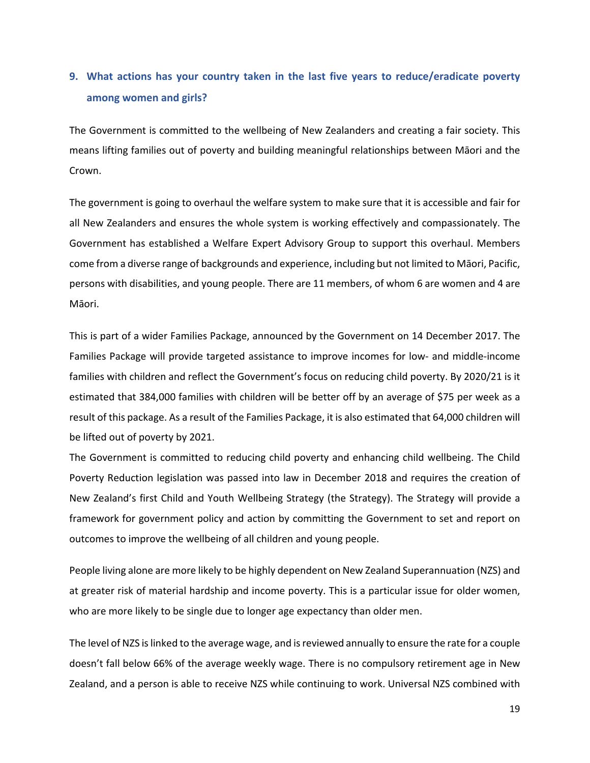## 9. What actions has your country taken in the last five years to reduce/eradicate poverty among women and girls?

The Government is committed to the wellbeing of New Zealanders and creating a fair society. This means lifting families out of poverty and building meaningful relationships between Māori and the Crown.

The government is going to overhaul the welfare system to make sure that it is accessible and fair for all New Zealanders and ensures the whole system is working effectively and compassionately. The Government has established a Welfare Expert Advisory Group to support this overhaul. Members come from a diverse range of backgrounds and experience, including but not limited to Māori, Pacific, persons with disabilities, and young people. There are 11 members, of whom 6 are women and 4 are Māori.

This is part of a wider Families Package, announced by the Government on 14 December 2017. The Families Package will provide targeted assistance to improve incomes for low- and middle-income families with children and reflect the Government's focus on reducing child poverty. By 2020/21 is it estimated that 384,000 families with children will be better off by an average of $75 per week as a result of this package. As a result of the Families Package, it is also estimated that 64,000 children will be lifted out of poverty by 2021.

The Government is committed to reducing child poverty and enhancing child wellbeing. The Child Poverty Reduction legislation was passed into law in December 2018 and requires the creation of New Zealand's first Child and Youth Wellbeing Strategy (the Strategy). The Strategy will provide a framework for government policy and action by committing the Government to set and report on outcomes to improve the wellbeing of all children and young people.

People living alone are more likely to be highly dependent on New Zealand Superannuation (NZS) and at greater risk of material hardship and income poverty. This is a particular issue for older women, who are more likely to be single due to longer age expectancy than older men.

The level of NZS is linked to the average wage, and is reviewed annually to ensure the rate for a couple doesn't fall below 66% of the average weekly wage. There is no compulsory retirement age in New Zealand, and a person is able to receive NZS while continuing to work. Universal NZS combined with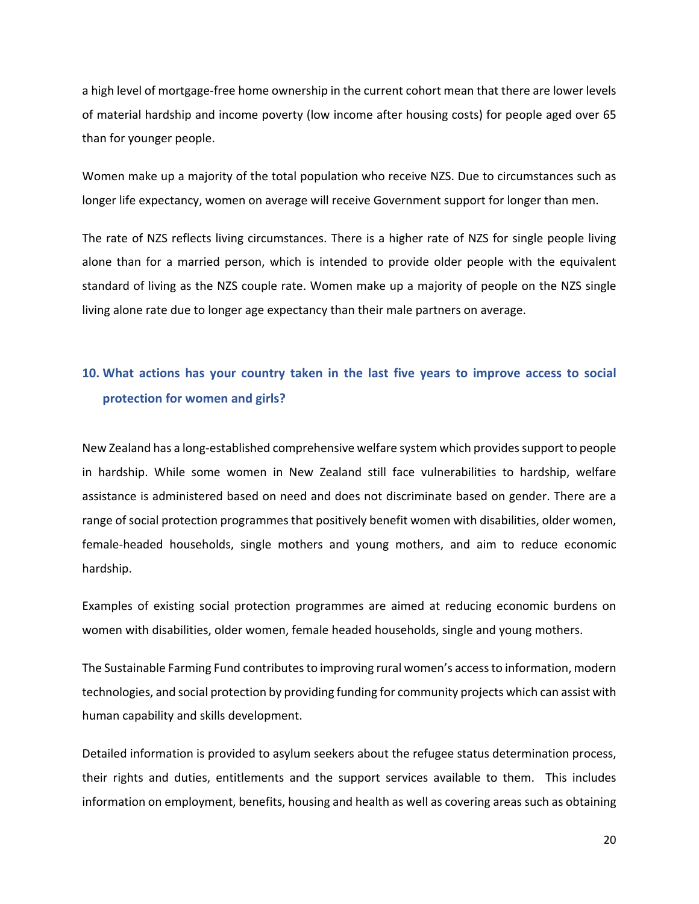a high level of mortgage-free home ownership in the current cohort mean that there are lower levels of material hardship and income poverty (low income after housing costs) for people aged over 65 than for younger people.

Women make up a majority of the total population who receive NZS. Due to circumstances such as longer life expectancy, women on average will receive Government support for longer than men.

The rate of NZS reflects living circumstances. There is a higher rate of NZS for single people living alone than for a married person, which is intended to provide older people with the equivalent standard of living as the NZS couple rate. Women make up a majority of people on the NZS single living alone rate due to longer age expectancy than their male partners on average.

## 10. What actions has your country taken in the last five years to improve access to social protection for women and girls?

New Zealand has a long-established comprehensive welfare system which provides support to people in hardship. While some women in New Zealand still face vulnerabilities to hardship, welfare assistance is administered based on need and does not discriminate based on gender. There are a range of social protection programmes that positively benefit women with disabilities, older women, female-headed households, single mothers and young mothers, and aim to reduce economic hardship.

Examples of existing social protection programmes are aimed at reducing economic burdens on women with disabilities, older women, female headed households, single and young mothers.

The Sustainable Farming Fund contributes to improving rural women's access to information, modern technologies, and social protection by providing funding for community projects which can assist with human capability and skills development.

Detailed information is provided to asylum seekers about the refugee status determination process, their rights and duties, entitlements and the support services available to them. This includes information on employment, benefits, housing and health as well as covering areas such as obtaining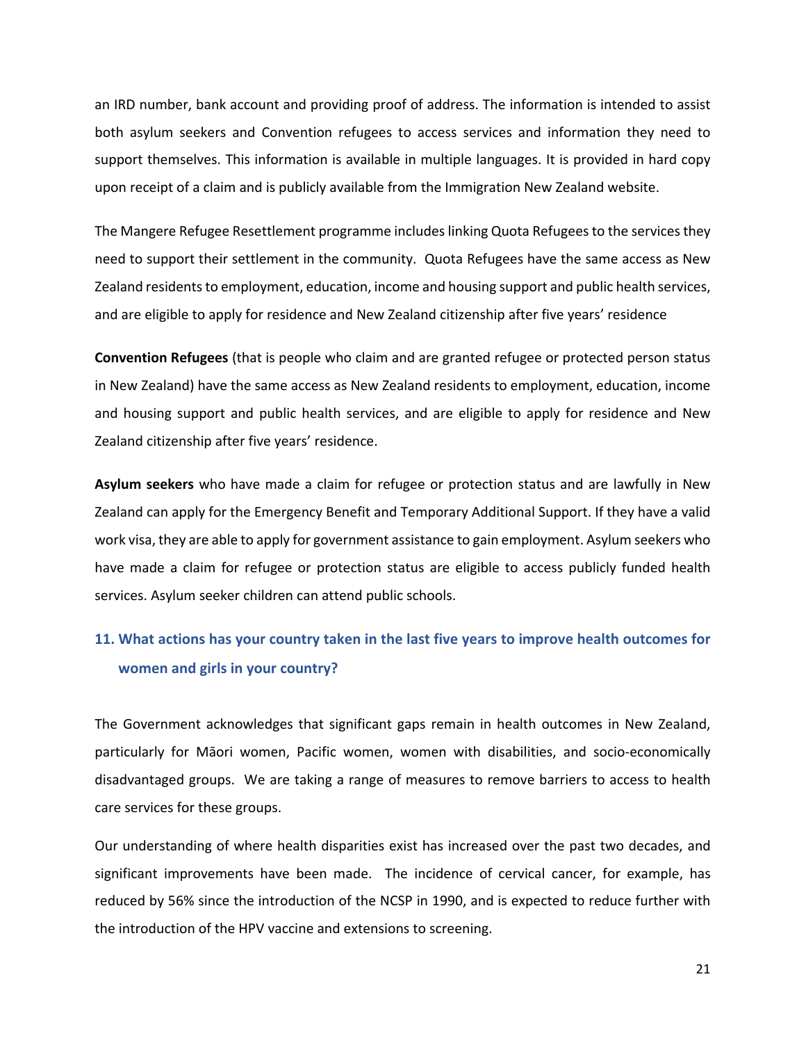an IRD number, bank account and providing proof of address. The information is intended to assist both asylum seekers and Convention refugees to access services and information they need to support themselves. This information is available in multiple languages. It is provided in hard copy upon receipt of a claim and is publicly available from the Immigration New Zealand website.

The Mangere Refugee Resettlement programme includes linking Quota Refugees to the services they need to support their settlement in the community. Quota Refugees have the same access as New Zealand residents to employment, education, income and housing support and public health services, and are eligible to apply for residence and New Zealand citizenship after five years' residence

**Convention Refugees** (that is people who claim and are granted refugee or protected person status in New Zealand) have the same access as New Zealand residents to employment, education, income and housing support and public health services, and are eligible to apply for residence and New Zealand citizenship after five years' residence.

**Asylum seekers** who have made a claim for refugee or protection status and are lawfully in New Zealand can apply for the Emergency Benefit and Temporary Additional Support. If they have a valid work visa, they are able to apply for government assistance to gain employment. Asylum seekers who have made a claim for refugee or protection status are eligible to access publicly funded health services. Asylum seeker children can attend public schools.

## 11. What actions has your country taken in the last five years to improve health outcomes for women and girls in your country?

The Government acknowledges that significant gaps remain in health outcomes in New Zealand, particularly for Māori women, Pacific women, women with disabilities, and socio-economically disadvantaged groups. We are taking a range of measures to remove barriers to access to health care services for these groups.

Our understanding of where health disparities exist has increased over the past two decades, and significant improvements have been made. The incidence of cervical cancer, for example, has reduced by 56% since the introduction of the NCSP in 1990, and is expected to reduce further with the introduction of the HPV vaccine and extensions to screening.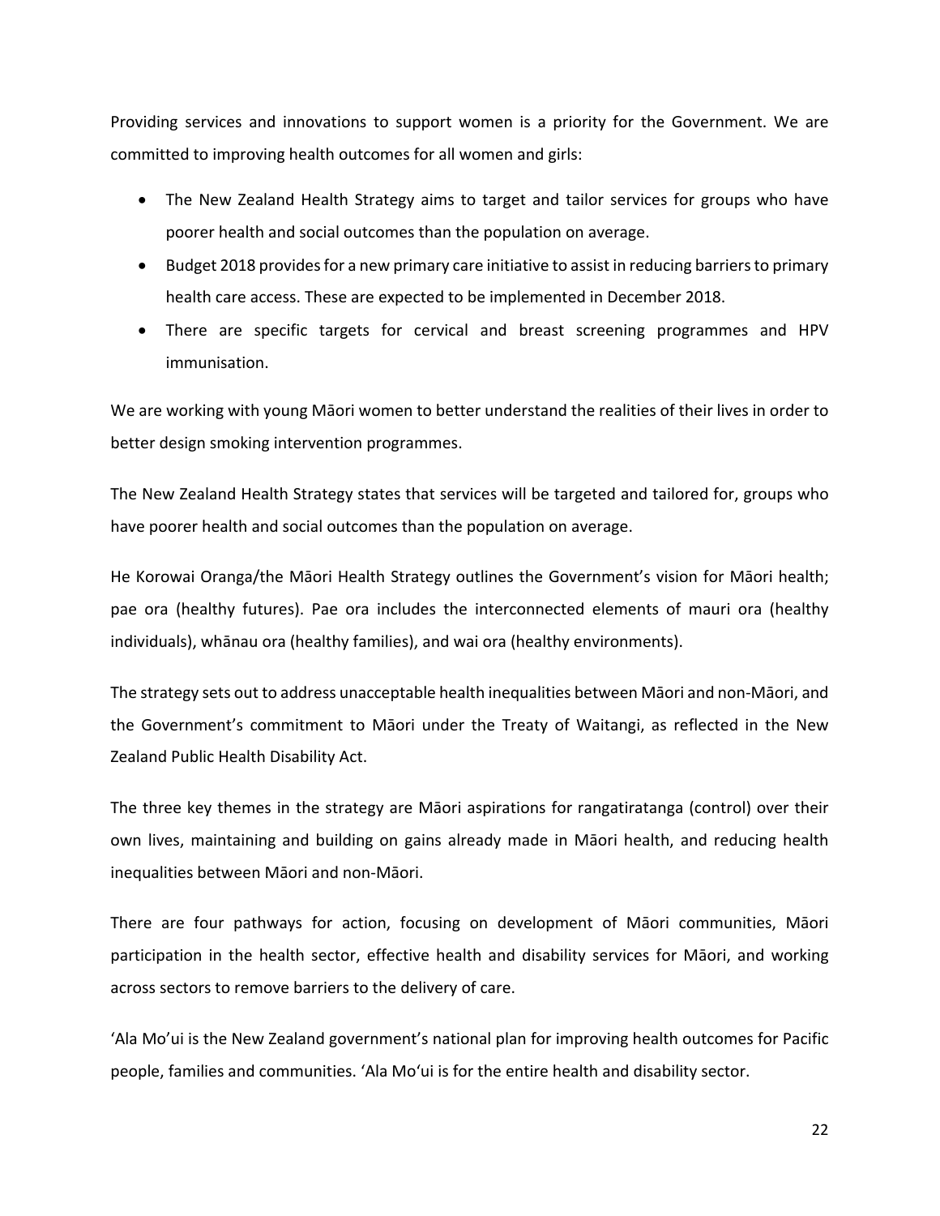Providing services and innovations to support women is a priority for the Government. We are committed to improving health outcomes for all women and girls:

- The New Zealand Health Strategy aims to target and tailor services for groups who have poorer health and social outcomes than the population on average.
- Budget 2018 provides for a new primary care initiative to assist in reducing barriers to primary health care access. These are expected to be implemented in December 2018.
- There are specific targets for cervical and breast screening programmes and HPV immunisation.

We are working with young Māori women to better understand the realities of their lives in order to better design smoking intervention programmes.

The New Zealand Health Strategy states that services will be targeted and tailored for, groups who have poorer health and social outcomes than the population on average.

He Korowai Oranga/the Māori Health Strategy outlines the Government's vision for Māori health; pae ora (healthy futures). Pae ora includes the interconnected elements of mauri ora (healthy individuals), whānau ora (healthy families), and wai ora (healthy environments).

The strategy sets out to address unacceptable health inequalities between Māori and non-Māori, and the Government's commitment to Māori under the Treaty of Waitangi, as reflected in the New Zealand Public Health Disability Act.

The three key themes in the strategy are Māori aspirations for rangatiratanga (control) over their own lives, maintaining and building on gains already made in Māori health, and reducing health inequalities between Māori and non-Māori.

There are four pathways for action, focusing on development of Māori communities, Māori participation in the health sector, effective health and disability services for Māori, and working across sectors to remove barriers to the delivery of care.

'Ala Mo'ui is the New Zealand government's national plan for improving health outcomes for Pacific people, families and communities. 'Ala Moʻui is for the entire health and disability sector.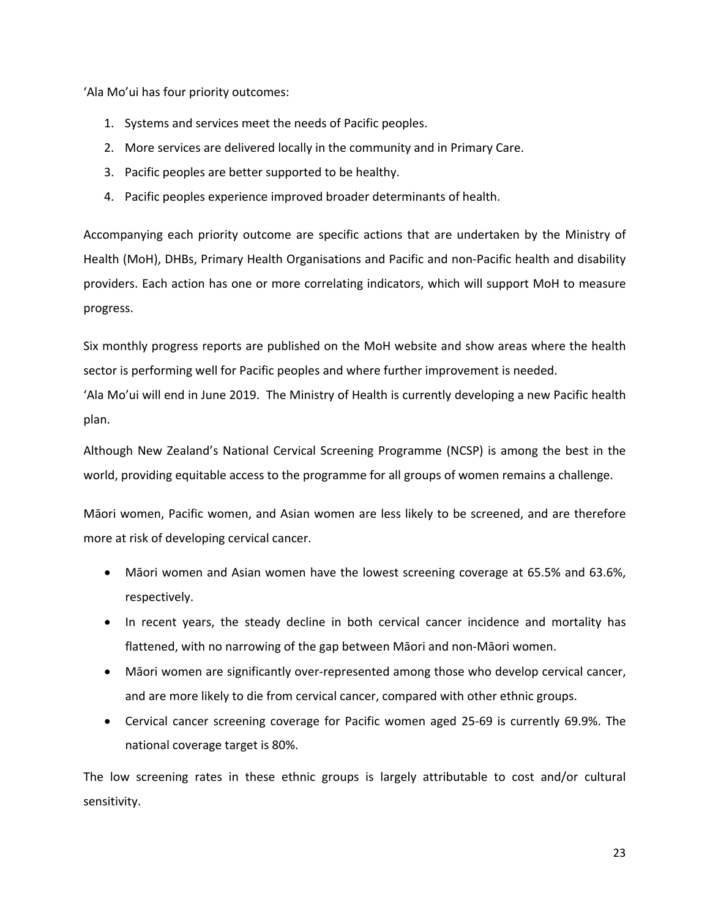'Ala Mo'ui has four priority outcomes:

1. Systems and services meet the needs of Pacific peoples.
2. More services are delivered locally in the community and in Primary Care.
3. Pacific peoples are better supported to be healthy.
4. Pacific peoples experience improved broader determinants of health.

Accompanying each priority outcome are specific actions that are undertaken by the Ministry of Health (MoH), DHBs, Primary Health Organisations and Pacific and non-Pacific health and disability providers. Each action has one or more correlating indicators, which will support MoH to measure progress.

Six monthly progress reports are published on the MoH website and show areas where the health sector is performing well for Pacific peoples and where further improvement is needed.
'Ala Mo'ui will end in June 2019. The Ministry of Health is currently developing a new Pacific health plan.

Although New Zealand's National Cervical Screening Programme (NCSP) is among the best in the world, providing equitable access to the programme for all groups of women remains a challenge.

Māori women, Pacific women, and Asian women are less likely to be screened, and are therefore more at risk of developing cervical cancer.

- Māori women and Asian women have the lowest screening coverage at 65.5% and 63.6%, respectively.
- In recent years, the steady decline in both cervical cancer incidence and mortality has flattened, with no narrowing of the gap between Māori and non-Māori women.
- Māori women are significantly over-represented among those who develop cervical cancer, and are more likely to die from cervical cancer, compared with other ethnic groups.
- Cervical cancer screening coverage for Pacific women aged 25-69 is currently 69.9%. The national coverage target is 80%.

The low screening rates in these ethnic groups is largely attributable to cost and/or cultural sensitivity.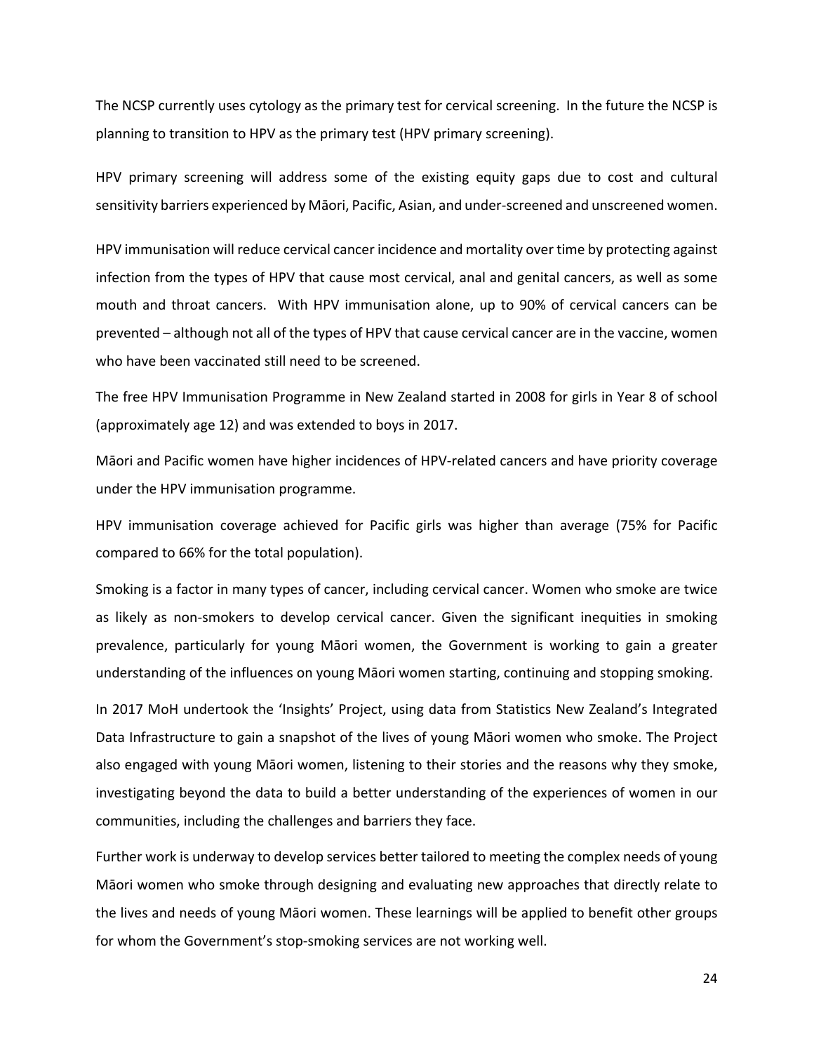The NCSP currently uses cytology as the primary test for cervical screening. In the future the NCSP is planning to transition to HPV as the primary test (HPV primary screening).

HPV primary screening will address some of the existing equity gaps due to cost and cultural sensitivity barriers experienced by Māori, Pacific, Asian, and under-screened and unscreened women.

HPV immunisation will reduce cervical cancer incidence and mortality over time by protecting against infection from the types of HPV that cause most cervical, anal and genital cancers, as well as some mouth and throat cancers. With HPV immunisation alone, up to 90% of cervical cancers can be prevented – although not all of the types of HPV that cause cervical cancer are in the vaccine, women who have been vaccinated still need to be screened.

The free HPV Immunisation Programme in New Zealand started in 2008 for girls in Year 8 of school (approximately age 12) and was extended to boys in 2017.

Māori and Pacific women have higher incidences of HPV-related cancers and have priority coverage under the HPV immunisation programme.

HPV immunisation coverage achieved for Pacific girls was higher than average (75% for Pacific compared to 66% for the total population).

Smoking is a factor in many types of cancer, including cervical cancer. Women who smoke are twice as likely as non-smokers to develop cervical cancer. Given the significant inequities in smoking prevalence, particularly for young Māori women, the Government is working to gain a greater understanding of the influences on young Māori women starting, continuing and stopping smoking.

In 2017 MoH undertook the 'Insights' Project, using data from Statistics New Zealand's Integrated Data Infrastructure to gain a snapshot of the lives of young Māori women who smoke. The Project also engaged with young Māori women, listening to their stories and the reasons why they smoke, investigating beyond the data to build a better understanding of the experiences of women in our communities, including the challenges and barriers they face.

Further work is underway to develop services better tailored to meeting the complex needs of young Māori women who smoke through designing and evaluating new approaches that directly relate to the lives and needs of young Māori women. These learnings will be applied to benefit other groups for whom the Government's stop-smoking services are not working well.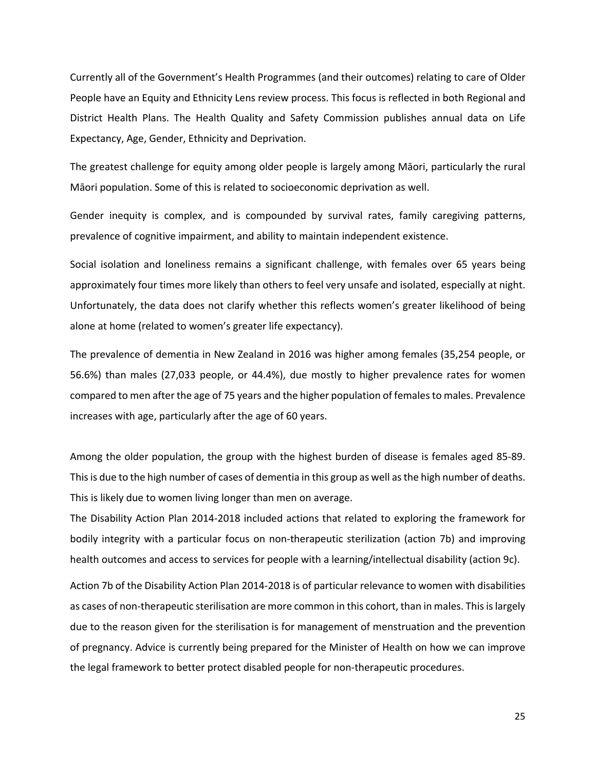Currently all of the Government's Health Programmes (and their outcomes) relating to care of Older People have an Equity and Ethnicity Lens review process. This focus is reflected in both Regional and District Health Plans. The Health Quality and Safety Commission publishes annual data on Life Expectancy, Age, Gender, Ethnicity and Deprivation.

The greatest challenge for equity among older people is largely among Māori, particularly the rural Māori population. Some of this is related to socioeconomic deprivation as well.

Gender inequity is complex, and is compounded by survival rates, family caregiving patterns, prevalence of cognitive impairment, and ability to maintain independent existence.

Social isolation and loneliness remains a significant challenge, with females over 65 years being approximately four times more likely than others to feel very unsafe and isolated, especially at night. Unfortunately, the data does not clarify whether this reflects women's greater likelihood of being alone at home (related to women's greater life expectancy).

The prevalence of dementia in New Zealand in 2016 was higher among females (35,254 people, or 56.6%) than males (27,033 people, or 44.4%), due mostly to higher prevalence rates for women compared to men after the age of 75 years and the higher population of females to males. Prevalence increases with age, particularly after the age of 60 years.

Among the older population, the group with the highest burden of disease is females aged 85-89. This is due to the high number of cases of dementia in this group as well as the high number of deaths. This is likely due to women living longer than men on average.

The Disability Action Plan 2014-2018 included actions that related to exploring the framework for bodily integrity with a particular focus on non-therapeutic sterilization (action 7b) and improving health outcomes and access to services for people with a learning/intellectual disability (action 9c).

Action 7b of the Disability Action Plan 2014-2018 is of particular relevance to women with disabilities as cases of non-therapeutic sterilisation are more common in this cohort, than in males. This is largely due to the reason given for the sterilisation is for management of menstruation and the prevention of pregnancy. Advice is currently being prepared for the Minister of Health on how we can improve the legal framework to better protect disabled people for non-therapeutic procedures.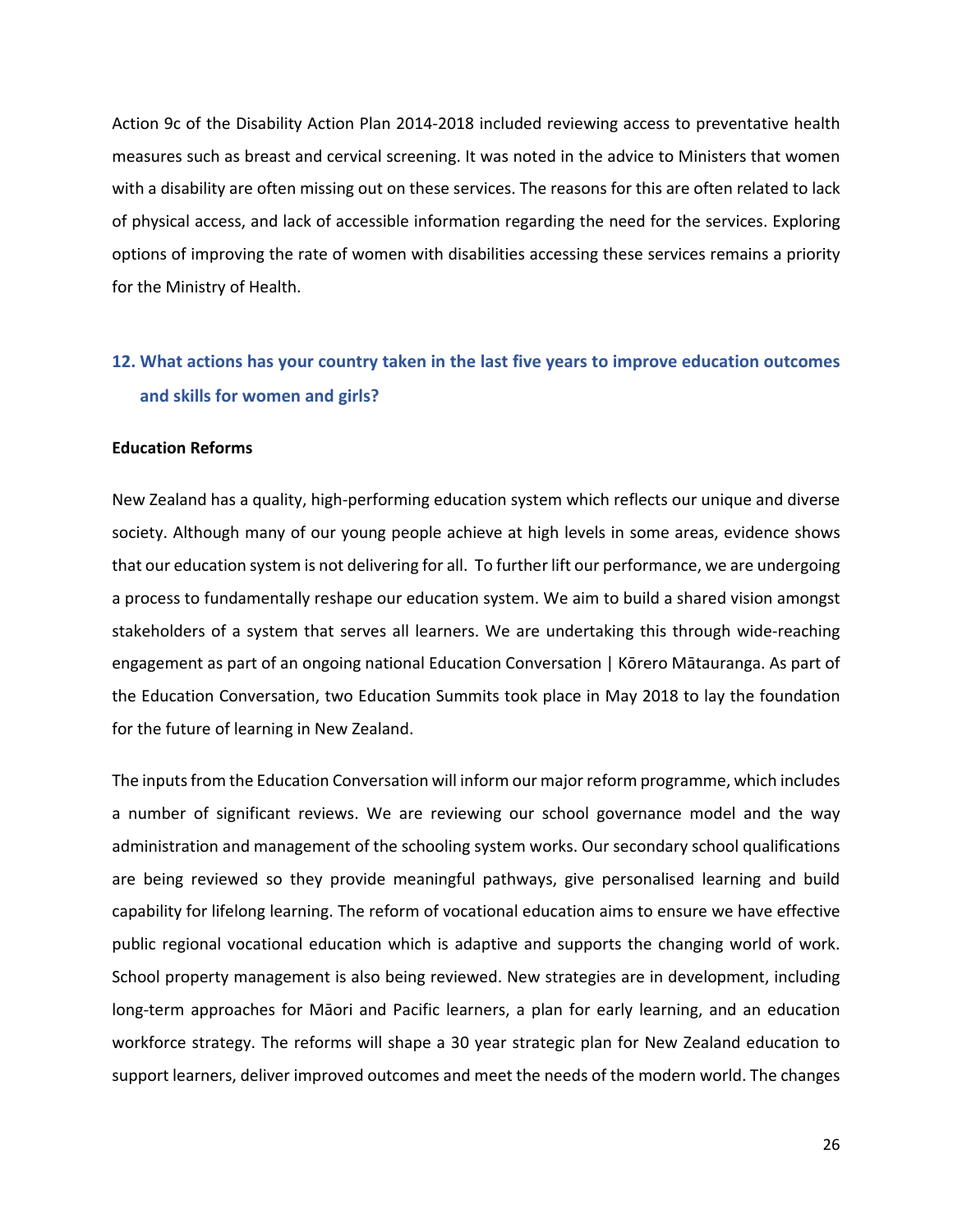Action 9c of the Disability Action Plan 2014-2018 included reviewing access to preventative health measures such as breast and cervical screening. It was noted in the advice to Ministers that women with a disability are often missing out on these services. The reasons for this are often related to lack of physical access, and lack of accessible information regarding the need for the services. Exploring options of improving the rate of women with disabilities accessing these services remains a priority for the Ministry of Health.

## 12. What actions has your country taken in the last five years to improve education outcomes and skills for women and girls?

**Education Reforms**

New Zealand has a quality, high-performing education system which reflects our unique and diverse society. Although many of our young people achieve at high levels in some areas, evidence shows that our education system is not delivering for all. To further lift our performance, we are undergoing a process to fundamentally reshape our education system. We aim to build a shared vision amongst stakeholders of a system that serves all learners. We are undertaking this through wide-reaching engagement as part of an ongoing national Education Conversation | Kōrero Mātauranga. As part of the Education Conversation, two Education Summits took place in May 2018 to lay the foundation for the future of learning in New Zealand.

The inputs from the Education Conversation will inform our major reform programme, which includes a number of significant reviews. We are reviewing our school governance model and the way administration and management of the schooling system works. Our secondary school qualifications are being reviewed so they provide meaningful pathways, give personalised learning and build capability for lifelong learning. The reform of vocational education aims to ensure we have effective public regional vocational education which is adaptive and supports the changing world of work. School property management is also being reviewed. New strategies are in development, including long-term approaches for Māori and Pacific learners, a plan for early learning, and an education workforce strategy. The reforms will shape a 30 year strategic plan for New Zealand education to support learners, deliver improved outcomes and meet the needs of the modern world. The changes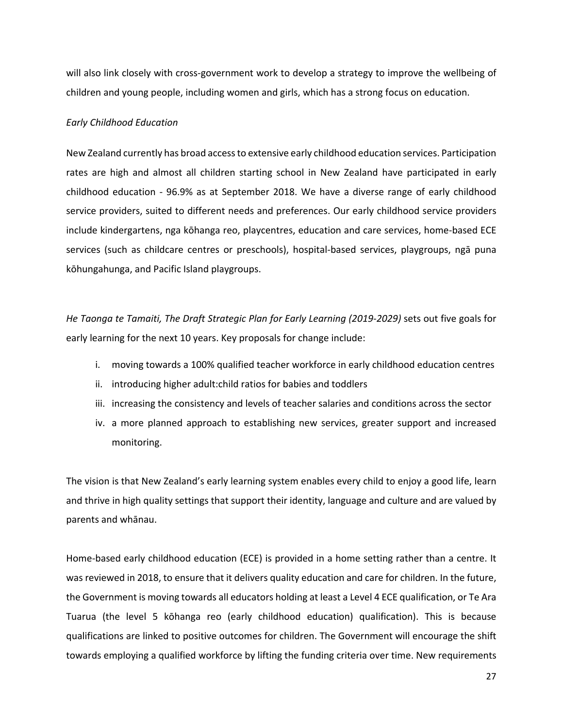will also link closely with cross-government work to develop a strategy to improve the wellbeing of children and young people, including women and girls, which has a strong focus on education.

*Early Childhood Education*

New Zealand currently has broad access to extensive early childhood education services. Participation rates are high and almost all children starting school in New Zealand have participated in early childhood education - 96.9% as at September 2018. We have a diverse range of early childhood service providers, suited to different needs and preferences. Our early childhood service providers include kindergartens, nga kōhanga reo, playcentres, education and care services, home-based ECE services (such as childcare centres or preschools), hospital-based services, playgroups, ngā puna kōhungahunga, and Pacific Island playgroups.

*He Taonga te Tamaiti, The Draft Strategic Plan for Early Learning (2019-2029)* sets out five goals for early learning for the next 10 years. Key proposals for change include:

i. moving towards a 100% qualified teacher workforce in early childhood education centres
ii. introducing higher adult:child ratios for babies and toddlers
iii. increasing the consistency and levels of teacher salaries and conditions across the sector
iv. a more planned approach to establishing new services, greater support and increased monitoring.

The vision is that New Zealand's early learning system enables every child to enjoy a good life, learn and thrive in high quality settings that support their identity, language and culture and are valued by parents and whānau.

Home-based early childhood education (ECE) is provided in a home setting rather than a centre. It was reviewed in 2018, to ensure that it delivers quality education and care for children. In the future, the Government is moving towards all educators holding at least a Level 4 ECE qualification, or Te Ara Tuarua (the level 5 kōhanga reo (early childhood education) qualification). This is because qualifications are linked to positive outcomes for children. The Government will encourage the shift towards employing a qualified workforce by lifting the funding criteria over time. New requirements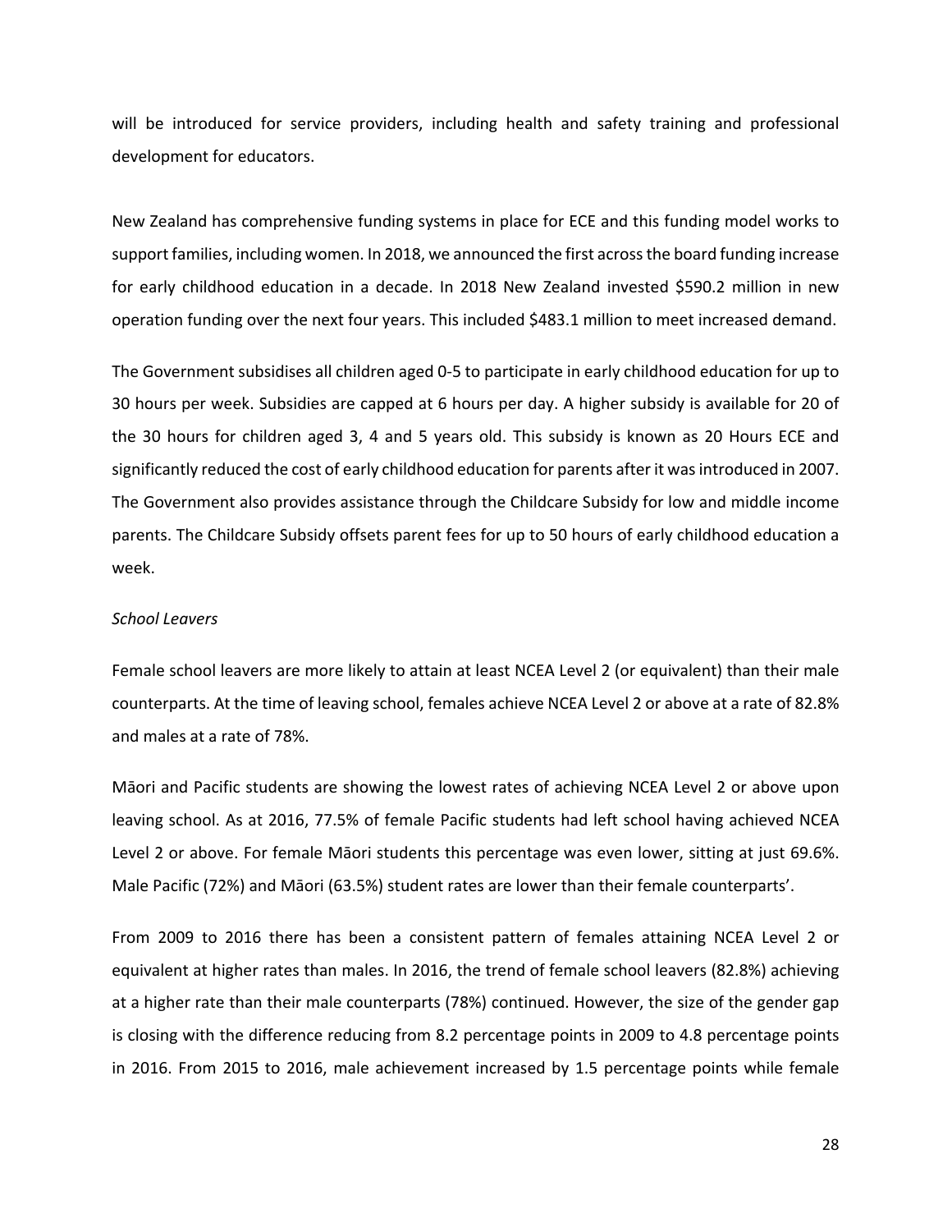will be introduced for service providers, including health and safety training and professional development for educators.

New Zealand has comprehensive funding systems in place for ECE and this funding model works to support families, including women. In 2018, we announced the first across the board funding increase for early childhood education in a decade. In 2018 New Zealand invested $590.2 million in new operation funding over the next four years. This included $483.1 million to meet increased demand.

The Government subsidises all children aged 0-5 to participate in early childhood education for up to 30 hours per week. Subsidies are capped at 6 hours per day. A higher subsidy is available for 20 of the 30 hours for children aged 3, 4 and 5 years old. This subsidy is known as 20 Hours ECE and significantly reduced the cost of early childhood education for parents after it was introduced in 2007. The Government also provides assistance through the Childcare Subsidy for low and middle income parents. The Childcare Subsidy offsets parent fees for up to 50 hours of early childhood education a week.

*School Leavers*

Female school leavers are more likely to attain at least NCEA Level 2 (or equivalent) than their male counterparts. At the time of leaving school, females achieve NCEA Level 2 or above at a rate of 82.8% and males at a rate of 78%.

Māori and Pacific students are showing the lowest rates of achieving NCEA Level 2 or above upon leaving school. As at 2016, 77.5% of female Pacific students had left school having achieved NCEA Level 2 or above. For female Māori students this percentage was even lower, sitting at just 69.6%. Male Pacific (72%) and Māori (63.5%) student rates are lower than their female counterparts'.

From 2009 to 2016 there has been a consistent pattern of females attaining NCEA Level 2 or equivalent at higher rates than males. In 2016, the trend of female school leavers (82.8%) achieving at a higher rate than their male counterparts (78%) continued. However, the size of the gender gap is closing with the difference reducing from 8.2 percentage points in 2009 to 4.8 percentage points in 2016. From 2015 to 2016, male achievement increased by 1.5 percentage points while female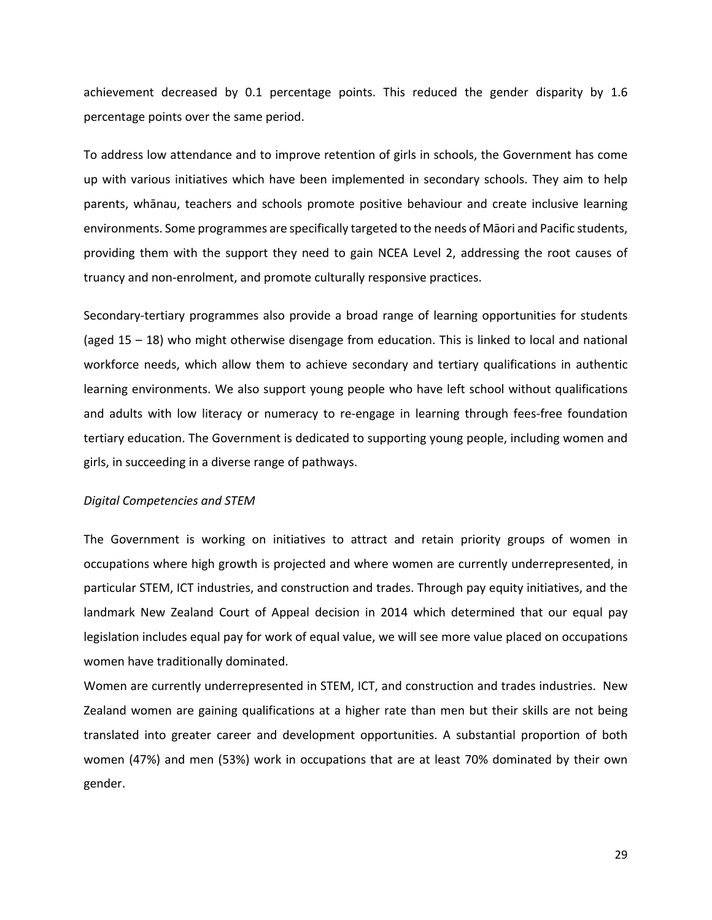achievement decreased by 0.1 percentage points. This reduced the gender disparity by 1.6 percentage points over the same period.

To address low attendance and to improve retention of girls in schools, the Government has come up with various initiatives which have been implemented in secondary schools. They aim to help parents, whānau, teachers and schools promote positive behaviour and create inclusive learning environments. Some programmes are specifically targeted to the needs of Māori and Pacific students, providing them with the support they need to gain NCEA Level 2, addressing the root causes of truancy and non-enrolment, and promote culturally responsive practices.

Secondary-tertiary programmes also provide a broad range of learning opportunities for students (aged 15 – 18) who might otherwise disengage from education. This is linked to local and national workforce needs, which allow them to achieve secondary and tertiary qualifications in authentic learning environments. We also support young people who have left school without qualifications and adults with low literacy or numeracy to re-engage in learning through fees-free foundation tertiary education. The Government is dedicated to supporting young people, including women and girls, in succeeding in a diverse range of pathways.

*Digital Competencies and STEM*

The Government is working on initiatives to attract and retain priority groups of women in occupations where high growth is projected and where women are currently underrepresented, in particular STEM, ICT industries, and construction and trades. Through pay equity initiatives, and the landmark New Zealand Court of Appeal decision in 2014 which determined that our equal pay legislation includes equal pay for work of equal value, we will see more value placed on occupations women have traditionally dominated.

Women are currently underrepresented in STEM, ICT, and construction and trades industries. New Zealand women are gaining qualifications at a higher rate than men but their skills are not being translated into greater career and development opportunities. A substantial proportion of both women (47%) and men (53%) work in occupations that are at least 70% dominated by their own gender.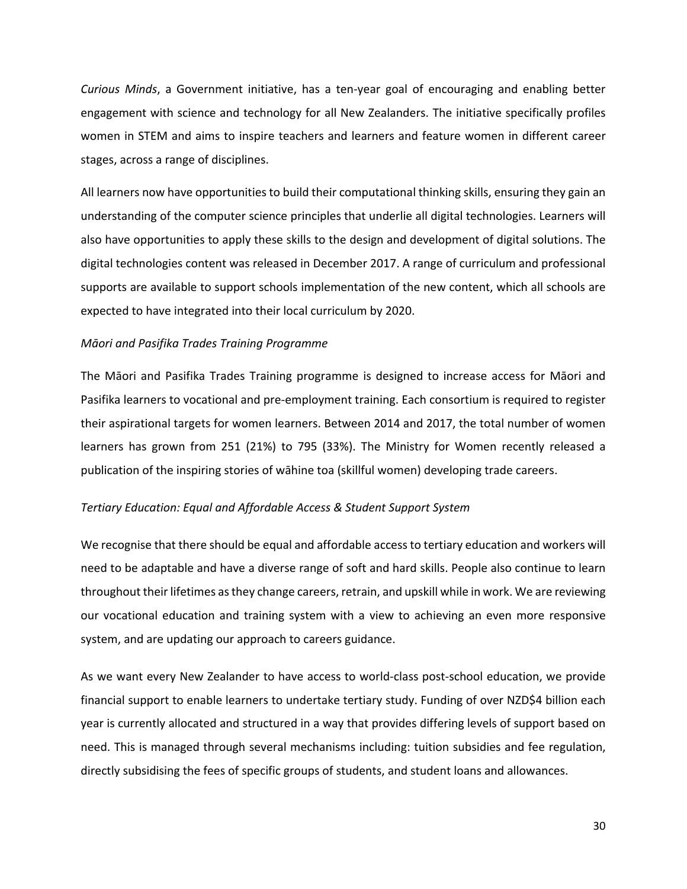*Curious Minds*, a Government initiative, has a ten-year goal of encouraging and enabling better engagement with science and technology for all New Zealanders. The initiative specifically profiles women in STEM and aims to inspire teachers and learners and feature women in different career stages, across a range of disciplines.

All learners now have opportunities to build their computational thinking skills, ensuring they gain an understanding of the computer science principles that underlie all digital technologies. Learners will also have opportunities to apply these skills to the design and development of digital solutions. The digital technologies content was released in December 2017. A range of curriculum and professional supports are available to support schools implementation of the new content, which all schools are expected to have integrated into their local curriculum by 2020.

*Māori and Pasifika Trades Training Programme*

The Māori and Pasifika Trades Training programme is designed to increase access for Māori and Pasifika learners to vocational and pre-employment training. Each consortium is required to register their aspirational targets for women learners. Between 2014 and 2017, the total number of women learners has grown from 251 (21%) to 795 (33%). The Ministry for Women recently released a publication of the inspiring stories of wāhine toa (skillful women) developing trade careers.

*Tertiary Education: Equal and Affordable Access & Student Support System*

We recognise that there should be equal and affordable access to tertiary education and workers will need to be adaptable and have a diverse range of soft and hard skills. People also continue to learn throughout their lifetimes as they change careers, retrain, and upskill while in work. We are reviewing our vocational education and training system with a view to achieving an even more responsive system, and are updating our approach to careers guidance.

As we want every New Zealander to have access to world-class post-school education, we provide financial support to enable learners to undertake tertiary study. Funding of over NZD$4 billion each year is currently allocated and structured in a way that provides differing levels of support based on need. This is managed through several mechanisms including: tuition subsidies and fee regulation, directly subsidising the fees of specific groups of students, and student loans and allowances.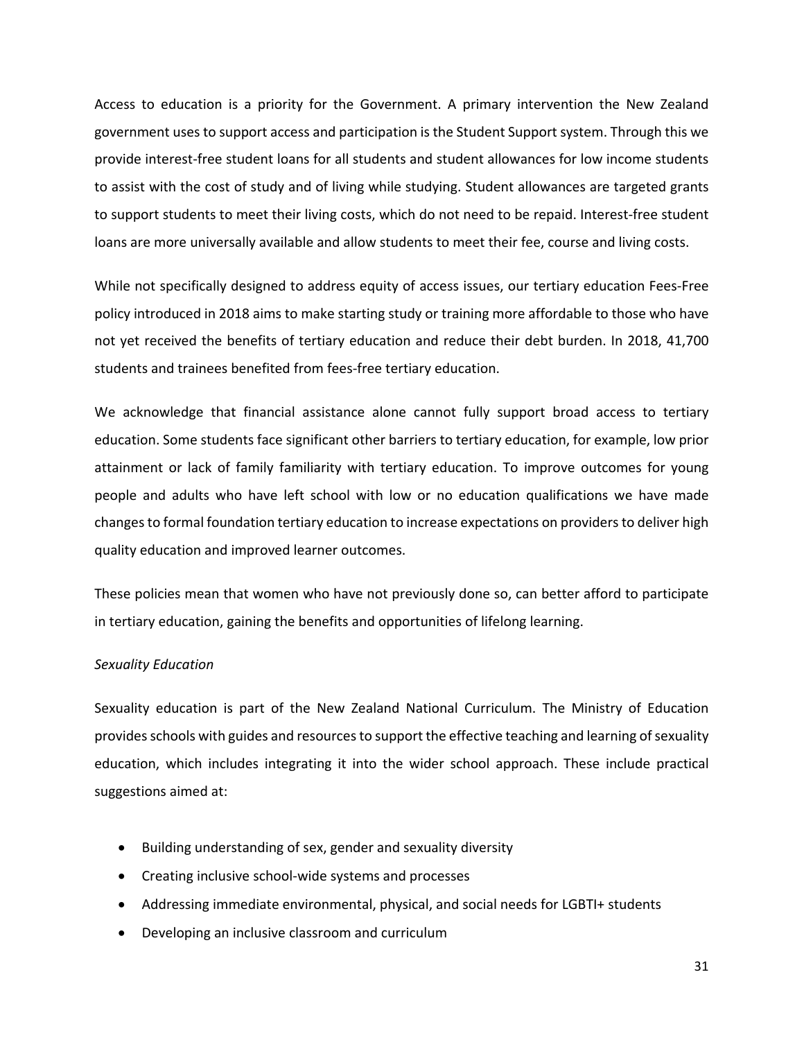Access to education is a priority for the Government. A primary intervention the New Zealand government uses to support access and participation is the Student Support system. Through this we provide interest-free student loans for all students and student allowances for low income students to assist with the cost of study and of living while studying. Student allowances are targeted grants to support students to meet their living costs, which do not need to be repaid. Interest-free student loans are more universally available and allow students to meet their fee, course and living costs.

While not specifically designed to address equity of access issues, our tertiary education Fees-Free policy introduced in 2018 aims to make starting study or training more affordable to those who have not yet received the benefits of tertiary education and reduce their debt burden. In 2018, 41,700 students and trainees benefited from fees-free tertiary education.

We acknowledge that financial assistance alone cannot fully support broad access to tertiary education. Some students face significant other barriers to tertiary education, for example, low prior attainment or lack of family familiarity with tertiary education. To improve outcomes for young people and adults who have left school with low or no education qualifications we have made changes to formal foundation tertiary education to increase expectations on providers to deliver high quality education and improved learner outcomes.

These policies mean that women who have not previously done so, can better afford to participate in tertiary education, gaining the benefits and opportunities of lifelong learning.

*Sexuality Education*

Sexuality education is part of the New Zealand National Curriculum. The Ministry of Education provides schools with guides and resources to support the effective teaching and learning of sexuality education, which includes integrating it into the wider school approach. These include practical suggestions aimed at:

- Building understanding of sex, gender and sexuality diversity
- Creating inclusive school-wide systems and processes
- Addressing immediate environmental, physical, and social needs for LGBTI+ students
- Developing an inclusive classroom and curriculum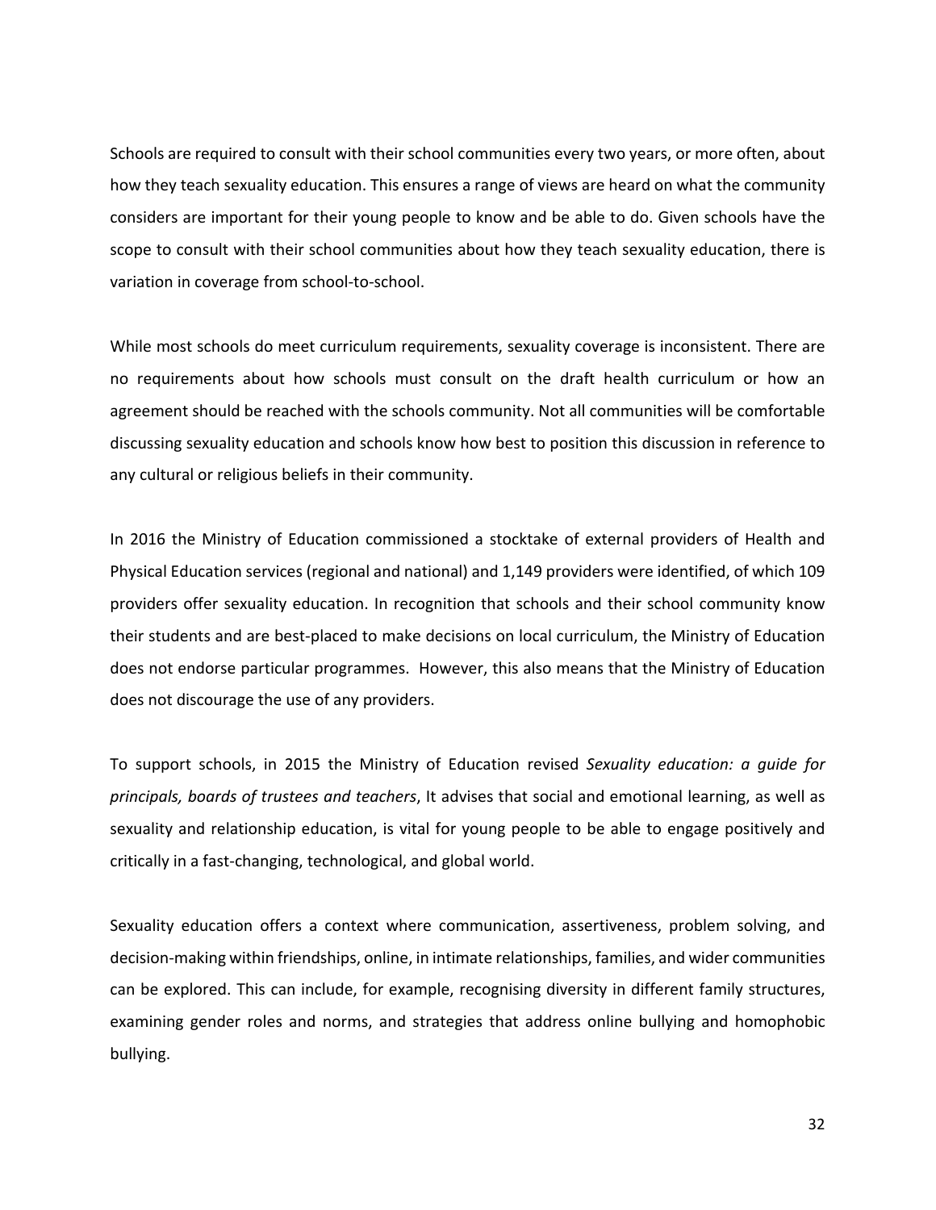Schools are required to consult with their school communities every two years, or more often, about how they teach sexuality education. This ensures a range of views are heard on what the community considers are important for their young people to know and be able to do. Given schools have the scope to consult with their school communities about how they teach sexuality education, there is variation in coverage from school-to-school.

While most schools do meet curriculum requirements, sexuality coverage is inconsistent. There are no requirements about how schools must consult on the draft health curriculum or how an agreement should be reached with the schools community. Not all communities will be comfortable discussing sexuality education and schools know how best to position this discussion in reference to any cultural or religious beliefs in their community.

In 2016 the Ministry of Education commissioned a stocktake of external providers of Health and Physical Education services (regional and national) and 1,149 providers were identified, of which 109 providers offer sexuality education. In recognition that schools and their school community know their students and are best-placed to make decisions on local curriculum, the Ministry of Education does not endorse particular programmes. However, this also means that the Ministry of Education does not discourage the use of any providers.

To support schools, in 2015 the Ministry of Education revised *Sexuality education: a guide for principals, boards of trustees and teachers*, It advises that social and emotional learning, as well as sexuality and relationship education, is vital for young people to be able to engage positively and critically in a fast-changing, technological, and global world.

Sexuality education offers a context where communication, assertiveness, problem solving, and decision-making within friendships, online, in intimate relationships, families, and wider communities can be explored. This can include, for example, recognising diversity in different family structures, examining gender roles and norms, and strategies that address online bullying and homophobic bullying.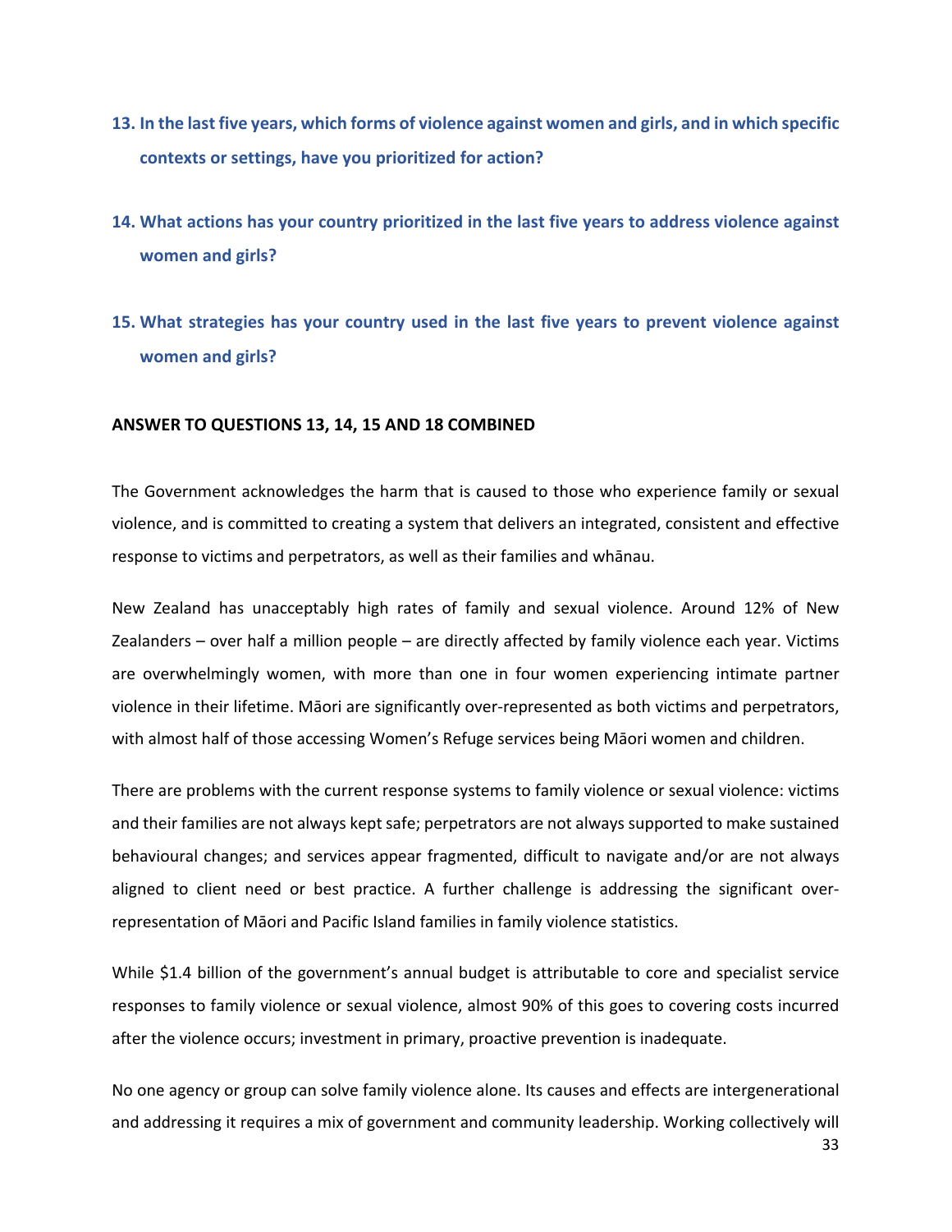**13. In the last five years, which forms of violence against women and girls, and in which specific contexts or settings, have you prioritized for action?**

**14. What actions has your country prioritized in the last five years to address violence against women and girls?**

**15. What strategies has your country used in the last five years to prevent violence against women and girls?**

**ANSWER TO QUESTIONS 13, 14, 15 AND 18 COMBINED**

The Government acknowledges the harm that is caused to those who experience family or sexual violence, and is committed to creating a system that delivers an integrated, consistent and effective response to victims and perpetrators, as well as their families and whānau.

New Zealand has unacceptably high rates of family and sexual violence. Around 12% of New Zealanders – over half a million people – are directly affected by family violence each year. Victims are overwhelmingly women, with more than one in four women experiencing intimate partner violence in their lifetime. Māori are significantly over-represented as both victims and perpetrators, with almost half of those accessing Women's Refuge services being Māori women and children.

There are problems with the current response systems to family violence or sexual violence: victims and their families are not always kept safe; perpetrators are not always supported to make sustained behavioural changes; and services appear fragmented, difficult to navigate and/or are not always aligned to client need or best practice. A further challenge is addressing the significant over-representation of Māori and Pacific Island families in family violence statistics.

While $1.4 billion of the government's annual budget is attributable to core and specialist service responses to family violence or sexual violence, almost 90% of this goes to covering costs incurred after the violence occurs; investment in primary, proactive prevention is inadequate.

No one agency or group can solve family violence alone. Its causes and effects are intergenerational and addressing it requires a mix of government and community leadership. Working collectively will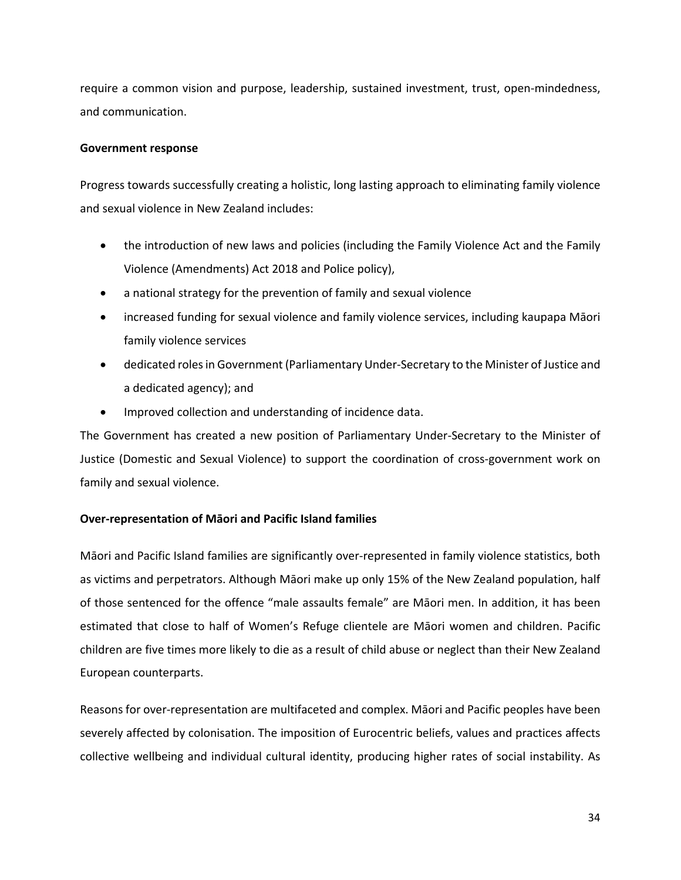require a common vision and purpose, leadership, sustained investment, trust, open-mindedness, and communication.

**Government response**

Progress towards successfully creating a holistic, long lasting approach to eliminating family violence and sexual violence in New Zealand includes:

- the introduction of new laws and policies (including the Family Violence Act and the Family Violence (Amendments) Act 2018 and Police policy),
- a national strategy for the prevention of family and sexual violence
- increased funding for sexual violence and family violence services, including kaupapa Māori family violence services
- dedicated roles in Government (Parliamentary Under-Secretary to the Minister of Justice and a dedicated agency); and
- Improved collection and understanding of incidence data.

The Government has created a new position of Parliamentary Under-Secretary to the Minister of Justice (Domestic and Sexual Violence) to support the coordination of cross-government work on family and sexual violence.

**Over-representation of Māori and Pacific Island families**

Māori and Pacific Island families are significantly over-represented in family violence statistics, both as victims and perpetrators. Although Māori make up only 15% of the New Zealand population, half of those sentenced for the offence "male assaults female" are Māori men. In addition, it has been estimated that close to half of Women's Refuge clientele are Māori women and children. Pacific children are five times more likely to die as a result of child abuse or neglect than their New Zealand European counterparts.

Reasons for over-representation are multifaceted and complex. Māori and Pacific peoples have been severely affected by colonisation. The imposition of Eurocentric beliefs, values and practices affects collective wellbeing and individual cultural identity, producing higher rates of social instability. As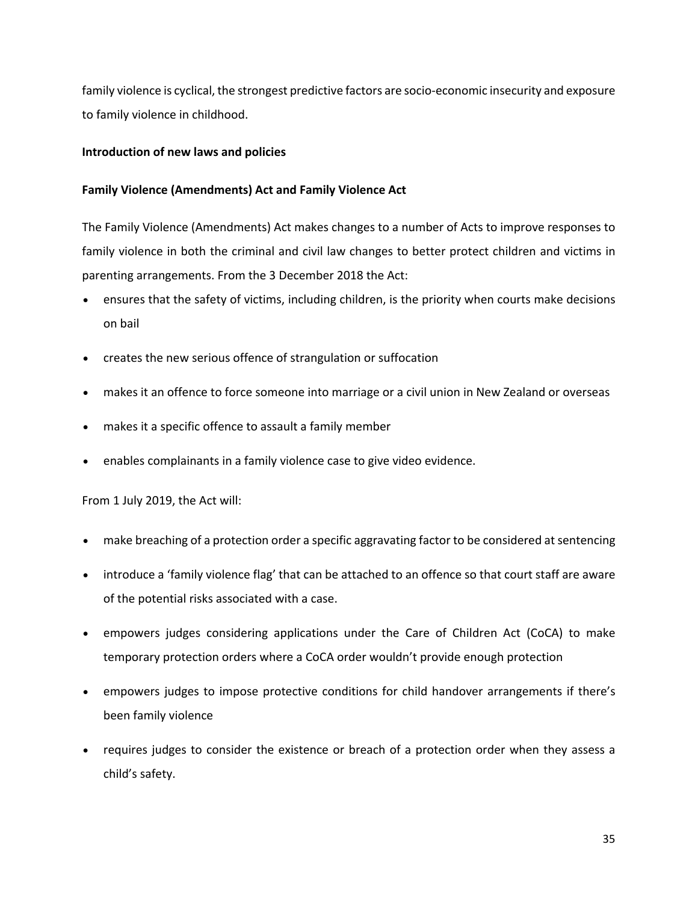family violence is cyclical, the strongest predictive factors are socio-economic insecurity and exposure to family violence in childhood.

**Introduction of new laws and policies**

**Family Violence (Amendments) Act and Family Violence Act**

The Family Violence (Amendments) Act makes changes to a number of Acts to improve responses to family violence in both the criminal and civil law changes to better protect children and victims in parenting arrangements. From the 3 December 2018 the Act:

- ensures that the safety of victims, including children, is the priority when courts make decisions on bail
- creates the new serious offence of strangulation or suffocation
- makes it an offence to force someone into marriage or a civil union in New Zealand or overseas
- makes it a specific offence to assault a family member
- enables complainants in a family violence case to give video evidence.

From 1 July 2019, the Act will:

- make breaching of a protection order a specific aggravating factor to be considered at sentencing
- introduce a 'family violence flag' that can be attached to an offence so that court staff are aware of the potential risks associated with a case.
- empowers judges considering applications under the Care of Children Act (CoCA) to make temporary protection orders where a CoCA order wouldn't provide enough protection
- empowers judges to impose protective conditions for child handover arrangements if there's been family violence
- requires judges to consider the existence or breach of a protection order when they assess a child's safety.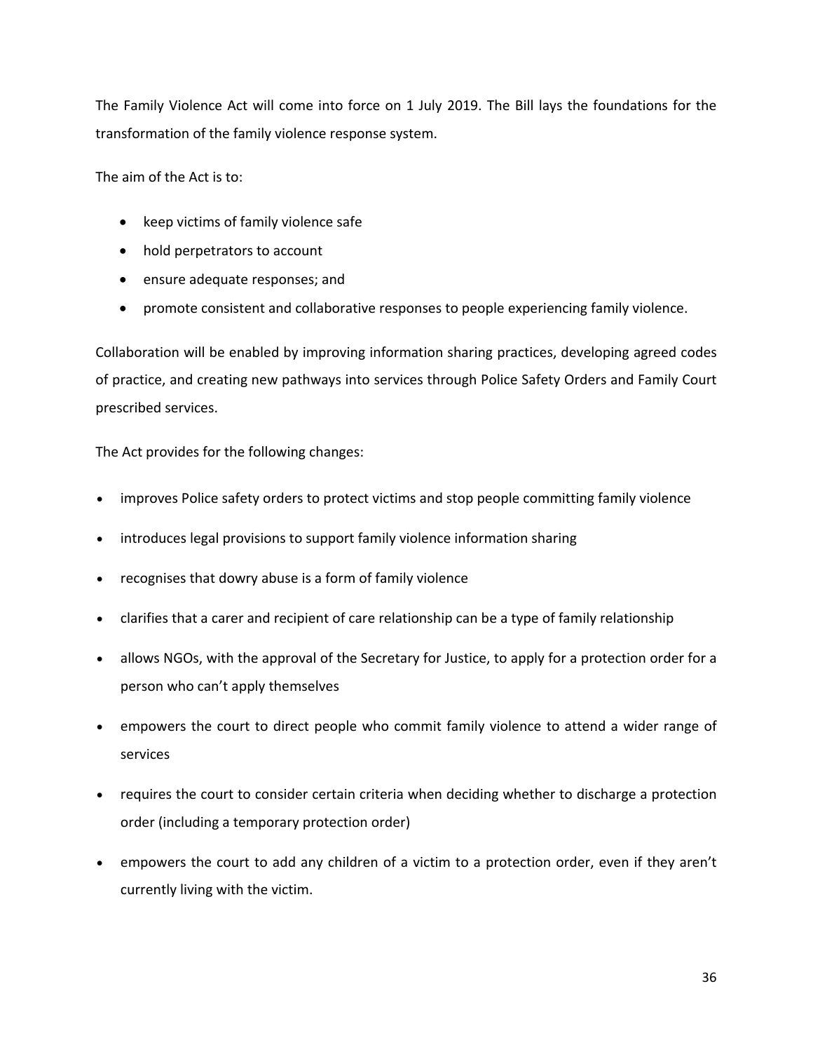The Family Violence Act will come into force on 1 July 2019. The Bill lays the foundations for the transformation of the family violence response system.

The aim of the Act is to:

- keep victims of family violence safe
- hold perpetrators to account
- ensure adequate responses; and
- promote consistent and collaborative responses to people experiencing family violence.

Collaboration will be enabled by improving information sharing practices, developing agreed codes of practice, and creating new pathways into services through Police Safety Orders and Family Court prescribed services.

The Act provides for the following changes:

- improves Police safety orders to protect victims and stop people committing family violence
- introduces legal provisions to support family violence information sharing
- recognises that dowry abuse is a form of family violence
- clarifies that a carer and recipient of care relationship can be a type of family relationship
- allows NGOs, with the approval of the Secretary for Justice, to apply for a protection order for a person who can't apply themselves
- empowers the court to direct people who commit family violence to attend a wider range of services
- requires the court to consider certain criteria when deciding whether to discharge a protection order (including a temporary protection order)
- empowers the court to add any children of a victim to a protection order, even if they aren't currently living with the victim.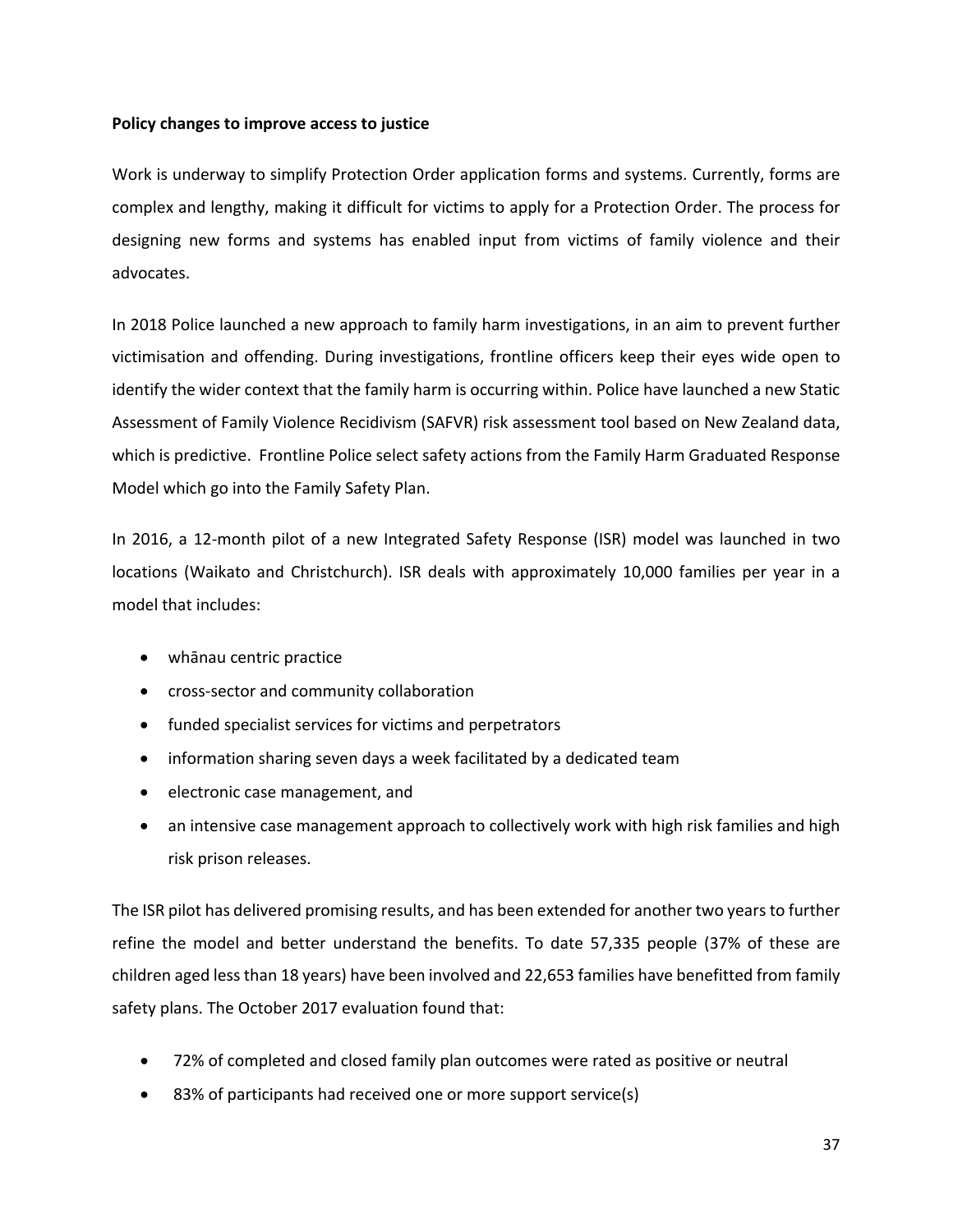**Policy changes to improve access to justice**

Work is underway to simplify Protection Order application forms and systems. Currently, forms are complex and lengthy, making it difficult for victims to apply for a Protection Order. The process for designing new forms and systems has enabled input from victims of family violence and their advocates.

In 2018 Police launched a new approach to family harm investigations, in an aim to prevent further victimisation and offending. During investigations, frontline officers keep their eyes wide open to identify the wider context that the family harm is occurring within. Police have launched a new Static Assessment of Family Violence Recidivism (SAFVR) risk assessment tool based on New Zealand data, which is predictive. Frontline Police select safety actions from the Family Harm Graduated Response Model which go into the Family Safety Plan.

In 2016, a 12-month pilot of a new Integrated Safety Response (ISR) model was launched in two locations (Waikato and Christchurch). ISR deals with approximately 10,000 families per year in a model that includes:

- whānau centric practice
- cross-sector and community collaboration
- funded specialist services for victims and perpetrators
- information sharing seven days a week facilitated by a dedicated team
- electronic case management, and
- an intensive case management approach to collectively work with high risk families and high risk prison releases.

The ISR pilot has delivered promising results, and has been extended for another two years to further refine the model and better understand the benefits. To date 57,335 people (37% of these are children aged less than 18 years) have been involved and 22,653 families have benefitted from family safety plans. The October 2017 evaluation found that:

- 72% of completed and closed family plan outcomes were rated as positive or neutral
- 83% of participants had received one or more support service(s)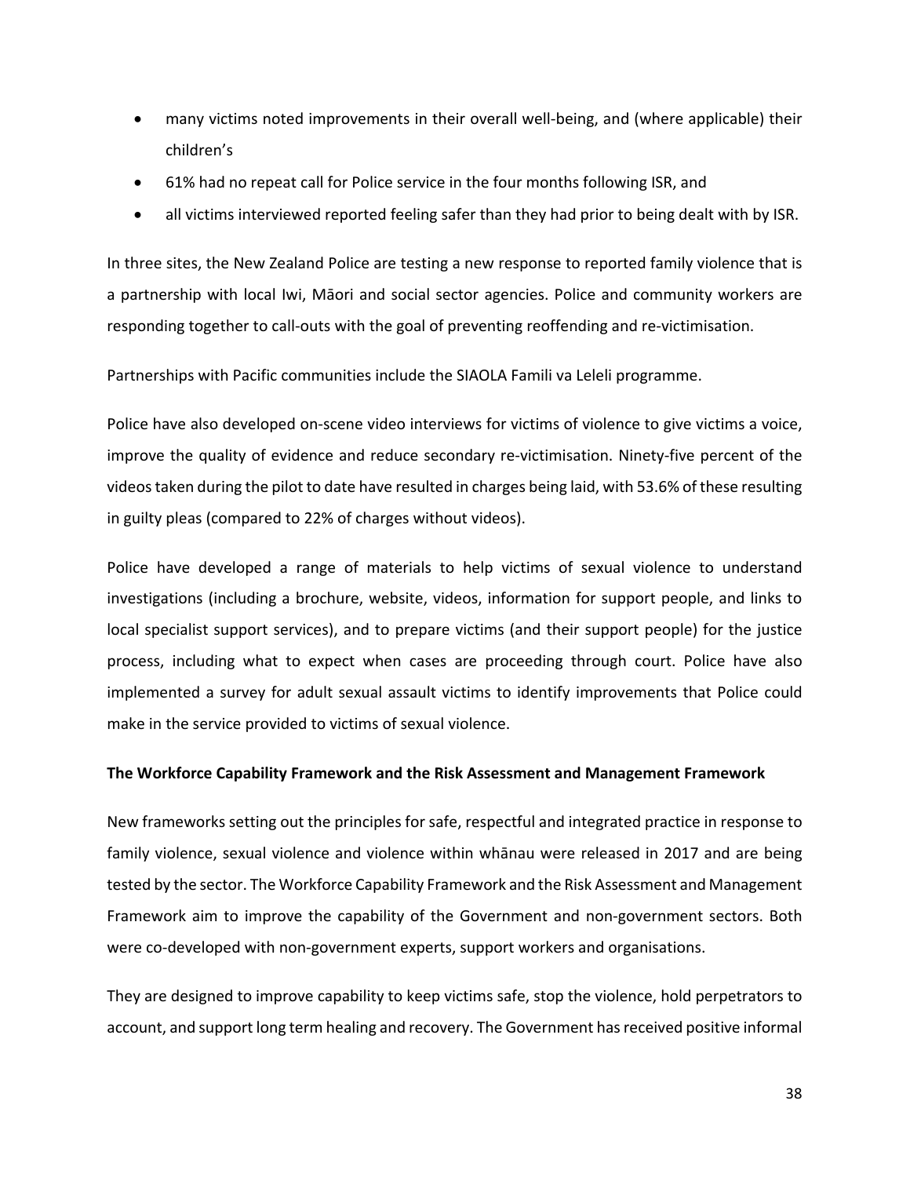- many victims noted improvements in their overall well-being, and (where applicable) their children's
- 61% had no repeat call for Police service in the four months following ISR, and
- all victims interviewed reported feeling safer than they had prior to being dealt with by ISR.

In three sites, the New Zealand Police are testing a new response to reported family violence that is a partnership with local Iwi, Māori and social sector agencies. Police and community workers are responding together to call-outs with the goal of preventing reoffending and re-victimisation.

Partnerships with Pacific communities include the SIAOLA Famili va Leleli programme.

Police have also developed on-scene video interviews for victims of violence to give victims a voice, improve the quality of evidence and reduce secondary re-victimisation. Ninety-five percent of the videos taken during the pilot to date have resulted in charges being laid, with 53.6% of these resulting in guilty pleas (compared to 22% of charges without videos).

Police have developed a range of materials to help victims of sexual violence to understand investigations (including a brochure, website, videos, information for support people, and links to local specialist support services), and to prepare victims (and their support people) for the justice process, including what to expect when cases are proceeding through court. Police have also implemented a survey for adult sexual assault victims to identify improvements that Police could make in the service provided to victims of sexual violence.

**The Workforce Capability Framework and the Risk Assessment and Management Framework**

New frameworks setting out the principles for safe, respectful and integrated practice in response to family violence, sexual violence and violence within whānau were released in 2017 and are being tested by the sector. The Workforce Capability Framework and the Risk Assessment and Management Framework aim to improve the capability of the Government and non-government sectors. Both were co-developed with non-government experts, support workers and organisations.

They are designed to improve capability to keep victims safe, stop the violence, hold perpetrators to account, and support long term healing and recovery. The Government has received positive informal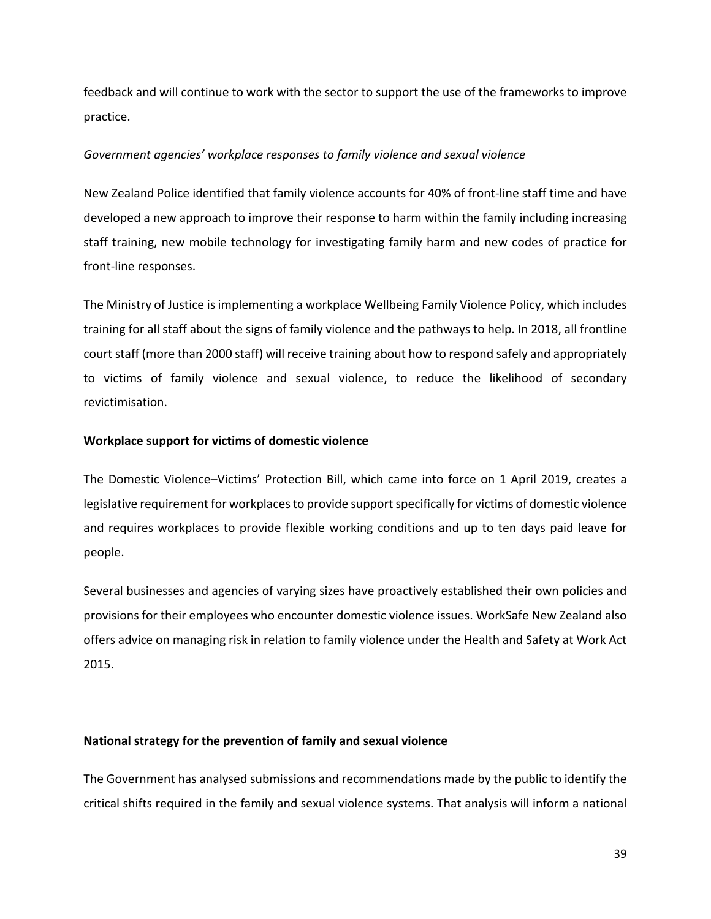feedback and will continue to work with the sector to support the use of the frameworks to improve practice.

*Government agencies' workplace responses to family violence and sexual violence*

New Zealand Police identified that family violence accounts for 40% of front-line staff time and have developed a new approach to improve their response to harm within the family including increasing staff training, new mobile technology for investigating family harm and new codes of practice for front-line responses.

The Ministry of Justice is implementing a workplace Wellbeing Family Violence Policy, which includes training for all staff about the signs of family violence and the pathways to help. In 2018, all frontline court staff (more than 2000 staff) will receive training about how to respond safely and appropriately to victims of family violence and sexual violence, to reduce the likelihood of secondary revictimisation.

**Workplace support for victims of domestic violence**

The Domestic Violence–Victims' Protection Bill, which came into force on 1 April 2019, creates a legislative requirement for workplaces to provide support specifically for victims of domestic violence and requires workplaces to provide flexible working conditions and up to ten days paid leave for people.

Several businesses and agencies of varying sizes have proactively established their own policies and provisions for their employees who encounter domestic violence issues. WorkSafe New Zealand also offers advice on managing risk in relation to family violence under the Health and Safety at Work Act 2015.

**National strategy for the prevention of family and sexual violence**

The Government has analysed submissions and recommendations made by the public to identify the critical shifts required in the family and sexual violence systems. That analysis will inform a national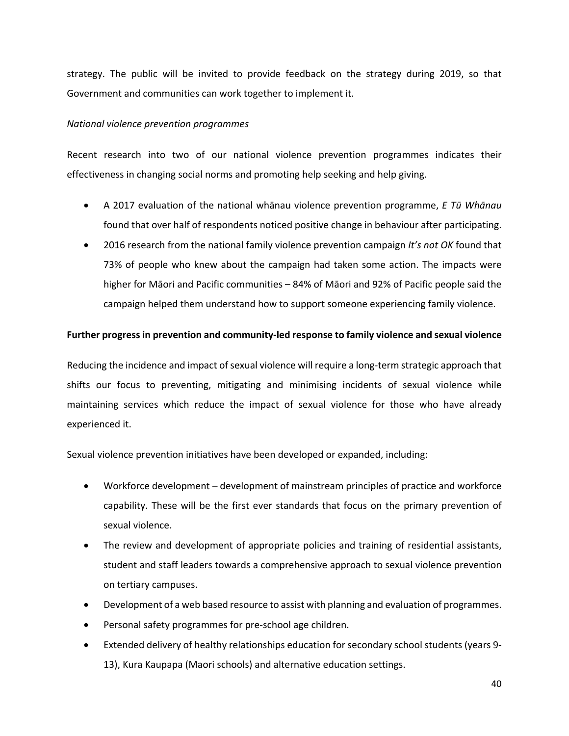strategy. The public will be invited to provide feedback on the strategy during 2019, so that Government and communities can work together to implement it.

*National violence prevention programmes*

Recent research into two of our national violence prevention programmes indicates their effectiveness in changing social norms and promoting help seeking and help giving.

- A 2017 evaluation of the national whānau violence prevention programme, *E Tū Whānau* found that over half of respondents noticed positive change in behaviour after participating.
- 2016 research from the national family violence prevention campaign *It's not OK* found that 73% of people who knew about the campaign had taken some action. The impacts were higher for Māori and Pacific communities – 84% of Māori and 92% of Pacific people said the campaign helped them understand how to support someone experiencing family violence.

**Further progress in prevention and community-led response to family violence and sexual violence**

Reducing the incidence and impact of sexual violence will require a long-term strategic approach that shifts our focus to preventing, mitigating and minimising incidents of sexual violence while maintaining services which reduce the impact of sexual violence for those who have already experienced it.

Sexual violence prevention initiatives have been developed or expanded, including:

- Workforce development – development of mainstream principles of practice and workforce capability. These will be the first ever standards that focus on the primary prevention of sexual violence.
- The review and development of appropriate policies and training of residential assistants, student and staff leaders towards a comprehensive approach to sexual violence prevention on tertiary campuses.
- Development of a web based resource to assist with planning and evaluation of programmes.
- Personal safety programmes for pre-school age children.
- Extended delivery of healthy relationships education for secondary school students (years 9-13), Kura Kaupapa (Maori schools) and alternative education settings.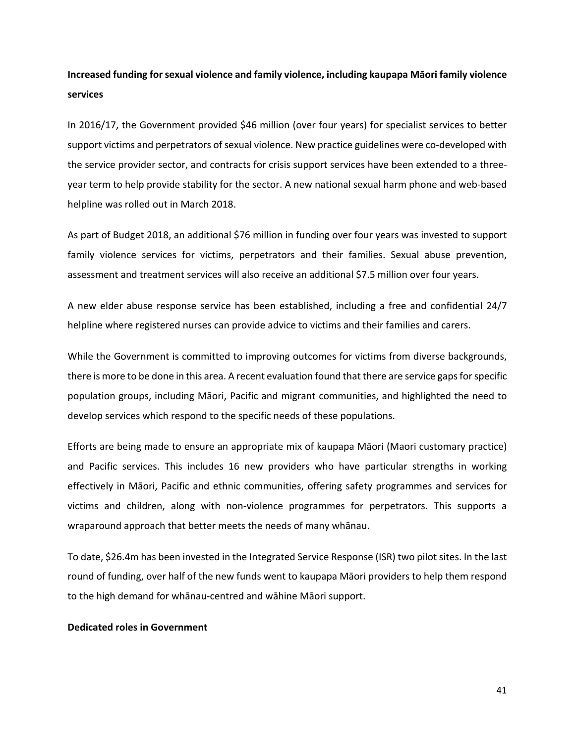**Increased funding for sexual violence and family violence, including kaupapa Māori family violence services**

In 2016/17, the Government provided $46 million (over four years) for specialist services to better support victims and perpetrators of sexual violence. New practice guidelines were co-developed with the service provider sector, and contracts for crisis support services have been extended to a three-year term to help provide stability for the sector. A new national sexual harm phone and web-based helpline was rolled out in March 2018.

As part of Budget 2018, an additional $76 million in funding over four years was invested to support family violence services for victims, perpetrators and their families. Sexual abuse prevention, assessment and treatment services will also receive an additional $7.5 million over four years.

A new elder abuse response service has been established, including a free and confidential 24/7 helpline where registered nurses can provide advice to victims and their families and carers.

While the Government is committed to improving outcomes for victims from diverse backgrounds, there is more to be done in this area. A recent evaluation found that there are service gaps for specific population groups, including Māori, Pacific and migrant communities, and highlighted the need to develop services which respond to the specific needs of these populations.

Efforts are being made to ensure an appropriate mix of kaupapa Māori (Maori customary practice) and Pacific services. This includes 16 new providers who have particular strengths in working effectively in Māori, Pacific and ethnic communities, offering safety programmes and services for victims and children, along with non-violence programmes for perpetrators. This supports a wraparound approach that better meets the needs of many whānau.

To date, $26.4m has been invested in the Integrated Service Response (ISR) two pilot sites. In the last round of funding, over half of the new funds went to kaupapa Māori providers to help them respond to the high demand for whānau-centred and wāhine Māori support.

**Dedicated roles in Government**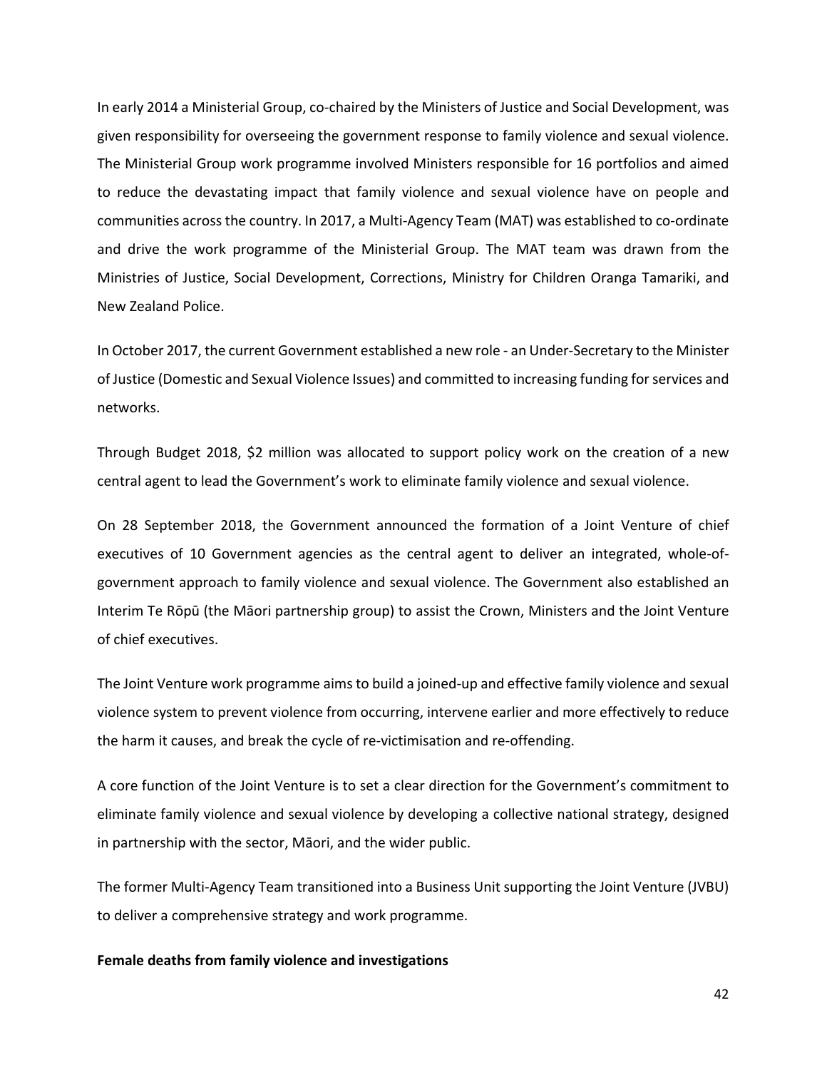In early 2014 a Ministerial Group, co-chaired by the Ministers of Justice and Social Development, was given responsibility for overseeing the government response to family violence and sexual violence. The Ministerial Group work programme involved Ministers responsible for 16 portfolios and aimed to reduce the devastating impact that family violence and sexual violence have on people and communities across the country. In 2017, a Multi-Agency Team (MAT) was established to co-ordinate and drive the work programme of the Ministerial Group. The MAT team was drawn from the Ministries of Justice, Social Development, Corrections, Ministry for Children Oranga Tamariki, and New Zealand Police.

In October 2017, the current Government established a new role - an Under-Secretary to the Minister of Justice (Domestic and Sexual Violence Issues) and committed to increasing funding for services and networks.

Through Budget 2018, $2 million was allocated to support policy work on the creation of a new central agent to lead the Government's work to eliminate family violence and sexual violence.

On 28 September 2018, the Government announced the formation of a Joint Venture of chief executives of 10 Government agencies as the central agent to deliver an integrated, whole-of-government approach to family violence and sexual violence. The Government also established an Interim Te Rōpū (the Māori partnership group) to assist the Crown, Ministers and the Joint Venture of chief executives.

The Joint Venture work programme aims to build a joined-up and effective family violence and sexual violence system to prevent violence from occurring, intervene earlier and more effectively to reduce the harm it causes, and break the cycle of re-victimisation and re-offending.

A core function of the Joint Venture is to set a clear direction for the Government's commitment to eliminate family violence and sexual violence by developing a collective national strategy, designed in partnership with the sector, Māori, and the wider public.

The former Multi-Agency Team transitioned into a Business Unit supporting the Joint Venture (JVBU) to deliver a comprehensive strategy and work programme.

**Female deaths from family violence and investigations**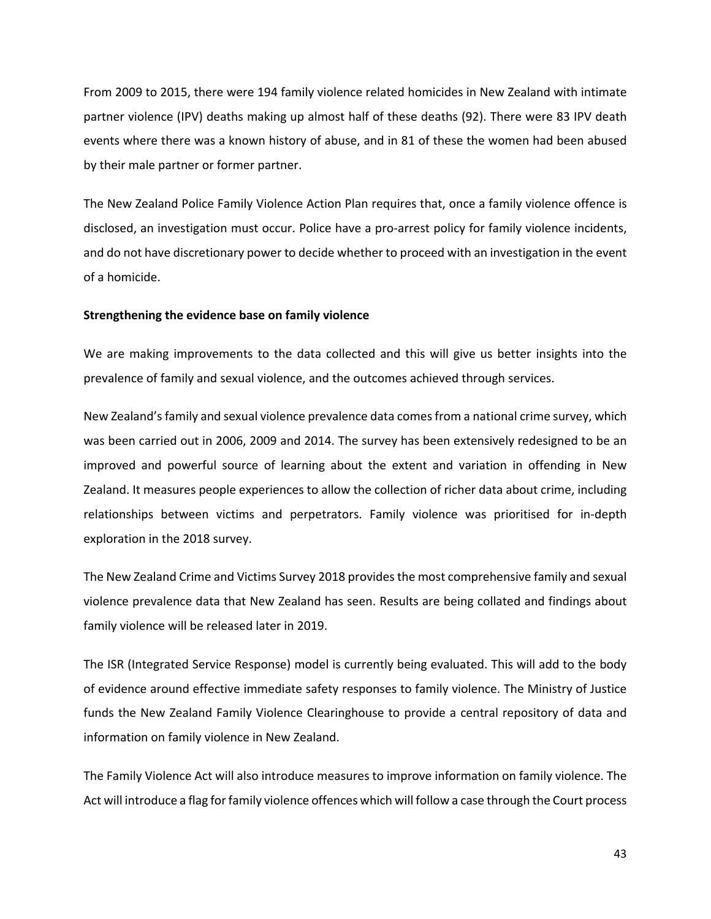From 2009 to 2015, there were 194 family violence related homicides in New Zealand with intimate partner violence (IPV) deaths making up almost half of these deaths (92). There were 83 IPV death events where there was a known history of abuse, and in 81 of these the women had been abused by their male partner or former partner.

The New Zealand Police Family Violence Action Plan requires that, once a family violence offence is disclosed, an investigation must occur. Police have a pro-arrest policy for family violence incidents, and do not have discretionary power to decide whether to proceed with an investigation in the event of a homicide.

**Strengthening the evidence base on family violence**

We are making improvements to the data collected and this will give us better insights into the prevalence of family and sexual violence, and the outcomes achieved through services.

New Zealand's family and sexual violence prevalence data comes from a national crime survey, which was been carried out in 2006, 2009 and 2014. The survey has been extensively redesigned to be an improved and powerful source of learning about the extent and variation in offending in New Zealand. It measures people experiences to allow the collection of richer data about crime, including relationships between victims and perpetrators. Family violence was prioritised for in-depth exploration in the 2018 survey.

The New Zealand Crime and Victims Survey 2018 provides the most comprehensive family and sexual violence prevalence data that New Zealand has seen. Results are being collated and findings about family violence will be released later in 2019.

The ISR (Integrated Service Response) model is currently being evaluated. This will add to the body of evidence around effective immediate safety responses to family violence. The Ministry of Justice funds the New Zealand Family Violence Clearinghouse to provide a central repository of data and information on family violence in New Zealand.

The Family Violence Act will also introduce measures to improve information on family violence. The Act will introduce a flag for family violence offences which will follow a case through the Court process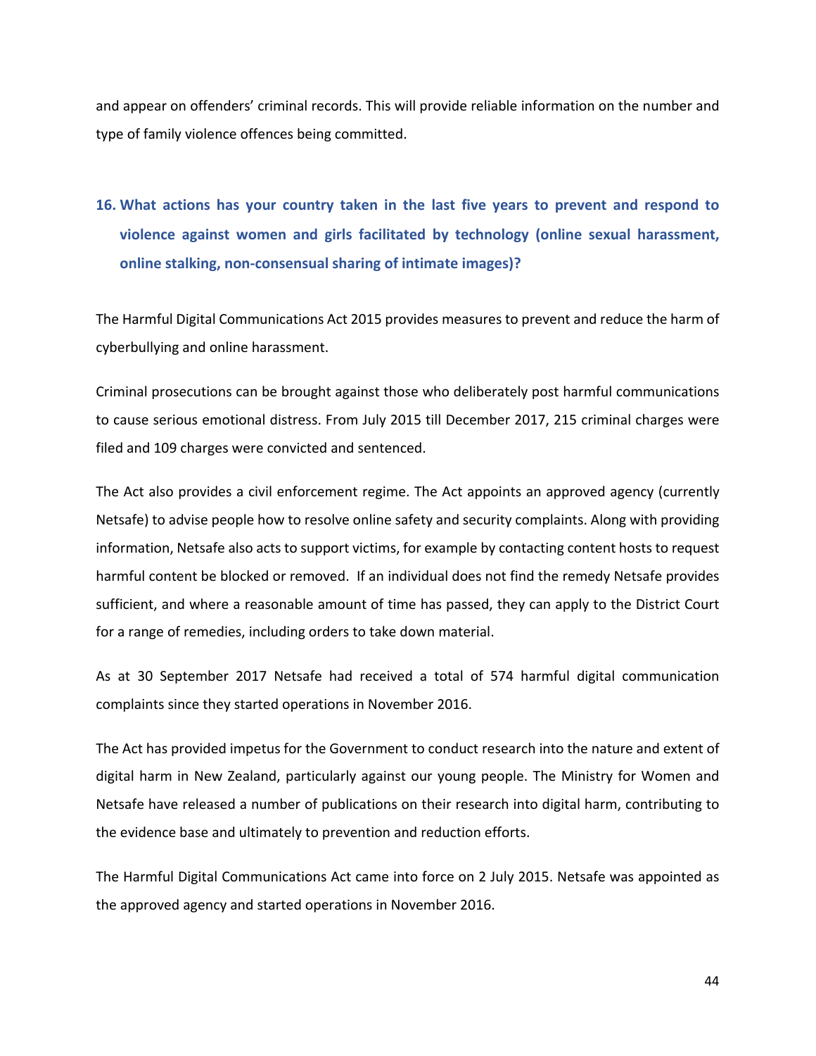and appear on offenders' criminal records. This will provide reliable information on the number and type of family violence offences being committed.

## 16. What actions has your country taken in the last five years to prevent and respond to violence against women and girls facilitated by technology (online sexual harassment, online stalking, non-consensual sharing of intimate images)?

The Harmful Digital Communications Act 2015 provides measures to prevent and reduce the harm of cyberbullying and online harassment.

Criminal prosecutions can be brought against those who deliberately post harmful communications to cause serious emotional distress. From July 2015 till December 2017, 215 criminal charges were filed and 109 charges were convicted and sentenced.

The Act also provides a civil enforcement regime. The Act appoints an approved agency (currently Netsafe) to advise people how to resolve online safety and security complaints. Along with providing information, Netsafe also acts to support victims, for example by contacting content hosts to request harmful content be blocked or removed. If an individual does not find the remedy Netsafe provides sufficient, and where a reasonable amount of time has passed, they can apply to the District Court for a range of remedies, including orders to take down material.

As at 30 September 2017 Netsafe had received a total of 574 harmful digital communication complaints since they started operations in November 2016.

The Act has provided impetus for the Government to conduct research into the nature and extent of digital harm in New Zealand, particularly against our young people. The Ministry for Women and Netsafe have released a number of publications on their research into digital harm, contributing to the evidence base and ultimately to prevention and reduction efforts.

The Harmful Digital Communications Act came into force on 2 July 2015. Netsafe was appointed as the approved agency and started operations in November 2016.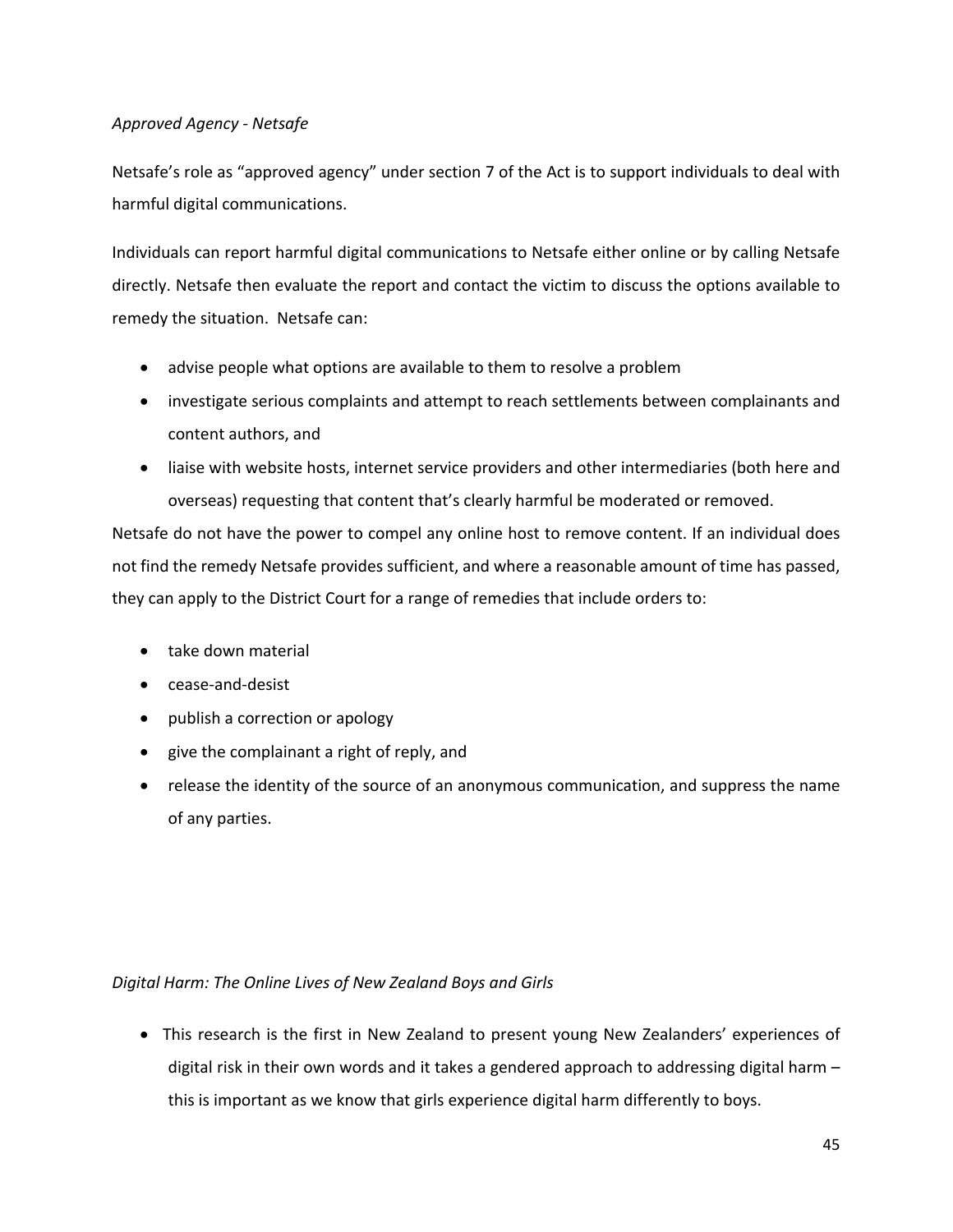*Approved Agency - Netsafe*

Netsafe's role as "approved agency" under section 7 of the Act is to support individuals to deal with harmful digital communications.

Individuals can report harmful digital communications to Netsafe either online or by calling Netsafe directly. Netsafe then evaluate the report and contact the victim to discuss the options available to remedy the situation. Netsafe can:

- advise people what options are available to them to resolve a problem
- investigate serious complaints and attempt to reach settlements between complainants and content authors, and
- liaise with website hosts, internet service providers and other intermediaries (both here and overseas) requesting that content that's clearly harmful be moderated or removed.

Netsafe do not have the power to compel any online host to remove content. If an individual does not find the remedy Netsafe provides sufficient, and where a reasonable amount of time has passed, they can apply to the District Court for a range of remedies that include orders to:

- take down material
- cease-and-desist
- publish a correction or apology
- give the complainant a right of reply, and
- release the identity of the source of an anonymous communication, and suppress the name of any parties.

*Digital Harm: The Online Lives of New Zealand Boys and Girls*

- This research is the first in New Zealand to present young New Zealanders' experiences of digital risk in their own words and it takes a gendered approach to addressing digital harm – this is important as we know that girls experience digital harm differently to boys.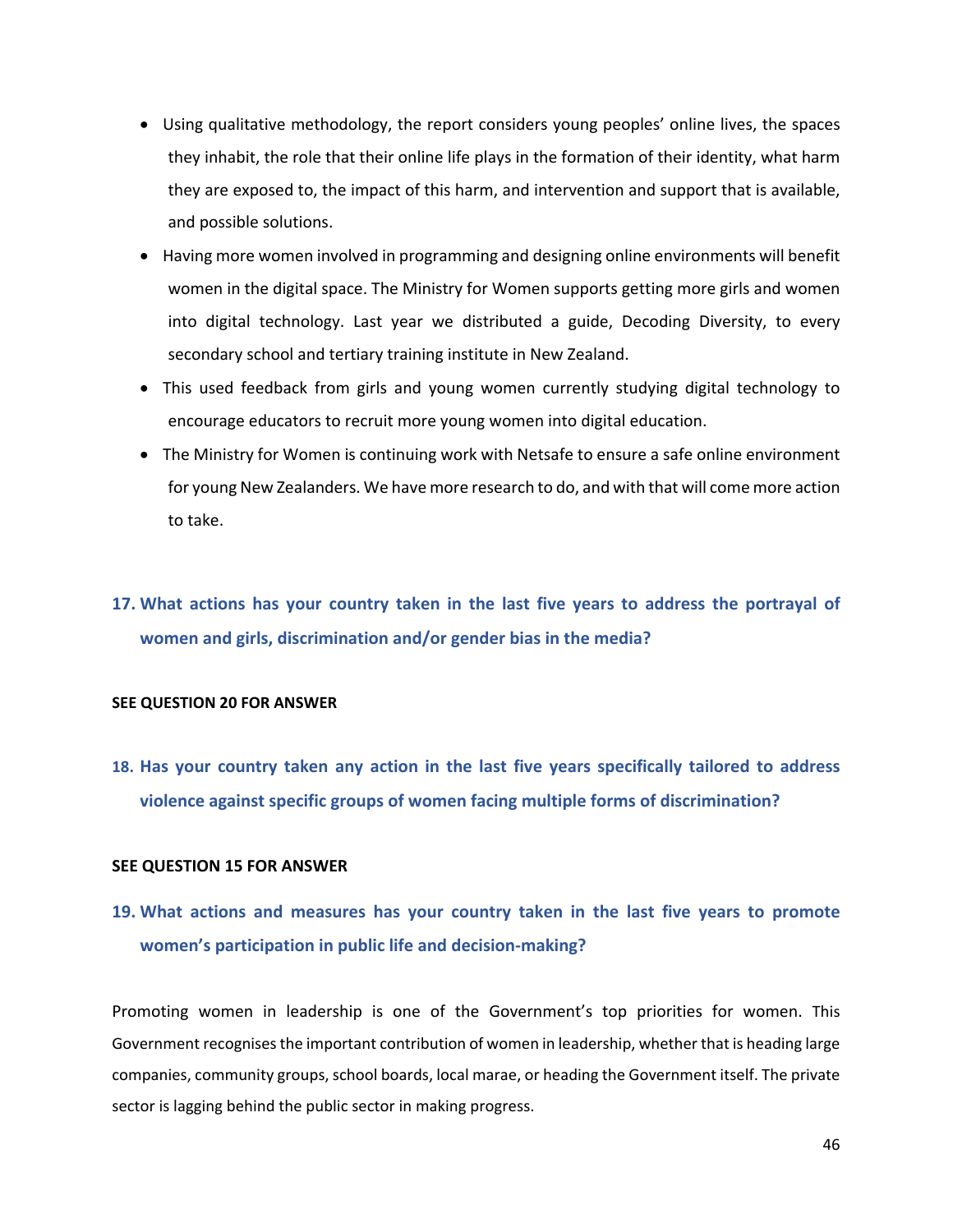- Using qualitative methodology, the report considers young peoples' online lives, the spaces they inhabit, the role that their online life plays in the formation of their identity, what harm they are exposed to, the impact of this harm, and intervention and support that is available, and possible solutions.
- Having more women involved in programming and designing online environments will benefit women in the digital space. The Ministry for Women supports getting more girls and women into digital technology. Last year we distributed a guide, Decoding Diversity, to every secondary school and tertiary training institute in New Zealand.
- This used feedback from girls and young women currently studying digital technology to encourage educators to recruit more young women into digital education.
- The Ministry for Women is continuing work with Netsafe to ensure a safe online environment for young New Zealanders. We have more research to do, and with that will come more action to take.

## 17. What actions has your country taken in the last five years to address the portrayal of women and girls, discrimination and/or gender bias in the media?

**SEE QUESTION 20 FOR ANSWER**

## 18. Has your country taken any action in the last five years specifically tailored to address violence against specific groups of women facing multiple forms of discrimination?

**SEE QUESTION 15 FOR ANSWER**

## 19. What actions and measures has your country taken in the last five years to promote women's participation in public life and decision-making?

Promoting women in leadership is one of the Government's top priorities for women. This Government recognises the important contribution of women in leadership, whether that is heading large companies, community groups, school boards, local marae, or heading the Government itself. The private sector is lagging behind the public sector in making progress.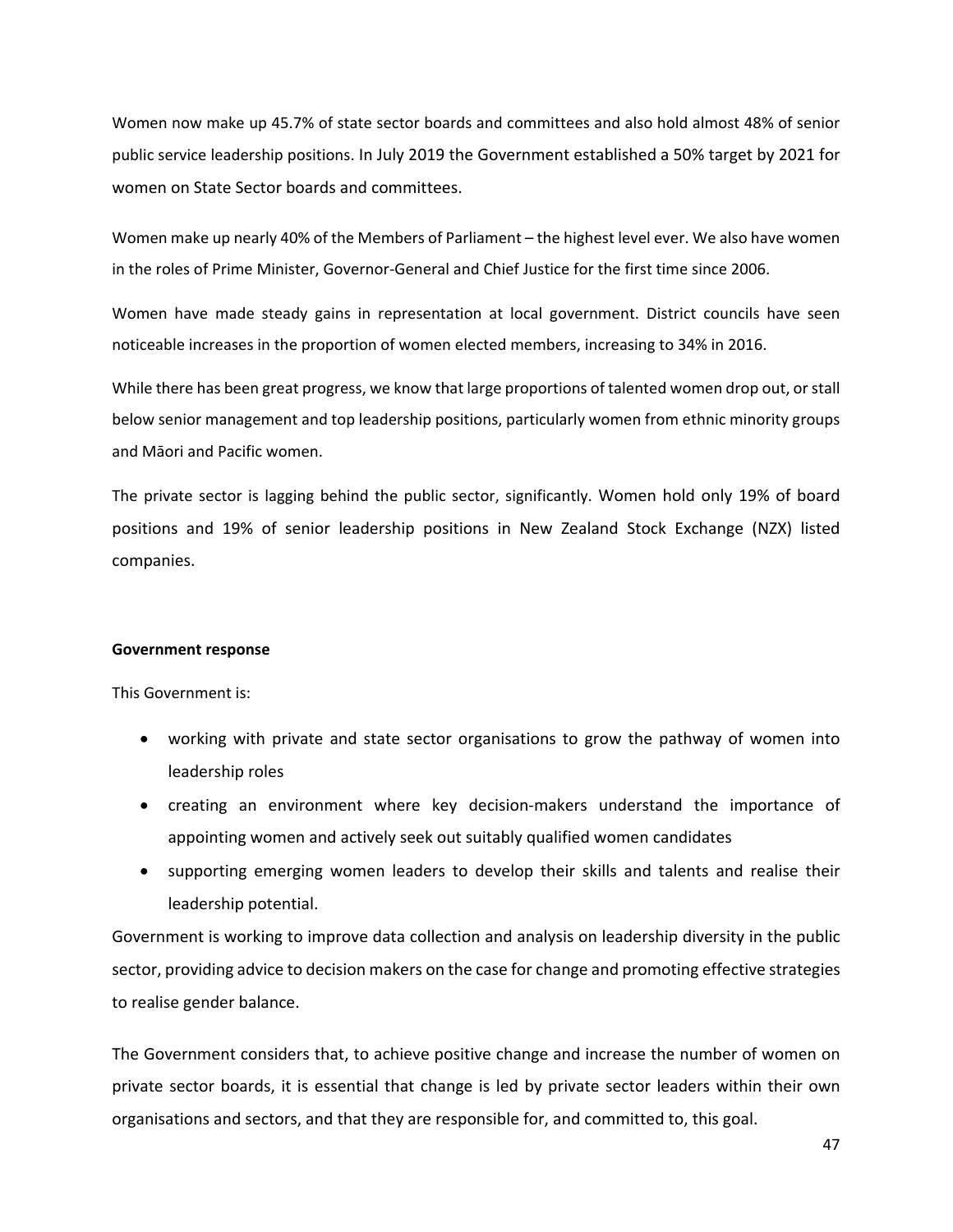Women now make up 45.7% of state sector boards and committees and also hold almost 48% of senior public service leadership positions. In July 2019 the Government established a 50% target by 2021 for women on State Sector boards and committees.

Women make up nearly 40% of the Members of Parliament – the highest level ever. We also have women in the roles of Prime Minister, Governor-General and Chief Justice for the first time since 2006.

Women have made steady gains in representation at local government. District councils have seen noticeable increases in the proportion of women elected members, increasing to 34% in 2016.

While there has been great progress, we know that large proportions of talented women drop out, or stall below senior management and top leadership positions, particularly women from ethnic minority groups and Māori and Pacific women.

The private sector is lagging behind the public sector, significantly. Women hold only 19% of board positions and 19% of senior leadership positions in New Zealand Stock Exchange (NZX) listed companies.

**Government response**

This Government is:

- working with private and state sector organisations to grow the pathway of women into leadership roles
- creating an environment where key decision-makers understand the importance of appointing women and actively seek out suitably qualified women candidates
- supporting emerging women leaders to develop their skills and talents and realise their leadership potential.

Government is working to improve data collection and analysis on leadership diversity in the public sector, providing advice to decision makers on the case for change and promoting effective strategies to realise gender balance.

The Government considers that, to achieve positive change and increase the number of women on private sector boards, it is essential that change is led by private sector leaders within their own organisations and sectors, and that they are responsible for, and committed to, this goal.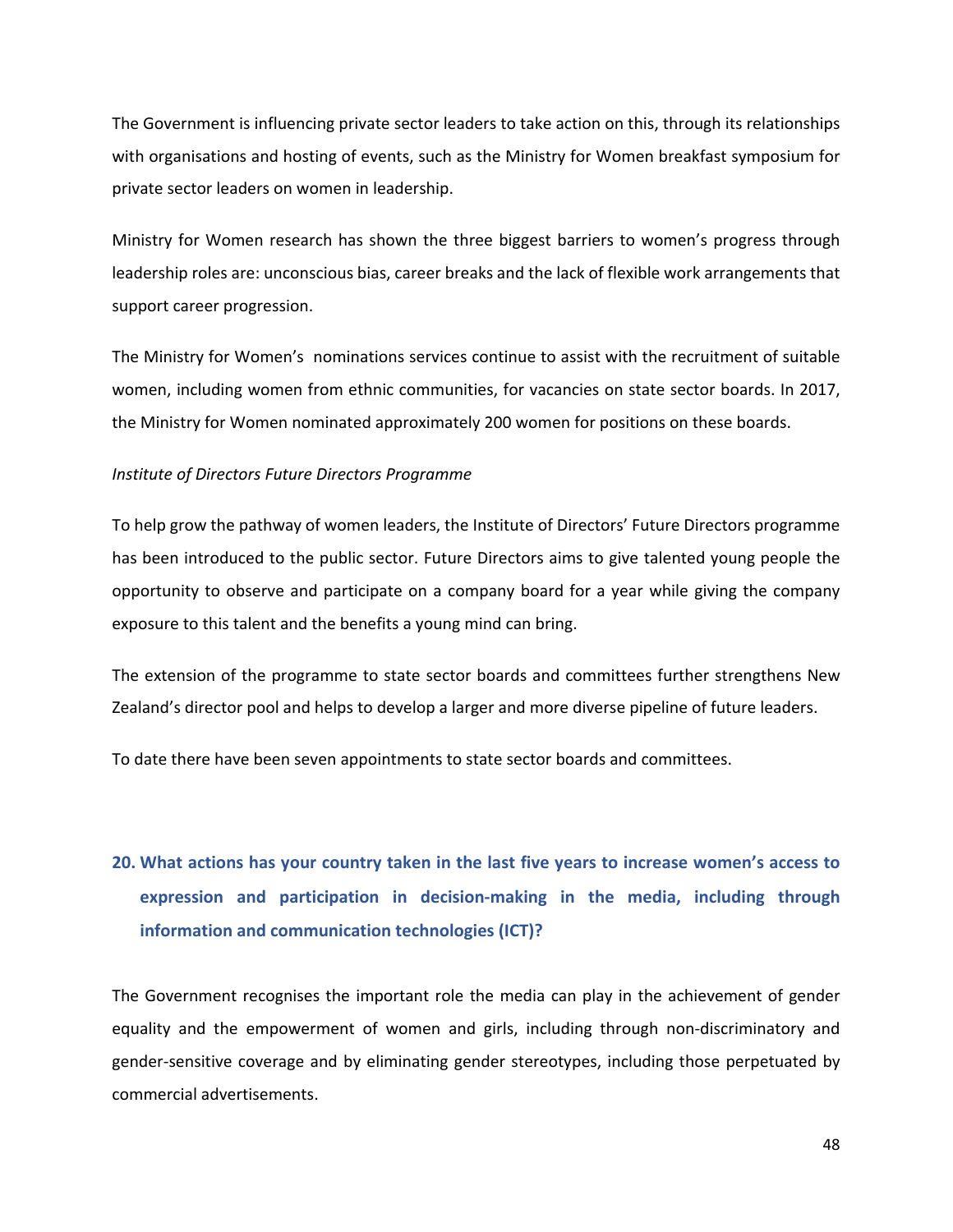The Government is influencing private sector leaders to take action on this, through its relationships with organisations and hosting of events, such as the Ministry for Women breakfast symposium for private sector leaders on women in leadership.

Ministry for Women research has shown the three biggest barriers to women's progress through leadership roles are: unconscious bias, career breaks and the lack of flexible work arrangements that support career progression.

The Ministry for Women's nominations services continue to assist with the recruitment of suitable women, including women from ethnic communities, for vacancies on state sector boards. In 2017, the Ministry for Women nominated approximately 200 women for positions on these boards.

*Institute of Directors Future Directors Programme*

To help grow the pathway of women leaders, the Institute of Directors' Future Directors programme has been introduced to the public sector. Future Directors aims to give talented young people the opportunity to observe and participate on a company board for a year while giving the company exposure to this talent and the benefits a young mind can bring.

The extension of the programme to state sector boards and committees further strengthens New Zealand's director pool and helps to develop a larger and more diverse pipeline of future leaders.

To date there have been seven appointments to state sector boards and committees.

## 20. What actions has your country taken in the last five years to increase women's access to expression and participation in decision-making in the media, including through information and communication technologies (ICT)?

The Government recognises the important role the media can play in the achievement of gender equality and the empowerment of women and girls, including through non-discriminatory and gender-sensitive coverage and by eliminating gender stereotypes, including those perpetuated by commercial advertisements.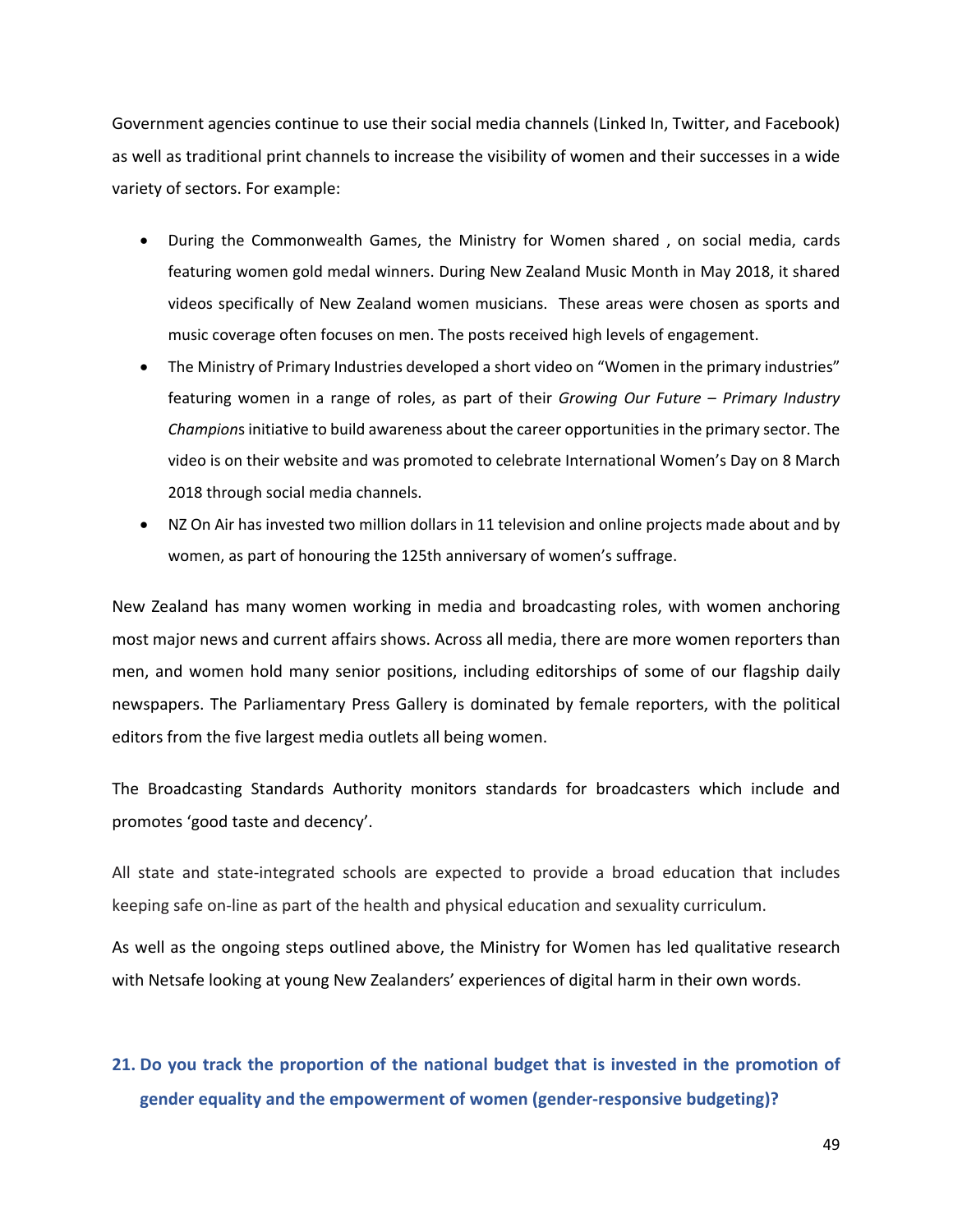Government agencies continue to use their social media channels (Linked In, Twitter, and Facebook) as well as traditional print channels to increase the visibility of women and their successes in a wide variety of sectors. For example:

- During the Commonwealth Games, the Ministry for Women shared , on social media, cards featuring women gold medal winners. During New Zealand Music Month in May 2018, it shared videos specifically of New Zealand women musicians. These areas were chosen as sports and music coverage often focuses on men. The posts received high levels of engagement.
- The Ministry of Primary Industries developed a short video on "Women in the primary industries" featuring women in a range of roles, as part of their *Growing Our Future – Primary Industry Champion*s initiative to build awareness about the career opportunities in the primary sector. The video is on their website and was promoted to celebrate International Women's Day on 8 March 2018 through social media channels.
- NZ On Air has invested two million dollars in 11 television and online projects made about and by women, as part of honouring the 125th anniversary of women's suffrage.

New Zealand has many women working in media and broadcasting roles, with women anchoring most major news and current affairs shows. Across all media, there are more women reporters than men, and women hold many senior positions, including editorships of some of our flagship daily newspapers. The Parliamentary Press Gallery is dominated by female reporters, with the political editors from the five largest media outlets all being women.

The Broadcasting Standards Authority monitors standards for broadcasters which include and promotes 'good taste and decency'.

All state and state-integrated schools are expected to provide a broad education that includes keeping safe on-line as part of the health and physical education and sexuality curriculum.

As well as the ongoing steps outlined above, the Ministry for Women has led qualitative research with Netsafe looking at young New Zealanders' experiences of digital harm in their own words.

## 21. Do you track the proportion of the national budget that is invested in the promotion of gender equality and the empowerment of women (gender-responsive budgeting)?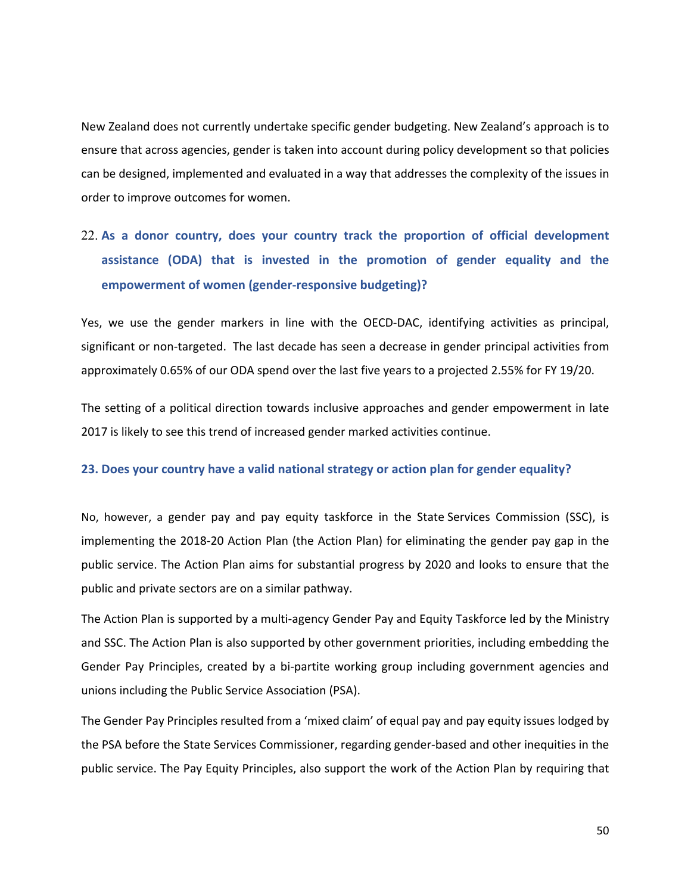New Zealand does not currently undertake specific gender budgeting. New Zealand's approach is to ensure that across agencies, gender is taken into account during policy development so that policies can be designed, implemented and evaluated in a way that addresses the complexity of the issues in order to improve outcomes for women.

### 22. As a donor country, does your country track the proportion of official development assistance (ODA) that is invested in the promotion of gender equality and the empowerment of women (gender-responsive budgeting)?

Yes, we use the gender markers in line with the OECD-DAC, identifying activities as principal, significant or non-targeted. The last decade has seen a decrease in gender principal activities from approximately 0.65% of our ODA spend over the last five years to a projected 2.55% for FY 19/20.

The setting of a political direction towards inclusive approaches and gender empowerment in late 2017 is likely to see this trend of increased gender marked activities continue.

### 23. Does your country have a valid national strategy or action plan for gender equality?

No, however, a gender pay and pay equity taskforce in the State Services Commission (SSC), is implementing the 2018-20 Action Plan (the Action Plan) for eliminating the gender pay gap in the public service. The Action Plan aims for substantial progress by 2020 and looks to ensure that the public and private sectors are on a similar pathway.

The Action Plan is supported by a multi-agency Gender Pay and Equity Taskforce led by the Ministry and SSC. The Action Plan is also supported by other government priorities, including embedding the Gender Pay Principles, created by a bi-partite working group including government agencies and unions including the Public Service Association (PSA).

The Gender Pay Principles resulted from a 'mixed claim' of equal pay and pay equity issues lodged by the PSA before the State Services Commissioner, regarding gender-based and other inequities in the public service. The Pay Equity Principles, also support the work of the Action Plan by requiring that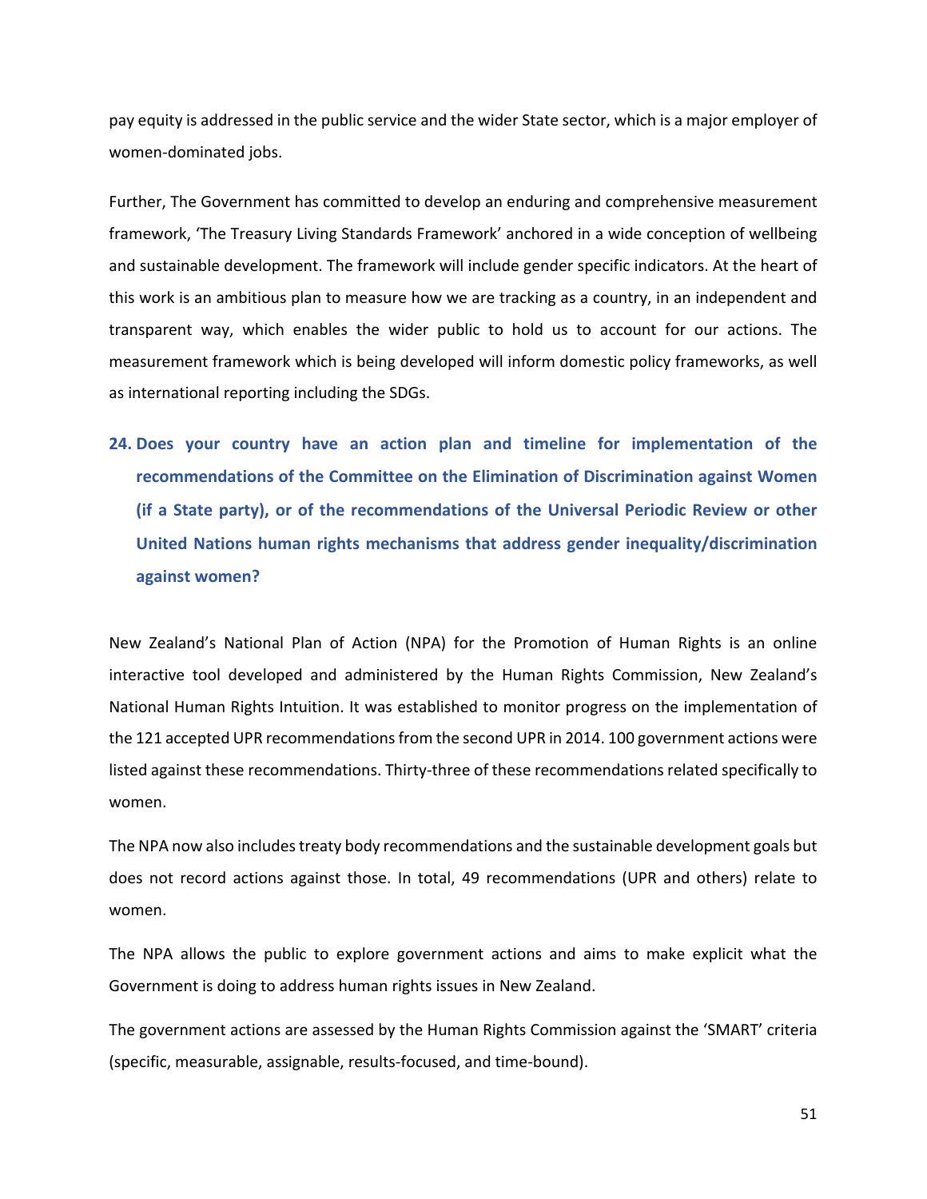pay equity is addressed in the public service and the wider State sector, which is a major employer of women-dominated jobs.

Further, The Government has committed to develop an enduring and comprehensive measurement framework, 'The Treasury Living Standards Framework' anchored in a wide conception of wellbeing and sustainable development. The framework will include gender specific indicators. At the heart of this work is an ambitious plan to measure how we are tracking as a country, in an independent and transparent way, which enables the wider public to hold us to account for our actions. The measurement framework which is being developed will inform domestic policy frameworks, as well as international reporting including the SDGs.

### 24. Does your country have an action plan and timeline for implementation of the recommendations of the Committee on the Elimination of Discrimination against Women (if a State party), or of the recommendations of the Universal Periodic Review or other United Nations human rights mechanisms that address gender inequality/discrimination against women?

New Zealand's National Plan of Action (NPA) for the Promotion of Human Rights is an online interactive tool developed and administered by the Human Rights Commission, New Zealand's National Human Rights Intuition. It was established to monitor progress on the implementation of the 121 accepted UPR recommendations from the second UPR in 2014. 100 government actions were listed against these recommendations. Thirty-three of these recommendations related specifically to women.

The NPA now also includes treaty body recommendations and the sustainable development goals but does not record actions against those. In total, 49 recommendations (UPR and others) relate to women.

The NPA allows the public to explore government actions and aims to make explicit what the Government is doing to address human rights issues in New Zealand.

The government actions are assessed by the Human Rights Commission against the 'SMART' criteria (specific, measurable, assignable, results-focused, and time-bound).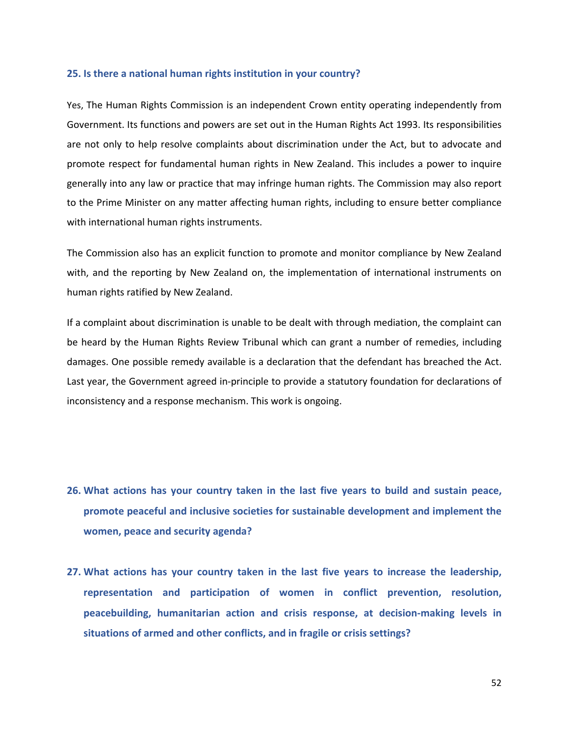### 25. Is there a national human rights institution in your country?

Yes, The Human Rights Commission is an independent Crown entity operating independently from Government. Its functions and powers are set out in the Human Rights Act 1993. Its responsibilities are not only to help resolve complaints about discrimination under the Act, but to advocate and promote respect for fundamental human rights in New Zealand. This includes a power to inquire generally into any law or practice that may infringe human rights. The Commission may also report to the Prime Minister on any matter affecting human rights, including to ensure better compliance with international human rights instruments.

The Commission also has an explicit function to promote and monitor compliance by New Zealand with, and the reporting by New Zealand on, the implementation of international instruments on human rights ratified by New Zealand.

If a complaint about discrimination is unable to be dealt with through mediation, the complaint can be heard by the Human Rights Review Tribunal which can grant a number of remedies, including damages. One possible remedy available is a declaration that the defendant has breached the Act. Last year, the Government agreed in-principle to provide a statutory foundation for declarations of inconsistency and a response mechanism. This work is ongoing.

### 26. What actions has your country taken in the last five years to build and sustain peace, promote peaceful and inclusive societies for sustainable development and implement the women, peace and security agenda?

### 27. What actions has your country taken in the last five years to increase the leadership, representation and participation of women in conflict prevention, resolution, peacebuilding, humanitarian action and crisis response, at decision-making levels in situations of armed and other conflicts, and in fragile or crisis settings?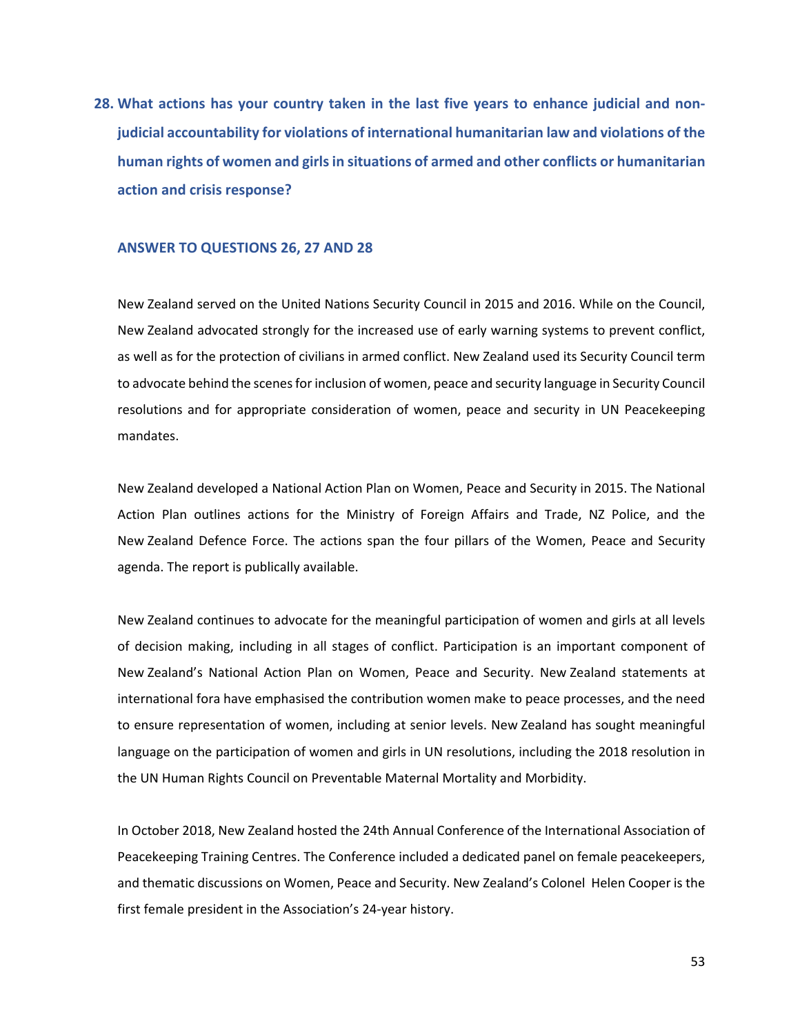**28. What actions has your country taken in the last five years to enhance judicial and non-judicial accountability for violations of international humanitarian law and violations of the human rights of women and girls in situations of armed and other conflicts or humanitarian action and crisis response?**

**ANSWER TO QUESTIONS 26, 27 AND 28**

New Zealand served on the United Nations Security Council in 2015 and 2016. While on the Council, New Zealand advocated strongly for the increased use of early warning systems to prevent conflict, as well as for the protection of civilians in armed conflict. New Zealand used its Security Council term to advocate behind the scenes for inclusion of women, peace and security language in Security Council resolutions and for appropriate consideration of women, peace and security in UN Peacekeeping mandates.

New Zealand developed a National Action Plan on Women, Peace and Security in 2015. The National Action Plan outlines actions for the Ministry of Foreign Affairs and Trade, NZ Police, and the New Zealand Defence Force. The actions span the four pillars of the Women, Peace and Security agenda. The report is publically available.

New Zealand continues to advocate for the meaningful participation of women and girls at all levels of decision making, including in all stages of conflict. Participation is an important component of New Zealand's National Action Plan on Women, Peace and Security. New Zealand statements at international fora have emphasised the contribution women make to peace processes, and the need to ensure representation of women, including at senior levels. New Zealand has sought meaningful language on the participation of women and girls in UN resolutions, including the 2018 resolution in the UN Human Rights Council on Preventable Maternal Mortality and Morbidity.

In October 2018, New Zealand hosted the 24th Annual Conference of the International Association of Peacekeeping Training Centres. The Conference included a dedicated panel on female peacekeepers, and thematic discussions on Women, Peace and Security. New Zealand's Colonel Helen Cooper is the first female president in the Association's 24-year history.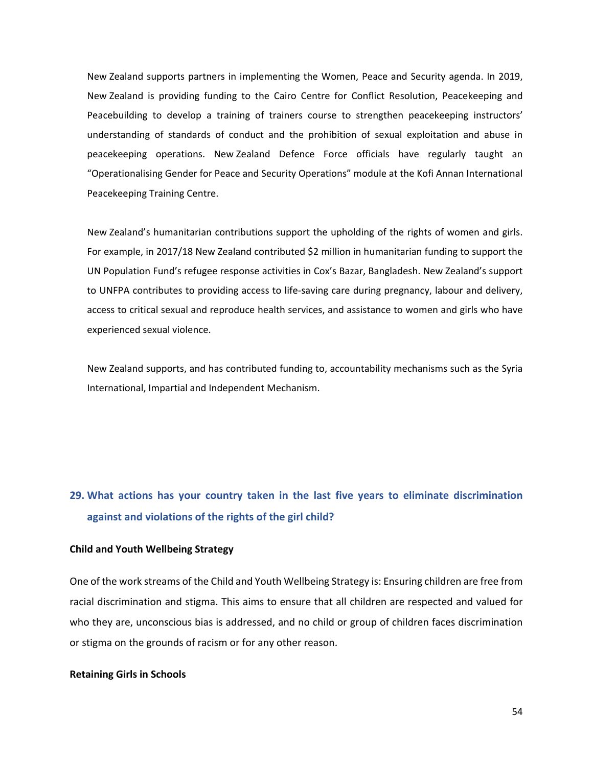New Zealand supports partners in implementing the Women, Peace and Security agenda. In 2019, New Zealand is providing funding to the Cairo Centre for Conflict Resolution, Peacekeeping and Peacebuilding to develop a training of trainers course to strengthen peacekeeping instructors' understanding of standards of conduct and the prohibition of sexual exploitation and abuse in peacekeeping operations. New Zealand Defence Force officials have regularly taught an "Operationalising Gender for Peace and Security Operations" module at the Kofi Annan International Peacekeeping Training Centre.

New Zealand's humanitarian contributions support the upholding of the rights of women and girls. For example, in 2017/18 New Zealand contributed $2 million in humanitarian funding to support the UN Population Fund's refugee response activities in Cox's Bazar, Bangladesh. New Zealand's support to UNFPA contributes to providing access to life-saving care during pregnancy, labour and delivery, access to critical sexual and reproduce health services, and assistance to women and girls who have experienced sexual violence.

New Zealand supports, and has contributed funding to, accountability mechanisms such as the Syria International, Impartial and Independent Mechanism.

## 29. What actions has your country taken in the last five years to eliminate discrimination against and violations of the rights of the girl child?

**Child and Youth Wellbeing Strategy**

One of the work streams of the Child and Youth Wellbeing Strategy is: Ensuring children are free from racial discrimination and stigma. This aims to ensure that all children are respected and valued for who they are, unconscious bias is addressed, and no child or group of children faces discrimination or stigma on the grounds of racism or for any other reason.

**Retaining Girls in Schools**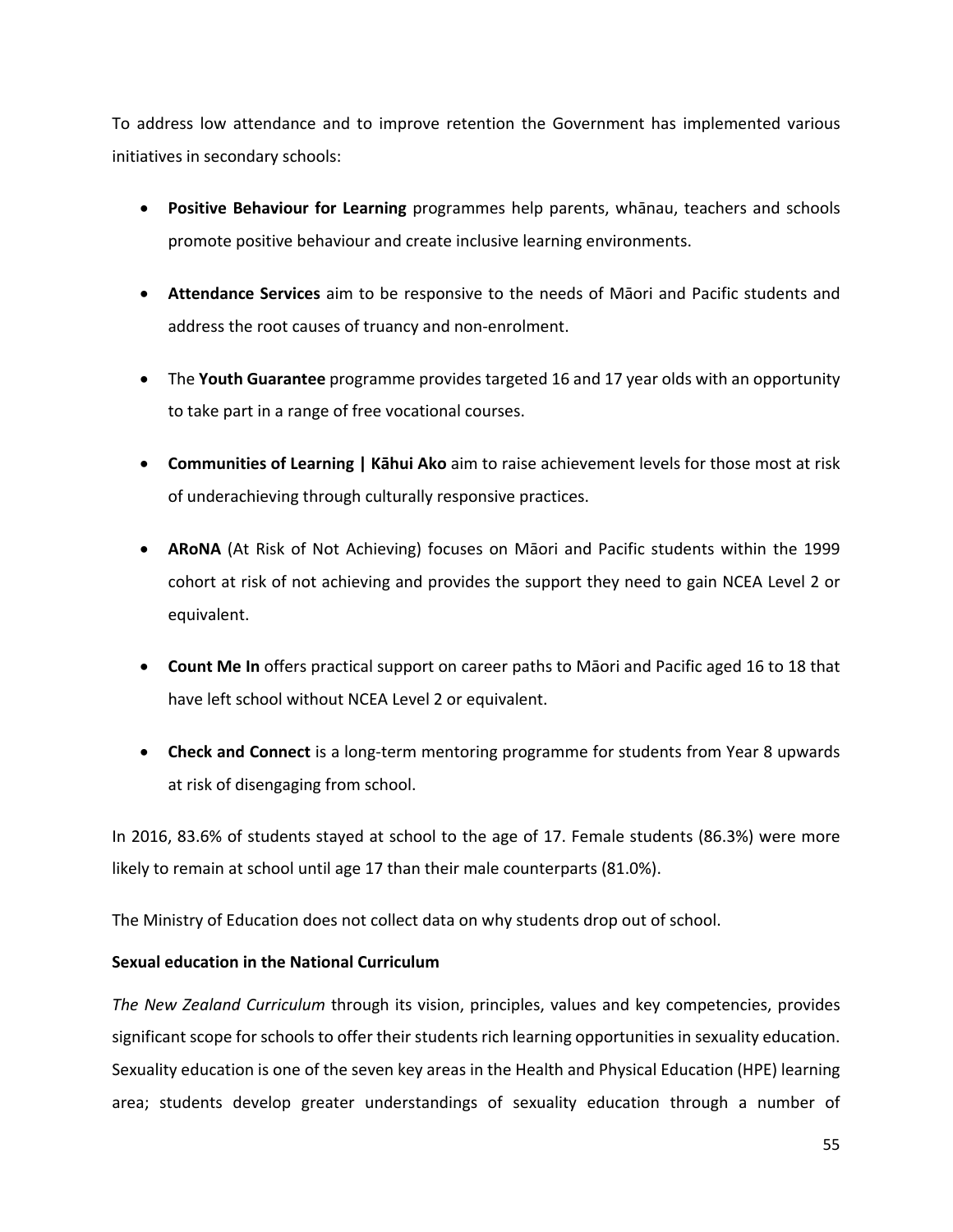To address low attendance and to improve retention the Government has implemented various initiatives in secondary schools:

- **Positive Behaviour for Learning** programmes help parents, whānau, teachers and schools promote positive behaviour and create inclusive learning environments.
- **Attendance Services** aim to be responsive to the needs of Māori and Pacific students and address the root causes of truancy and non-enrolment.
- The **Youth Guarantee** programme provides targeted 16 and 17 year olds with an opportunity to take part in a range of free vocational courses.
- **Communities of Learning | Kāhui Ako** aim to raise achievement levels for those most at risk of underachieving through culturally responsive practices.
- **ARoNA** (At Risk of Not Achieving) focuses on Māori and Pacific students within the 1999 cohort at risk of not achieving and provides the support they need to gain NCEA Level 2 or equivalent.
- **Count Me In** offers practical support on career paths to Māori and Pacific aged 16 to 18 that have left school without NCEA Level 2 or equivalent.
- **Check and Connect** is a long-term mentoring programme for students from Year 8 upwards at risk of disengaging from school.

In 2016, 83.6% of students stayed at school to the age of 17. Female students (86.3%) were more likely to remain at school until age 17 than their male counterparts (81.0%).

The Ministry of Education does not collect data on why students drop out of school.

**Sexual education in the National Curriculum**

*The New Zealand Curriculum* through its vision, principles, values and key competencies, provides significant scope for schools to offer their students rich learning opportunities in sexuality education. Sexuality education is one of the seven key areas in the Health and Physical Education (HPE) learning area; students develop greater understandings of sexuality education through a number of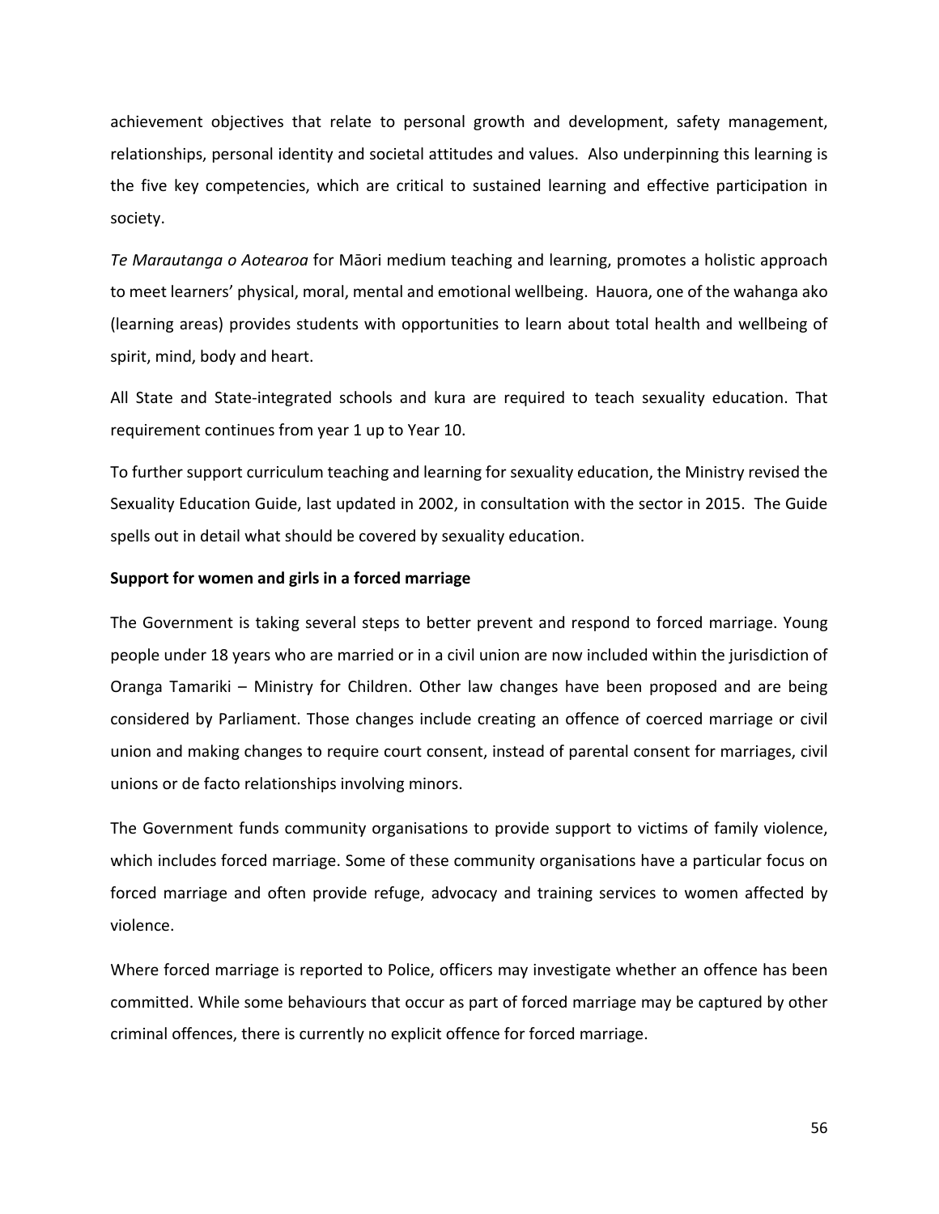achievement objectives that relate to personal growth and development, safety management, relationships, personal identity and societal attitudes and values. Also underpinning this learning is the five key competencies, which are critical to sustained learning and effective participation in society.

*Te Marautanga o Aotearoa* for Māori medium teaching and learning, promotes a holistic approach to meet learners' physical, moral, mental and emotional wellbeing. Hauora, one of the wahanga ako (learning areas) provides students with opportunities to learn about total health and wellbeing of spirit, mind, body and heart.

All State and State-integrated schools and kura are required to teach sexuality education. That requirement continues from year 1 up to Year 10.

To further support curriculum teaching and learning for sexuality education, the Ministry revised the Sexuality Education Guide, last updated in 2002, in consultation with the sector in 2015. The Guide spells out in detail what should be covered by sexuality education.

**Support for women and girls in a forced marriage**

The Government is taking several steps to better prevent and respond to forced marriage. Young people under 18 years who are married or in a civil union are now included within the jurisdiction of Oranga Tamariki – Ministry for Children. Other law changes have been proposed and are being considered by Parliament. Those changes include creating an offence of coerced marriage or civil union and making changes to require court consent, instead of parental consent for marriages, civil unions or de facto relationships involving minors.

The Government funds community organisations to provide support to victims of family violence, which includes forced marriage. Some of these community organisations have a particular focus on forced marriage and often provide refuge, advocacy and training services to women affected by violence.

Where forced marriage is reported to Police, officers may investigate whether an offence has been committed. While some behaviours that occur as part of forced marriage may be captured by other criminal offences, there is currently no explicit offence for forced marriage.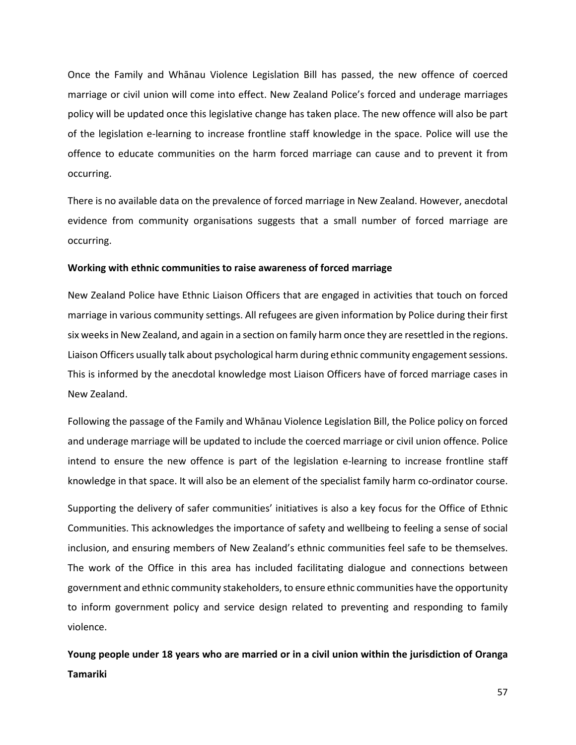Once the Family and Whānau Violence Legislation Bill has passed, the new offence of coerced marriage or civil union will come into effect. New Zealand Police's forced and underage marriages policy will be updated once this legislative change has taken place. The new offence will also be part of the legislation e-learning to increase frontline staff knowledge in the space. Police will use the offence to educate communities on the harm forced marriage can cause and to prevent it from occurring.

There is no available data on the prevalence of forced marriage in New Zealand. However, anecdotal evidence from community organisations suggests that a small number of forced marriage are occurring.

**Working with ethnic communities to raise awareness of forced marriage**

New Zealand Police have Ethnic Liaison Officers that are engaged in activities that touch on forced marriage in various community settings. All refugees are given information by Police during their first six weeks in New Zealand, and again in a section on family harm once they are resettled in the regions. Liaison Officers usually talk about psychological harm during ethnic community engagement sessions. This is informed by the anecdotal knowledge most Liaison Officers have of forced marriage cases in New Zealand.

Following the passage of the Family and Whānau Violence Legislation Bill, the Police policy on forced and underage marriage will be updated to include the coerced marriage or civil union offence. Police intend to ensure the new offence is part of the legislation e-learning to increase frontline staff knowledge in that space. It will also be an element of the specialist family harm co-ordinator course.

Supporting the delivery of safer communities' initiatives is also a key focus for the Office of Ethnic Communities. This acknowledges the importance of safety and wellbeing to feeling a sense of social inclusion, and ensuring members of New Zealand's ethnic communities feel safe to be themselves. The work of the Office in this area has included facilitating dialogue and connections between government and ethnic community stakeholders, to ensure ethnic communities have the opportunity to inform government policy and service design related to preventing and responding to family violence.

**Young people under 18 years who are married or in a civil union within the jurisdiction of Oranga Tamariki**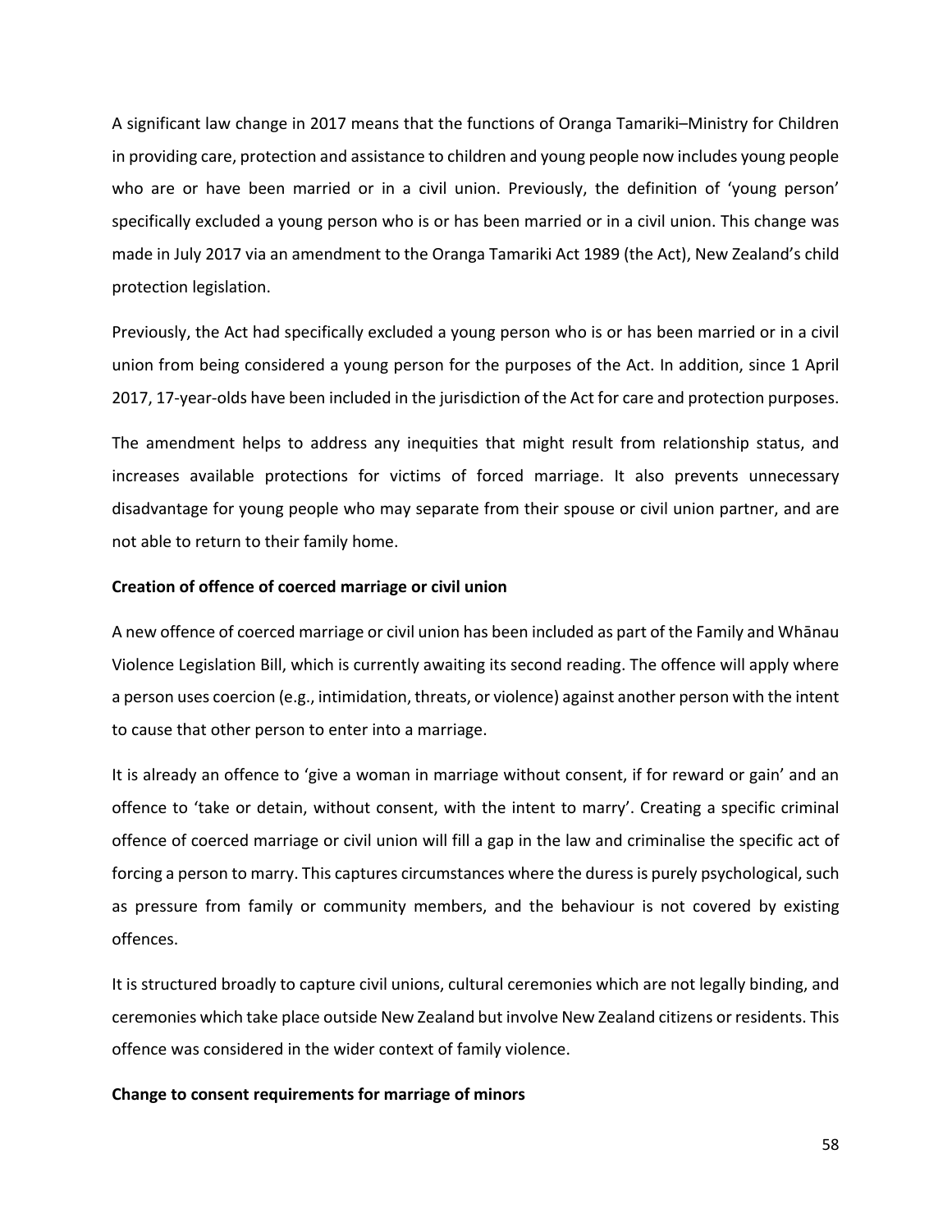A significant law change in 2017 means that the functions of Oranga Tamariki–Ministry for Children in providing care, protection and assistance to children and young people now includes young people who are or have been married or in a civil union. Previously, the definition of 'young person' specifically excluded a young person who is or has been married or in a civil union. This change was made in July 2017 via an amendment to the Oranga Tamariki Act 1989 (the Act), New Zealand's child protection legislation.

Previously, the Act had specifically excluded a young person who is or has been married or in a civil union from being considered a young person for the purposes of the Act. In addition, since 1 April 2017, 17-year-olds have been included in the jurisdiction of the Act for care and protection purposes.

The amendment helps to address any inequities that might result from relationship status, and increases available protections for victims of forced marriage. It also prevents unnecessary disadvantage for young people who may separate from their spouse or civil union partner, and are not able to return to their family home.

**Creation of offence of coerced marriage or civil union**

A new offence of coerced marriage or civil union has been included as part of the Family and Whānau Violence Legislation Bill, which is currently awaiting its second reading. The offence will apply where a person uses coercion (e.g., intimidation, threats, or violence) against another person with the intent to cause that other person to enter into a marriage.

It is already an offence to 'give a woman in marriage without consent, if for reward or gain' and an offence to 'take or detain, without consent, with the intent to marry'. Creating a specific criminal offence of coerced marriage or civil union will fill a gap in the law and criminalise the specific act of forcing a person to marry. This captures circumstances where the duress is purely psychological, such as pressure from family or community members, and the behaviour is not covered by existing offences.

It is structured broadly to capture civil unions, cultural ceremonies which are not legally binding, and ceremonies which take place outside New Zealand but involve New Zealand citizens or residents. This offence was considered in the wider context of family violence.

**Change to consent requirements for marriage of minors**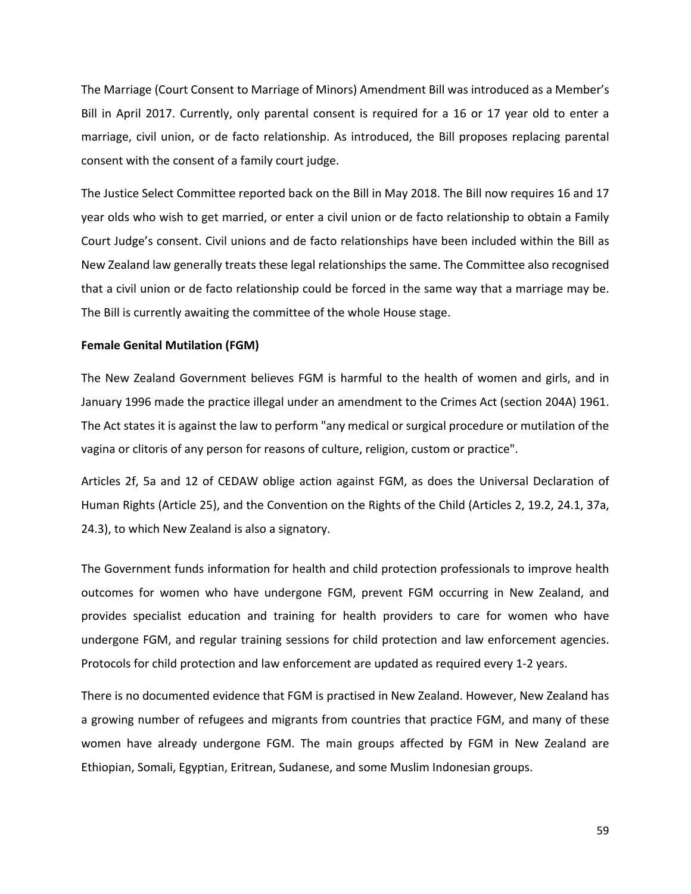The Marriage (Court Consent to Marriage of Minors) Amendment Bill was introduced as a Member's Bill in April 2017. Currently, only parental consent is required for a 16 or 17 year old to enter a marriage, civil union, or de facto relationship. As introduced, the Bill proposes replacing parental consent with the consent of a family court judge.

The Justice Select Committee reported back on the Bill in May 2018. The Bill now requires 16 and 17 year olds who wish to get married, or enter a civil union or de facto relationship to obtain a Family Court Judge's consent. Civil unions and de facto relationships have been included within the Bill as New Zealand law generally treats these legal relationships the same. The Committee also recognised that a civil union or de facto relationship could be forced in the same way that a marriage may be. The Bill is currently awaiting the committee of the whole House stage.

**Female Genital Mutilation (FGM)**

The New Zealand Government believes FGM is harmful to the health of women and girls, and in January 1996 made the practice illegal under an amendment to the Crimes Act (section 204A) 1961. The Act states it is against the law to perform "any medical or surgical procedure or mutilation of the vagina or clitoris of any person for reasons of culture, religion, custom or practice".

Articles 2f, 5a and 12 of CEDAW oblige action against FGM, as does the Universal Declaration of Human Rights (Article 25), and the Convention on the Rights of the Child (Articles 2, 19.2, 24.1, 37a, 24.3), to which New Zealand is also a signatory.

The Government funds information for health and child protection professionals to improve health outcomes for women who have undergone FGM, prevent FGM occurring in New Zealand, and provides specialist education and training for health providers to care for women who have undergone FGM, and regular training sessions for child protection and law enforcement agencies. Protocols for child protection and law enforcement are updated as required every 1-2 years.

There is no documented evidence that FGM is practised in New Zealand. However, New Zealand has a growing number of refugees and migrants from countries that practice FGM, and many of these women have already undergone FGM. The main groups affected by FGM in New Zealand are Ethiopian, Somali, Egyptian, Eritrean, Sudanese, and some Muslim Indonesian groups.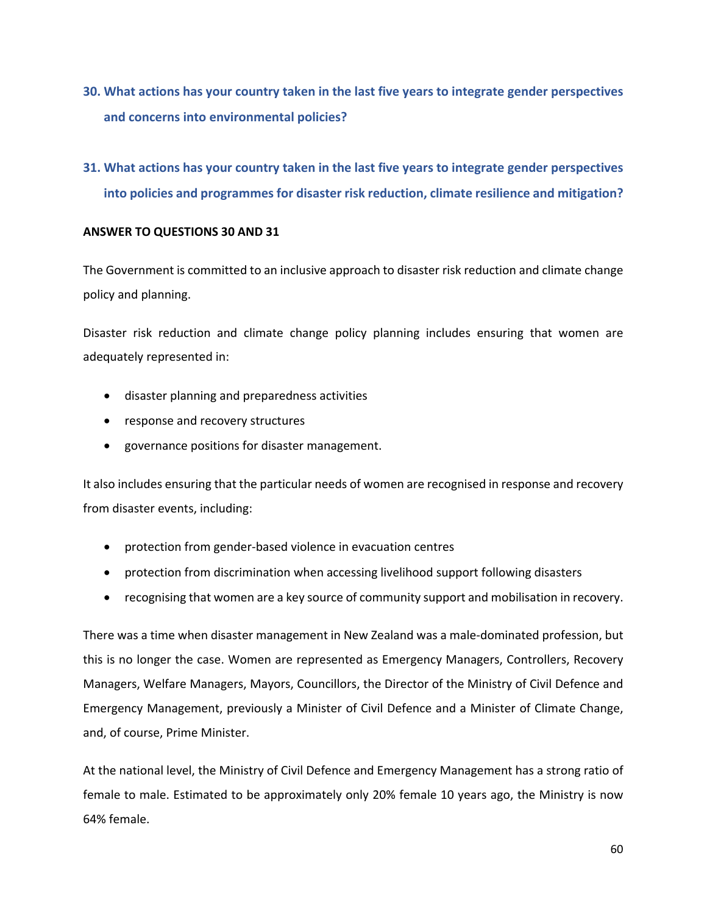## 30. What actions has your country taken in the last five years to integrate gender perspectives and concerns into environmental policies?

## 31. What actions has your country taken in the last five years to integrate gender perspectives into policies and programmes for disaster risk reduction, climate resilience and mitigation?

**ANSWER TO QUESTIONS 30 AND 31**

The Government is committed to an inclusive approach to disaster risk reduction and climate change policy and planning.

Disaster risk reduction and climate change policy planning includes ensuring that women are adequately represented in:

- disaster planning and preparedness activities
- response and recovery structures
- governance positions for disaster management.

It also includes ensuring that the particular needs of women are recognised in response and recovery from disaster events, including:

- protection from gender-based violence in evacuation centres
- protection from discrimination when accessing livelihood support following disasters
- recognising that women are a key source of community support and mobilisation in recovery.

There was a time when disaster management in New Zealand was a male-dominated profession, but this is no longer the case. Women are represented as Emergency Managers, Controllers, Recovery Managers, Welfare Managers, Mayors, Councillors, the Director of the Ministry of Civil Defence and Emergency Management, previously a Minister of Civil Defence and a Minister of Climate Change, and, of course, Prime Minister.

At the national level, the Ministry of Civil Defence and Emergency Management has a strong ratio of female to male. Estimated to be approximately only 20% female 10 years ago, the Ministry is now 64% female.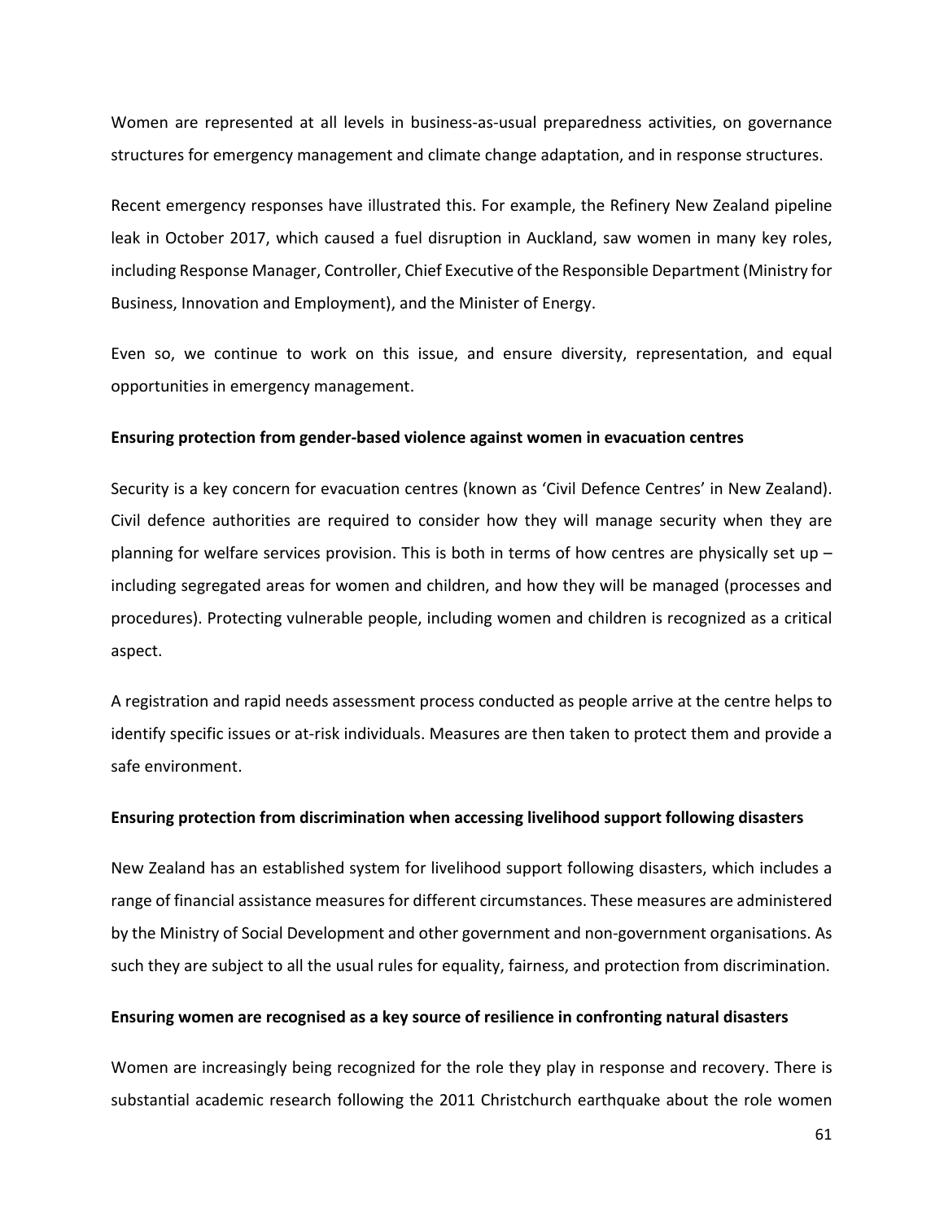Women are represented at all levels in business-as-usual preparedness activities, on governance structures for emergency management and climate change adaptation, and in response structures.

Recent emergency responses have illustrated this. For example, the Refinery New Zealand pipeline leak in October 2017, which caused a fuel disruption in Auckland, saw women in many key roles, including Response Manager, Controller, Chief Executive of the Responsible Department (Ministry for Business, Innovation and Employment), and the Minister of Energy.

Even so, we continue to work on this issue, and ensure diversity, representation, and equal opportunities in emergency management.

**Ensuring protection from gender-based violence against women in evacuation centres**

Security is a key concern for evacuation centres (known as 'Civil Defence Centres' in New Zealand). Civil defence authorities are required to consider how they will manage security when they are planning for welfare services provision. This is both in terms of how centres are physically set up – including segregated areas for women and children, and how they will be managed (processes and procedures). Protecting vulnerable people, including women and children is recognized as a critical aspect.

A registration and rapid needs assessment process conducted as people arrive at the centre helps to identify specific issues or at-risk individuals. Measures are then taken to protect them and provide a safe environment.

**Ensuring protection from discrimination when accessing livelihood support following disasters**

New Zealand has an established system for livelihood support following disasters, which includes a range of financial assistance measures for different circumstances. These measures are administered by the Ministry of Social Development and other government and non-government organisations. As such they are subject to all the usual rules for equality, fairness, and protection from discrimination.

**Ensuring women are recognised as a key source of resilience in confronting natural disasters**

Women are increasingly being recognized for the role they play in response and recovery. There is substantial academic research following the 2011 Christchurch earthquake about the role women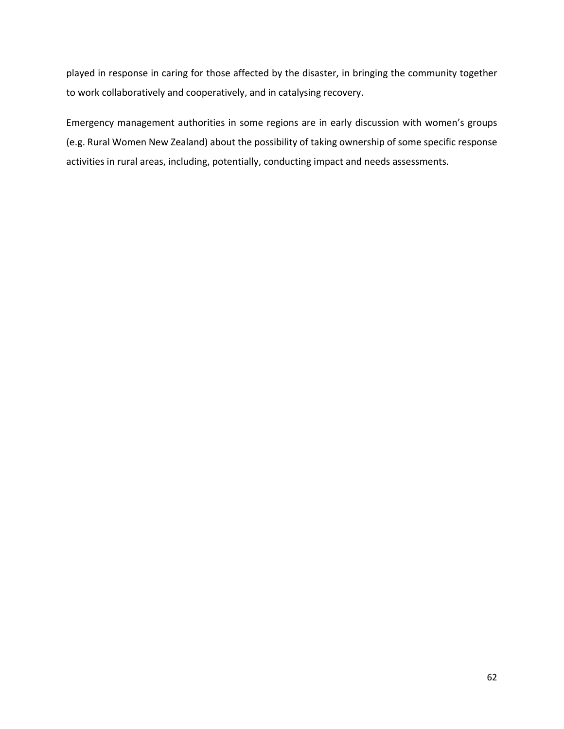played in response in caring for those affected by the disaster, in bringing the community together to work collaboratively and cooperatively, and in catalysing recovery.

Emergency management authorities in some regions are in early discussion with women's groups (e.g. Rural Women New Zealand) about the possibility of taking ownership of some specific response activities in rural areas, including, potentially, conducting impact and needs assessments.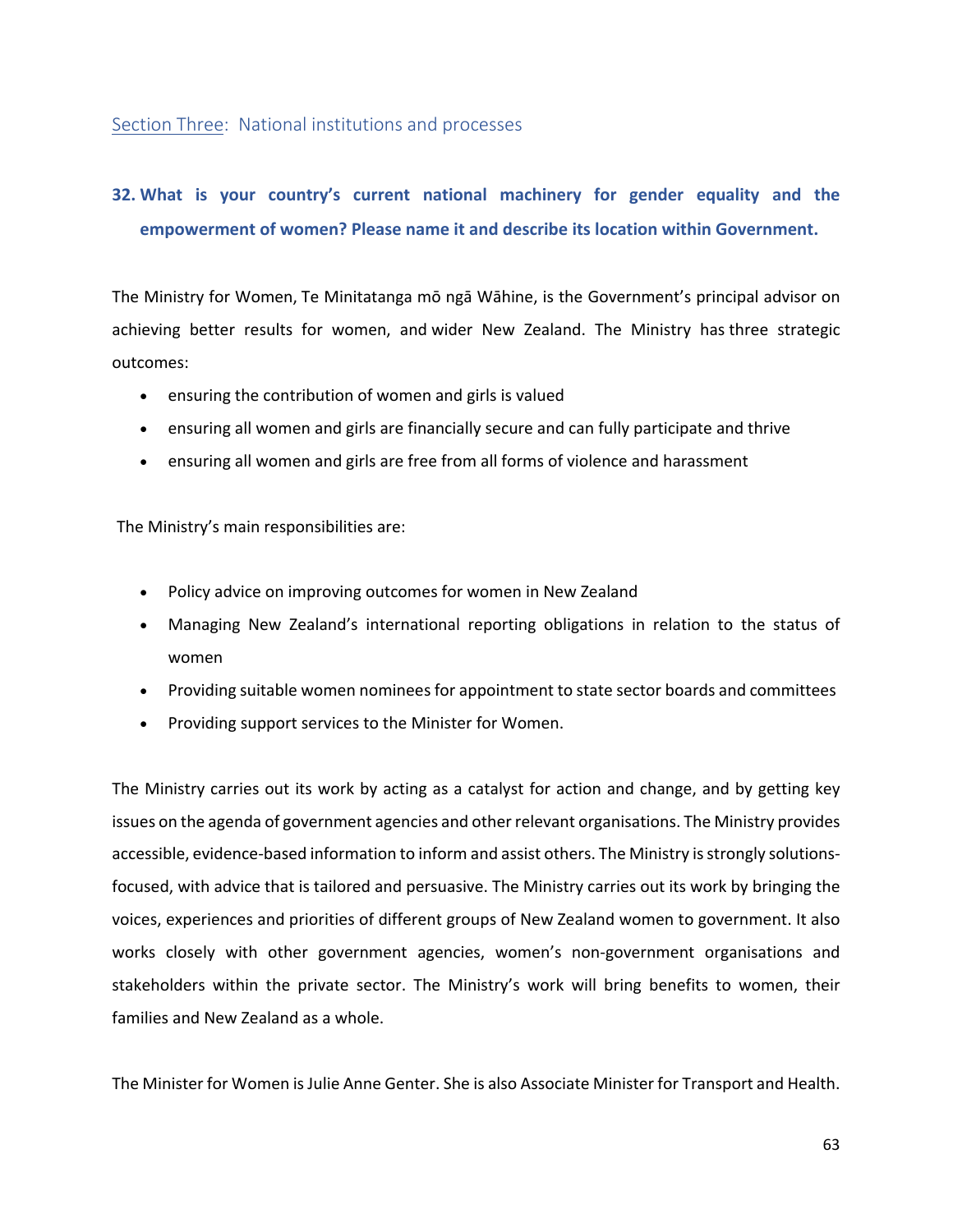## Section Three: National institutions and processes

### 32. What is your country's current national machinery for gender equality and the empowerment of women? Please name it and describe its location within Government.

The Ministry for Women, Te Minitatanga mō ngā Wāhine, is the Government's principal advisor on achieving better results for women, and wider New Zealand. The Ministry has three strategic outcomes:

- ensuring the contribution of women and girls is valued
- ensuring all women and girls are financially secure and can fully participate and thrive
- ensuring all women and girls are free from all forms of violence and harassment

The Ministry's main responsibilities are:

- Policy advice on improving outcomes for women in New Zealand
- Managing New Zealand's international reporting obligations in relation to the status of women
- Providing suitable women nominees for appointment to state sector boards and committees
- Providing support services to the Minister for Women.

The Ministry carries out its work by acting as a catalyst for action and change, and by getting key issues on the agenda of government agencies and other relevant organisations. The Ministry provides accessible, evidence-based information to inform and assist others. The Ministry is strongly solutions-focused, with advice that is tailored and persuasive. The Ministry carries out its work by bringing the voices, experiences and priorities of different groups of New Zealand women to government. It also works closely with other government agencies, women's non-government organisations and stakeholders within the private sector. The Ministry's work will bring benefits to women, their families and New Zealand as a whole.

The Minister for Women is Julie Anne Genter. She is also Associate Minister for Transport and Health.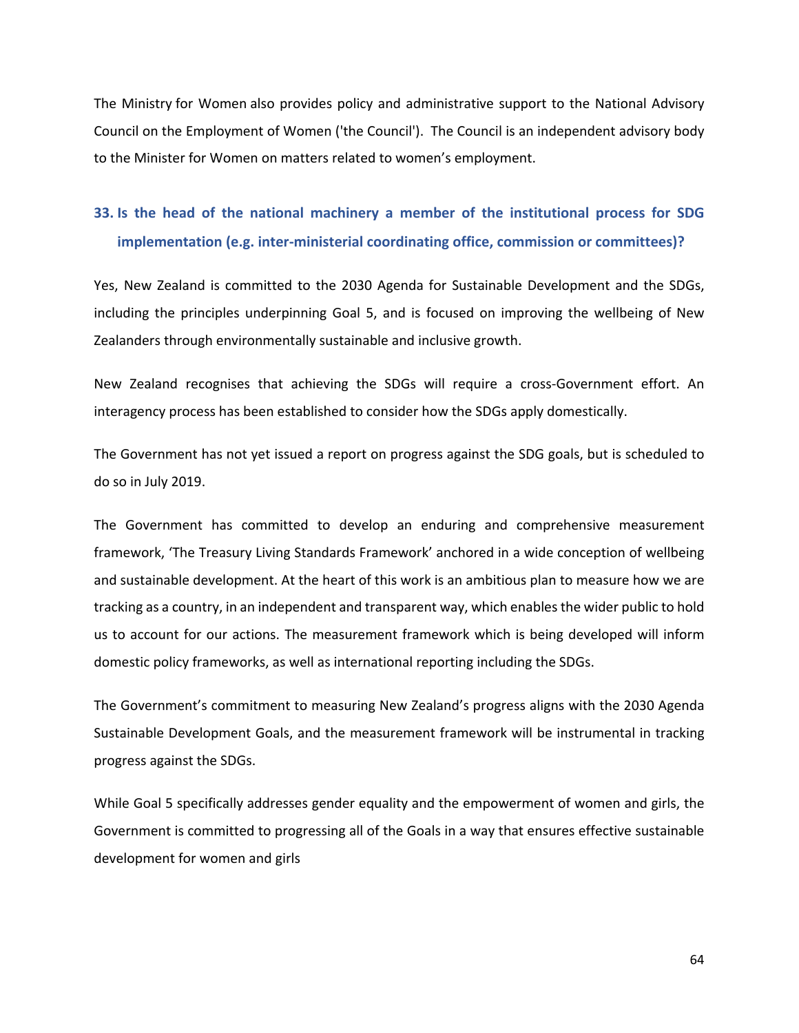The Ministry for Women also provides policy and administrative support to the National Advisory Council on the Employment of Women ('the Council'). The Council is an independent advisory body to the Minister for Women on matters related to women's employment.

### 33. Is the head of the national machinery a member of the institutional process for SDG implementation (e.g. inter-ministerial coordinating office, commission or committees)?

Yes, New Zealand is committed to the 2030 Agenda for Sustainable Development and the SDGs, including the principles underpinning Goal 5, and is focused on improving the wellbeing of New Zealanders through environmentally sustainable and inclusive growth.

New Zealand recognises that achieving the SDGs will require a cross-Government effort. An interagency process has been established to consider how the SDGs apply domestically.

The Government has not yet issued a report on progress against the SDG goals, but is scheduled to do so in July 2019.

The Government has committed to develop an enduring and comprehensive measurement framework, 'The Treasury Living Standards Framework' anchored in a wide conception of wellbeing and sustainable development. At the heart of this work is an ambitious plan to measure how we are tracking as a country, in an independent and transparent way, which enables the wider public to hold us to account for our actions. The measurement framework which is being developed will inform domestic policy frameworks, as well as international reporting including the SDGs.

The Government's commitment to measuring New Zealand's progress aligns with the 2030 Agenda Sustainable Development Goals, and the measurement framework will be instrumental in tracking progress against the SDGs.

While Goal 5 specifically addresses gender equality and the empowerment of women and girls, the Government is committed to progressing all of the Goals in a way that ensures effective sustainable development for women and girls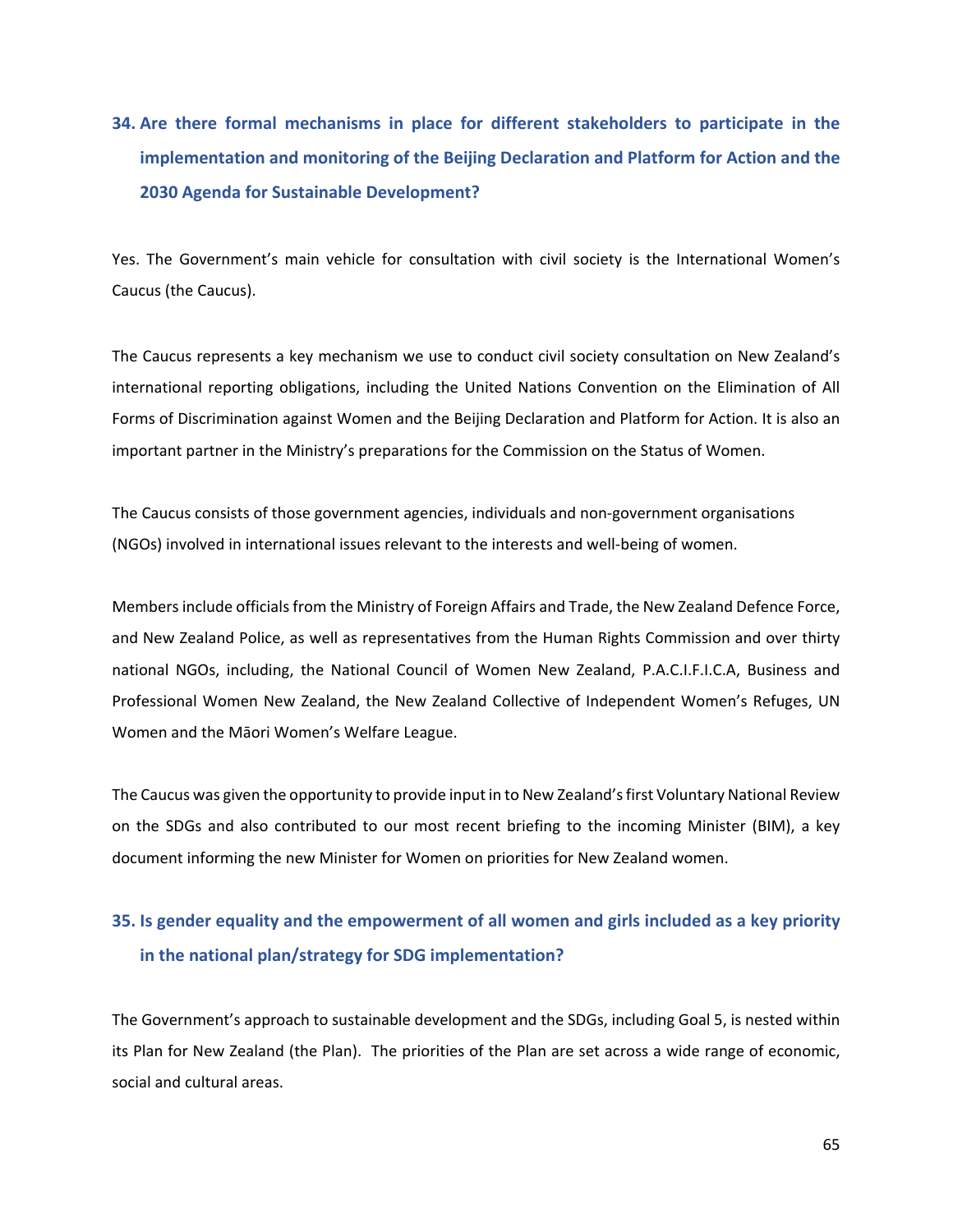## 34. Are there formal mechanisms in place for different stakeholders to participate in the implementation and monitoring of the Beijing Declaration and Platform for Action and the 2030 Agenda for Sustainable Development?

Yes. The Government's main vehicle for consultation with civil society is the International Women's Caucus (the Caucus).

The Caucus represents a key mechanism we use to conduct civil society consultation on New Zealand's international reporting obligations, including the United Nations Convention on the Elimination of All Forms of Discrimination against Women and the Beijing Declaration and Platform for Action. It is also an important partner in the Ministry's preparations for the Commission on the Status of Women.

The Caucus consists of those government agencies, individuals and non-government organisations (NGOs) involved in international issues relevant to the interests and well-being of women.

Members include officials from the Ministry of Foreign Affairs and Trade, the New Zealand Defence Force, and New Zealand Police, as well as representatives from the Human Rights Commission and over thirty national NGOs, including, the National Council of Women New Zealand, P.A.C.I.F.I.C.A, Business and Professional Women New Zealand, the New Zealand Collective of Independent Women's Refuges, UN Women and the Māori Women's Welfare League.

The Caucus was given the opportunity to provide input in to New Zealand's first Voluntary National Review on the SDGs and also contributed to our most recent briefing to the incoming Minister (BIM), a key document informing the new Minister for Women on priorities for New Zealand women.

## 35. Is gender equality and the empowerment of all women and girls included as a key priority in the national plan/strategy for SDG implementation?

The Government's approach to sustainable development and the SDGs, including Goal 5, is nested within its Plan for New Zealand (the Plan). The priorities of the Plan are set across a wide range of economic, social and cultural areas.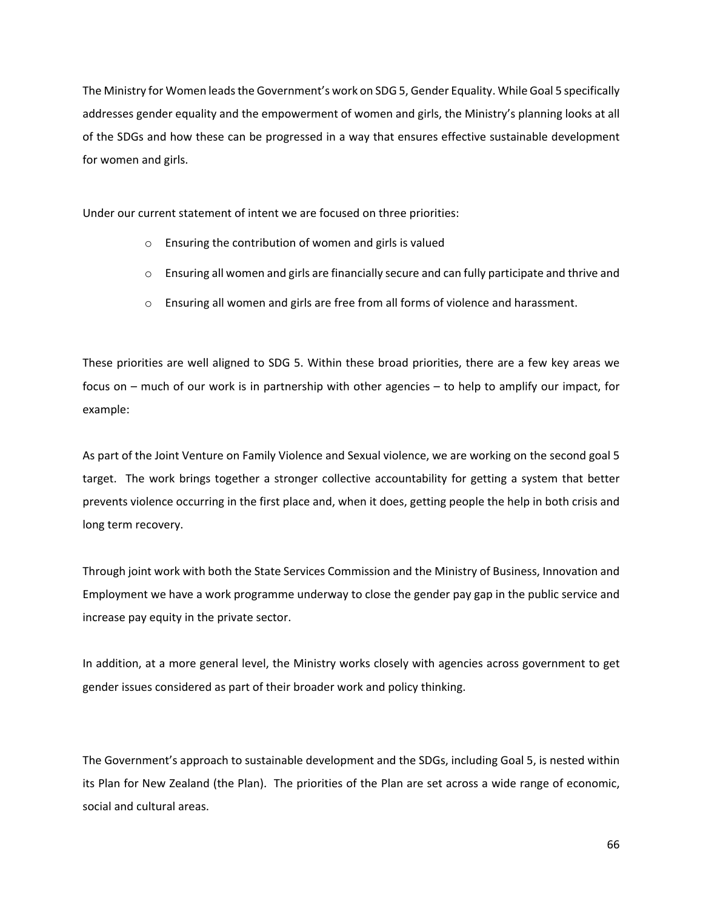The Ministry for Women leads the Government's work on SDG 5, Gender Equality. While Goal 5 specifically addresses gender equality and the empowerment of women and girls, the Ministry's planning looks at all of the SDGs and how these can be progressed in a way that ensures effective sustainable development for women and girls.

Under our current statement of intent we are focused on three priorities:

- Ensuring the contribution of women and girls is valued
- Ensuring all women and girls are financially secure and can fully participate and thrive and
- Ensuring all women and girls are free from all forms of violence and harassment.

These priorities are well aligned to SDG 5. Within these broad priorities, there are a few key areas we focus on – much of our work is in partnership with other agencies – to help to amplify our impact, for example:

As part of the Joint Venture on Family Violence and Sexual violence, we are working on the second goal 5 target. The work brings together a stronger collective accountability for getting a system that better prevents violence occurring in the first place and, when it does, getting people the help in both crisis and long term recovery.

Through joint work with both the State Services Commission and the Ministry of Business, Innovation and Employment we have a work programme underway to close the gender pay gap in the public service and increase pay equity in the private sector.

In addition, at a more general level, the Ministry works closely with agencies across government to get gender issues considered as part of their broader work and policy thinking.

The Government's approach to sustainable development and the SDGs, including Goal 5, is nested within its Plan for New Zealand (the Plan). The priorities of the Plan are set across a wide range of economic, social and cultural areas.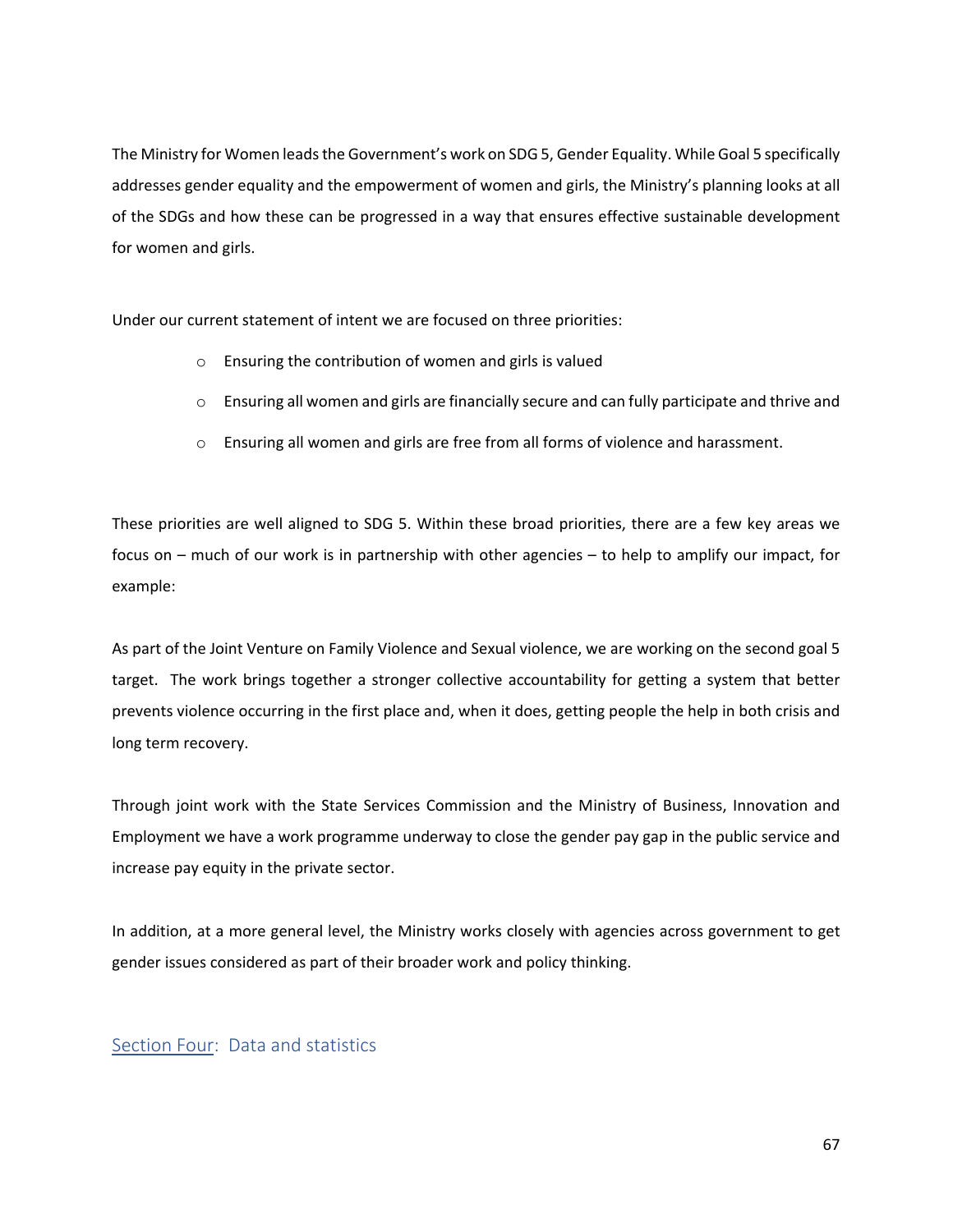The Ministry for Women leads the Government's work on SDG 5, Gender Equality. While Goal 5 specifically addresses gender equality and the empowerment of women and girls, the Ministry's planning looks at all of the SDGs and how these can be progressed in a way that ensures effective sustainable development for women and girls.

Under our current statement of intent we are focused on three priorities:

- Ensuring the contribution of women and girls is valued
- Ensuring all women and girls are financially secure and can fully participate and thrive and
- Ensuring all women and girls are free from all forms of violence and harassment.

These priorities are well aligned to SDG 5. Within these broad priorities, there are a few key areas we focus on – much of our work is in partnership with other agencies – to help to amplify our impact, for example:

As part of the Joint Venture on Family Violence and Sexual violence, we are working on the second goal 5 target. The work brings together a stronger collective accountability for getting a system that better prevents violence occurring in the first place and, when it does, getting people the help in both crisis and long term recovery.

Through joint work with the State Services Commission and the Ministry of Business, Innovation and Employment we have a work programme underway to close the gender pay gap in the public service and increase pay equity in the private sector.

In addition, at a more general level, the Ministry works closely with agencies across government to get gender issues considered as part of their broader work and policy thinking.

## Section Four: Data and statistics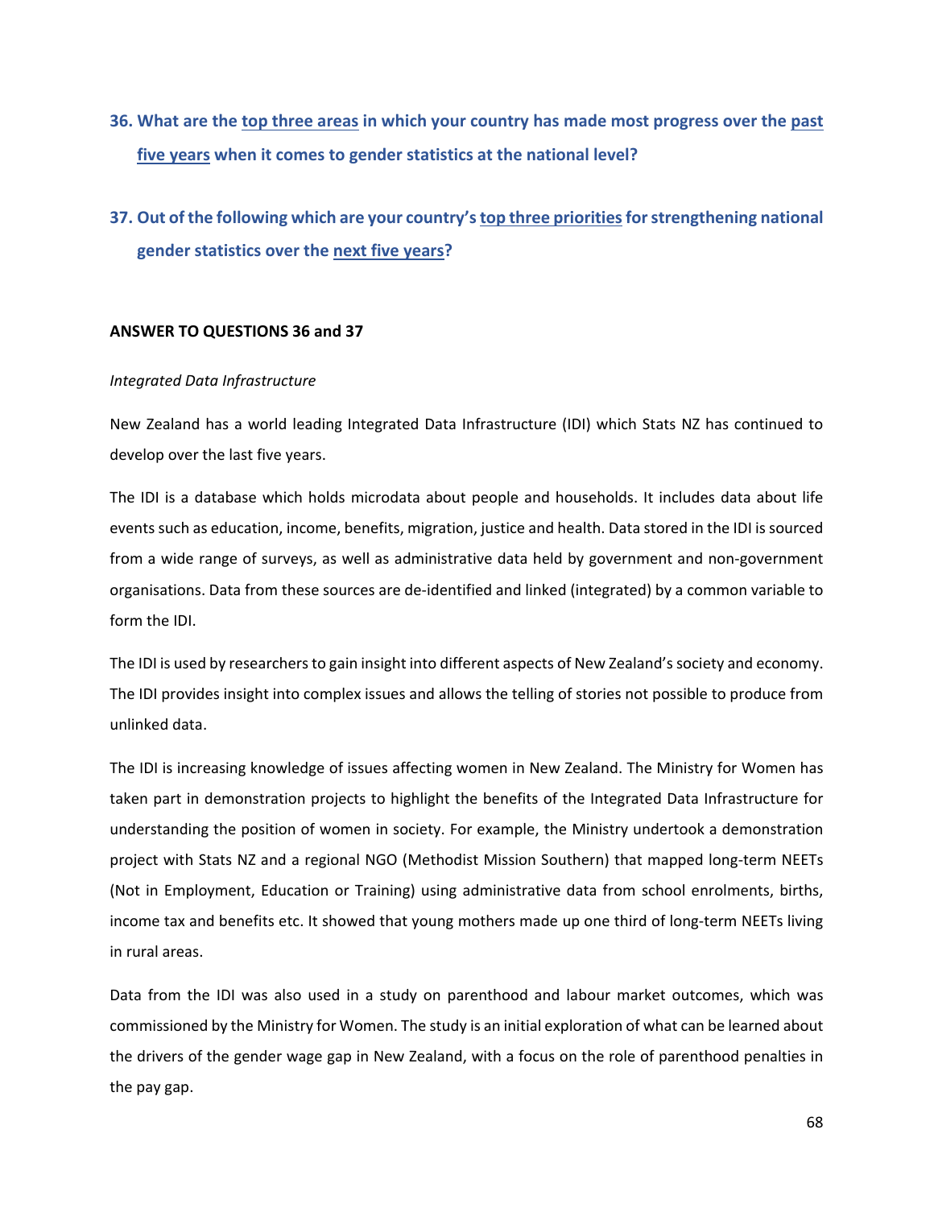**36. What are the top three areas in which your country has made most progress over the past five years when it comes to gender statistics at the national level?**

**37. Out of the following which are your country's top three priorities for strengthening national gender statistics over the next five years?**

**ANSWER TO QUESTIONS 36 and 37**

*Integrated Data Infrastructure*

New Zealand has a world leading Integrated Data Infrastructure (IDI) which Stats NZ has continued to develop over the last five years.

The IDI is a database which holds microdata about people and households. It includes data about life events such as education, income, benefits, migration, justice and health. Data stored in the IDI is sourced from a wide range of surveys, as well as administrative data held by government and non-government organisations. Data from these sources are de-identified and linked (integrated) by a common variable to form the IDI.

The IDI is used by researchers to gain insight into different aspects of New Zealand's society and economy. The IDI provides insight into complex issues and allows the telling of stories not possible to produce from unlinked data.

The IDI is increasing knowledge of issues affecting women in New Zealand. The Ministry for Women has taken part in demonstration projects to highlight the benefits of the Integrated Data Infrastructure for understanding the position of women in society. For example, the Ministry undertook a demonstration project with Stats NZ and a regional NGO (Methodist Mission Southern) that mapped long-term NEETs (Not in Employment, Education or Training) using administrative data from school enrolments, births, income tax and benefits etc. It showed that young mothers made up one third of long-term NEETs living in rural areas.

Data from the IDI was also used in a study on parenthood and labour market outcomes, which was commissioned by the Ministry for Women. The study is an initial exploration of what can be learned about the drivers of the gender wage gap in New Zealand, with a focus on the role of parenthood penalties in the pay gap.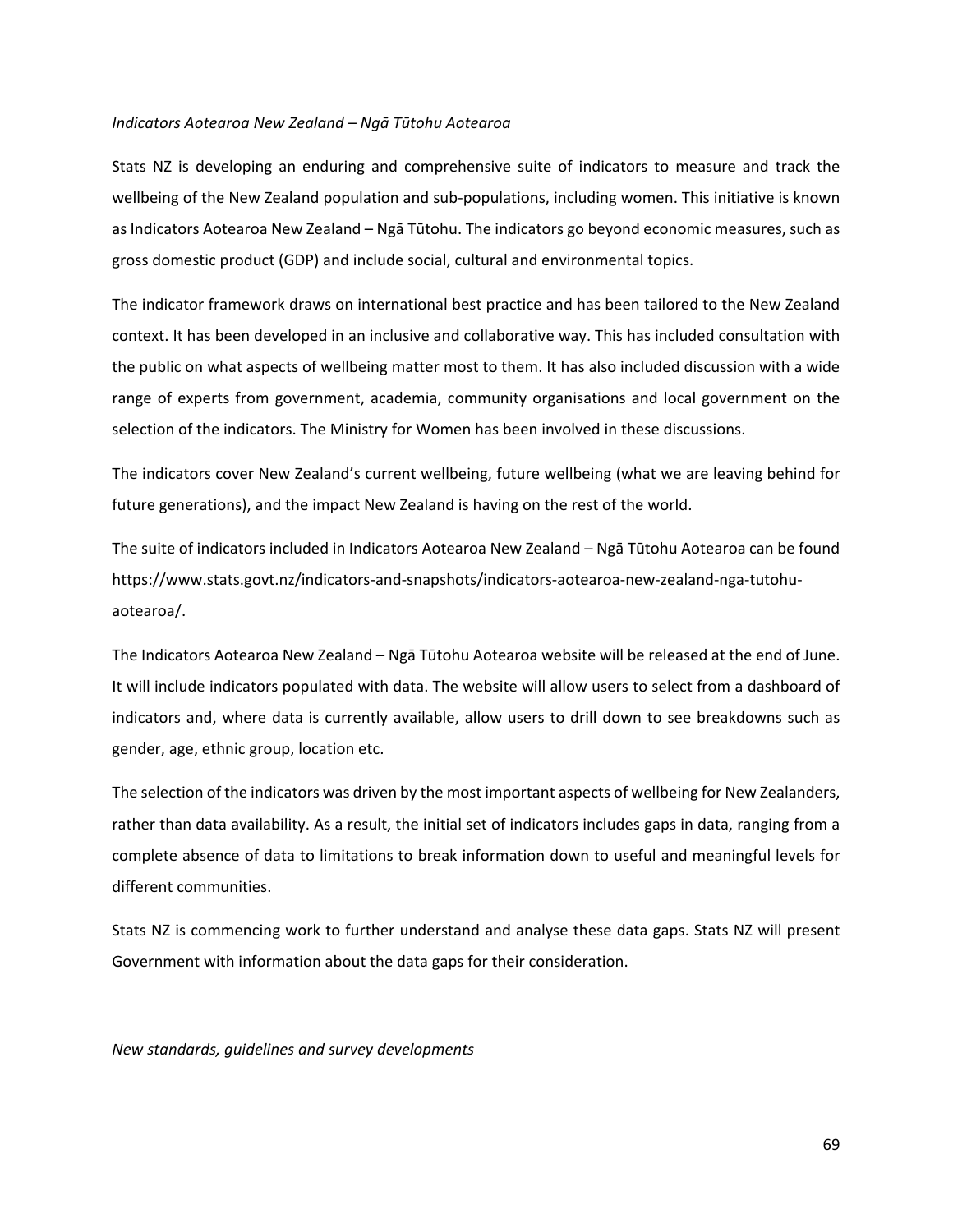*Indicators Aotearoa New Zealand – Ngā Tūtohu Aotearoa*

Stats NZ is developing an enduring and comprehensive suite of indicators to measure and track the wellbeing of the New Zealand population and sub-populations, including women. This initiative is known as Indicators Aotearoa New Zealand – Ngā Tūtohu. The indicators go beyond economic measures, such as gross domestic product (GDP) and include social, cultural and environmental topics.

The indicator framework draws on international best practice and has been tailored to the New Zealand context. It has been developed in an inclusive and collaborative way. This has included consultation with the public on what aspects of wellbeing matter most to them. It has also included discussion with a wide range of experts from government, academia, community organisations and local government on the selection of the indicators. The Ministry for Women has been involved in these discussions.

The indicators cover New Zealand's current wellbeing, future wellbeing (what we are leaving behind for future generations), and the impact New Zealand is having on the rest of the world.

The suite of indicators included in Indicators Aotearoa New Zealand – Ngā Tūtohu Aotearoa can be found https://www.stats.govt.nz/indicators-and-snapshots/indicators-aotearoa-new-zealand-nga-tutohu-aotearoa/.

The Indicators Aotearoa New Zealand – Ngā Tūtohu Aotearoa website will be released at the end of June. It will include indicators populated with data. The website will allow users to select from a dashboard of indicators and, where data is currently available, allow users to drill down to see breakdowns such as gender, age, ethnic group, location etc.

The selection of the indicators was driven by the most important aspects of wellbeing for New Zealanders, rather than data availability. As a result, the initial set of indicators includes gaps in data, ranging from a complete absence of data to limitations to break information down to useful and meaningful levels for different communities.

Stats NZ is commencing work to further understand and analyse these data gaps. Stats NZ will present Government with information about the data gaps for their consideration.

*New standards, guidelines and survey developments*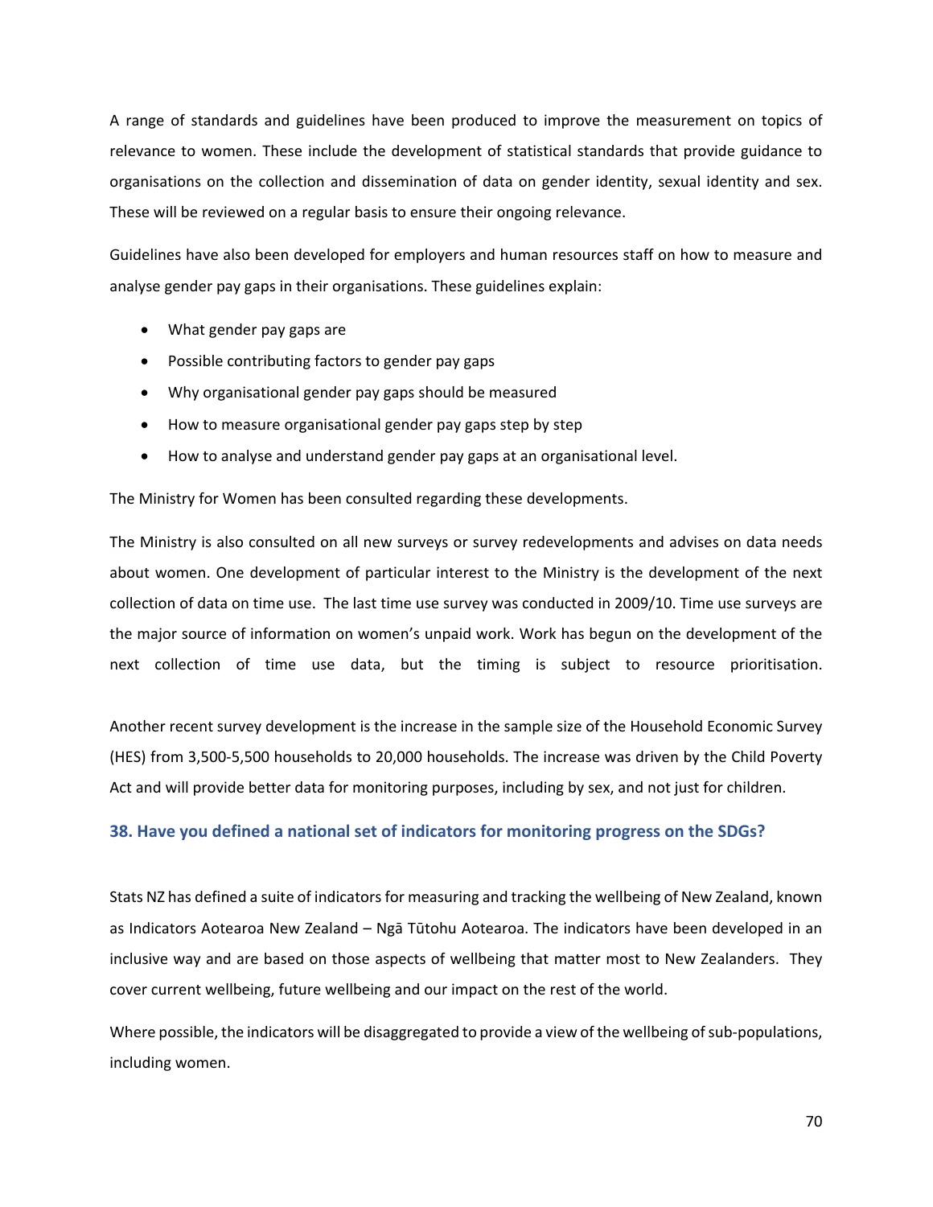A range of standards and guidelines have been produced to improve the measurement on topics of relevance to women. These include the development of statistical standards that provide guidance to organisations on the collection and dissemination of data on gender identity, sexual identity and sex. These will be reviewed on a regular basis to ensure their ongoing relevance.

Guidelines have also been developed for employers and human resources staff on how to measure and analyse gender pay gaps in their organisations. These guidelines explain:

- What gender pay gaps are
- Possible contributing factors to gender pay gaps
- Why organisational gender pay gaps should be measured
- How to measure organisational gender pay gaps step by step
- How to analyse and understand gender pay gaps at an organisational level.

The Ministry for Women has been consulted regarding these developments.

The Ministry is also consulted on all new surveys or survey redevelopments and advises on data needs about women. One development of particular interest to the Ministry is the development of the next collection of data on time use. The last time use survey was conducted in 2009/10. Time use surveys are the major source of information on women's unpaid work. Work has begun on the development of the next collection of time use data, but the timing is subject to resource prioritisation.

Another recent survey development is the increase in the sample size of the Household Economic Survey (HES) from 3,500-5,500 households to 20,000 households. The increase was driven by the Child Poverty Act and will provide better data for monitoring purposes, including by sex, and not just for children.

### 38. Have you defined a national set of indicators for monitoring progress on the SDGs?

Stats NZ has defined a suite of indicators for measuring and tracking the wellbeing of New Zealand, known as Indicators Aotearoa New Zealand – Ngā Tūtohu Aotearoa. The indicators have been developed in an inclusive way and are based on those aspects of wellbeing that matter most to New Zealanders. They cover current wellbeing, future wellbeing and our impact on the rest of the world.

Where possible, the indicators will be disaggregated to provide a view of the wellbeing of sub-populations, including women.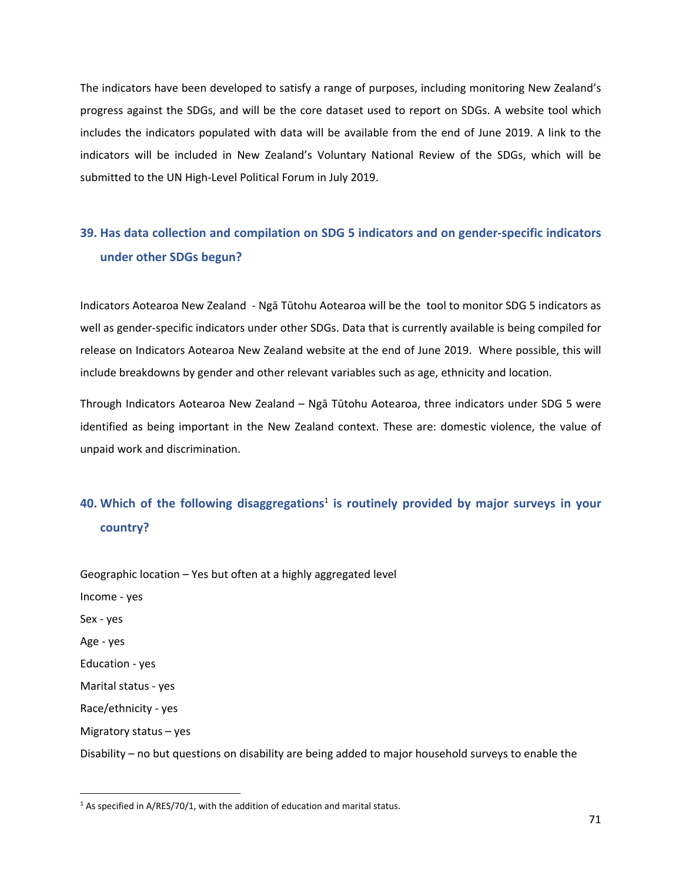The indicators have been developed to satisfy a range of purposes, including monitoring New Zealand's progress against the SDGs, and will be the core dataset used to report on SDGs. A website tool which includes the indicators populated with data will be available from the end of June 2019. A link to the indicators will be included in New Zealand's Voluntary National Review of the SDGs, which will be submitted to the UN High-Level Political Forum in July 2019.

### 39. Has data collection and compilation on SDG 5 indicators and on gender-specific indicators under other SDGs begun?

Indicators Aotearoa New Zealand - Ngā Tūtohu Aotearoa will be the tool to monitor SDG 5 indicators as well as gender-specific indicators under other SDGs. Data that is currently available is being compiled for release on Indicators Aotearoa New Zealand website at the end of June 2019. Where possible, this will include breakdowns by gender and other relevant variables such as age, ethnicity and location.

Through Indicators Aotearoa New Zealand – Ngā Tūtohu Aotearoa, three indicators under SDG 5 were identified as being important in the New Zealand context. These are: domestic violence, the value of unpaid work and discrimination.

### 40. Which of the following disaggregations[1] is routinely provided by major surveys in your country?

Geographic location – Yes but often at a highly aggregated level

Income - yes

Sex - yes

Age - yes

Education - yes

Marital status - yes

Race/ethnicity - yes

Migratory status – yes

Disability – no but questions on disability are being added to major household surveys to enable the

[1] As specified in A/RES/70/1, with the addition of education and marital status.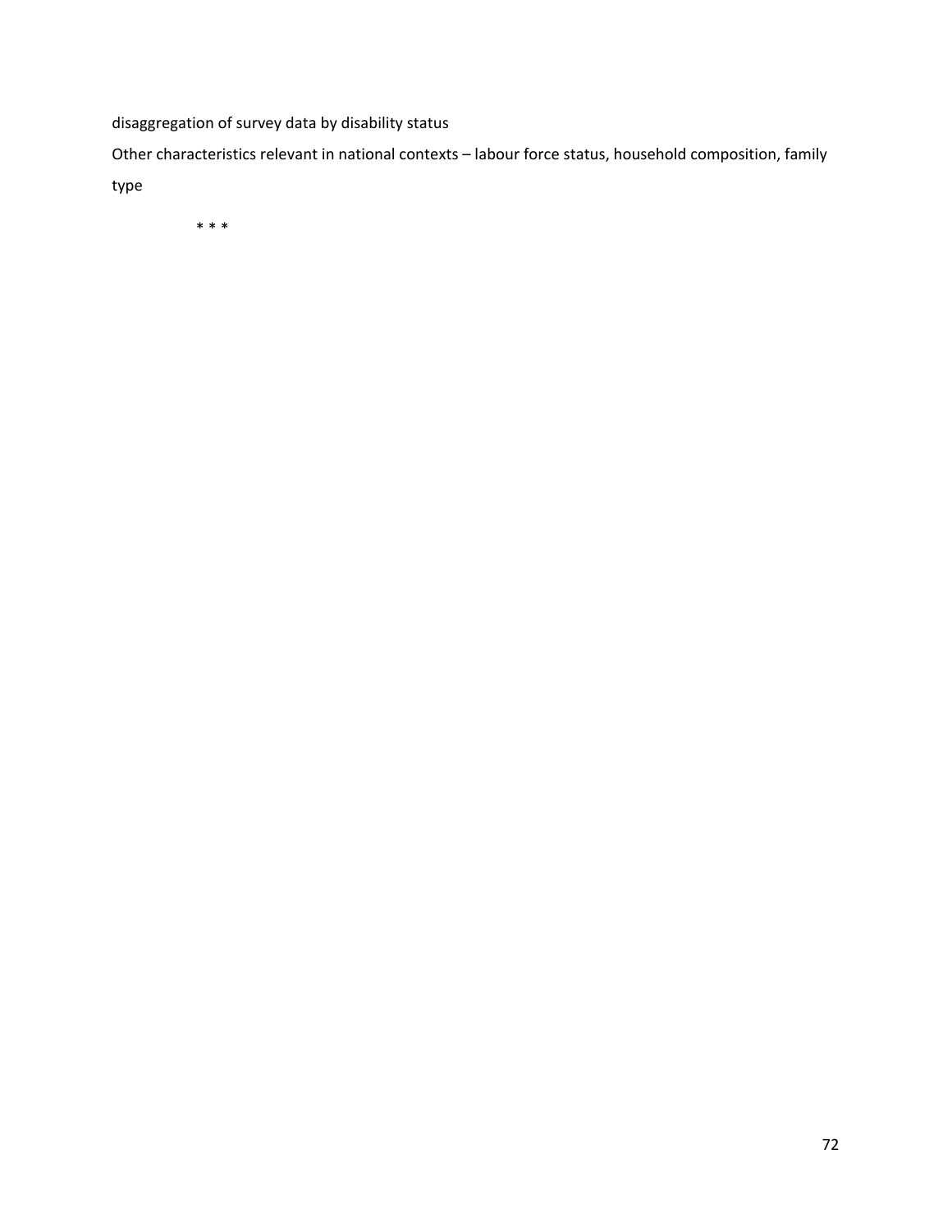disaggregation of survey data by disability status

Other characteristics relevant in national contexts – labour force status, household composition, family type

\* \* \*